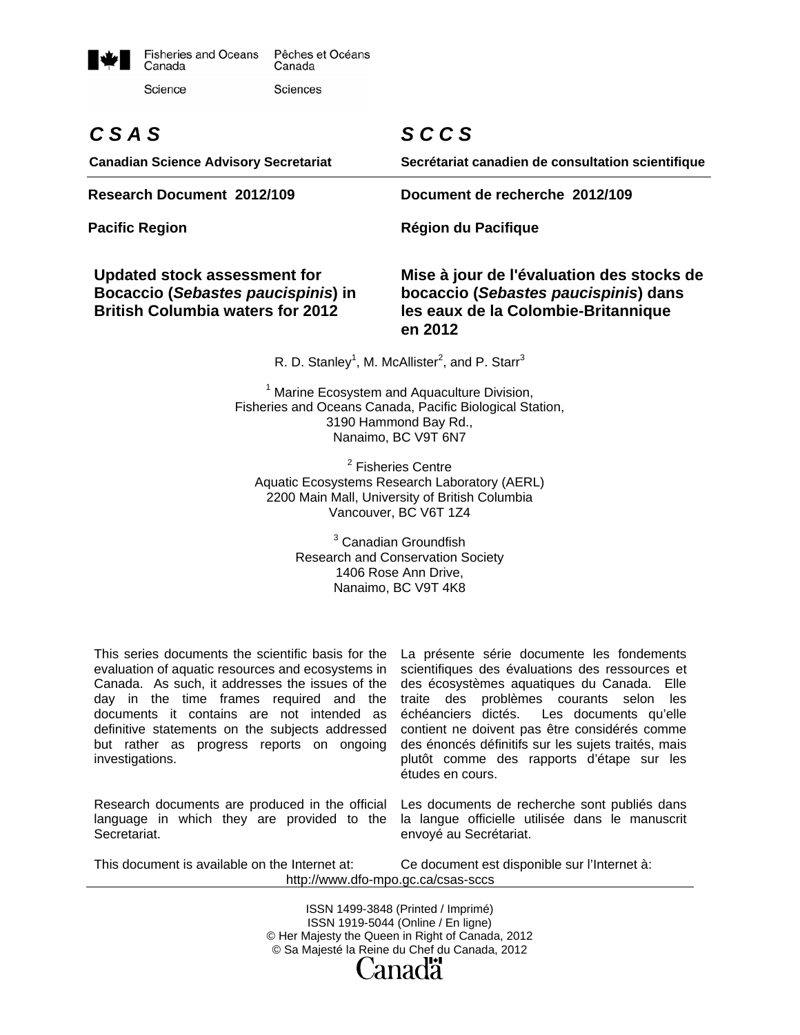Fisheries and Oceans Canada | Pêches et Océans Canada

Science | Sciences

# C S A S | S C C S

**Canadian Science Advisory Secretariat** | **Secrétariat canadien de consultation scientifique**

**Research Document 2012/109** | **Document de recherche 2012/109**

**Pacific Region** | **Région du Pacifique**

## Updated stock assessment for Bocaccio (*Sebastes paucispinis*) in British Columbia waters for 2012

## Mise à jour de l'évaluation des stocks de bocaccio (*Sebastes paucispinis*) dans les eaux de la Colombie-Britannique en 2012

R. D. Stanley[1], M. McAllister[2], and P. Starr[3]

[1] Marine Ecosystem and Aquaculture Division,
Fisheries and Oceans Canada, Pacific Biological Station,
3190 Hammond Bay Rd.,
Nanaimo, BC V9T 6N7

[2] Fisheries Centre
Aquatic Ecosystems Research Laboratory (AERL)
2200 Main Mall, University of British Columbia
Vancouver, BC V6T 1Z4

[3] Canadian Groundfish
Research and Conservation Society
1406 Rose Ann Drive,
Nanaimo, BC V9T 4K8

This series documents the scientific basis for the evaluation of aquatic resources and ecosystems in Canada. As such, it addresses the issues of the day in the time frames required and the documents it contains are not intended as definitive statements on the subjects addressed but rather as progress reports on ongoing investigations.

La présente série documente les fondements scientifiques des évaluations des ressources et des écosystèmes aquatiques du Canada. Elle traite des problèmes courants selon les échéanciers dictés. Les documents qu'elle contient ne doivent pas être considérés comme des énoncés définitifs sur les sujets traités, mais plutôt comme des rapports d'étape sur les études en cours.

Research documents are produced in the official language in which they are provided to the Secretariat.

Les documents de recherche sont publiés dans la langue officielle utilisée dans le manuscrit envoyé au Secrétariat.

This document is available on the Internet at: | Ce document est disponible sur l'Internet à:

http://www.dfo-mpo.gc.ca/csas-sccs

ISSN 1499-3848 (Printed / Imprimé)
ISSN 1919-5044 (Online / En ligne)
© Her Majesty the Queen in Right of Canada, 2012
© Sa Majesté la Reine du Chef du Canada, 2012

Canada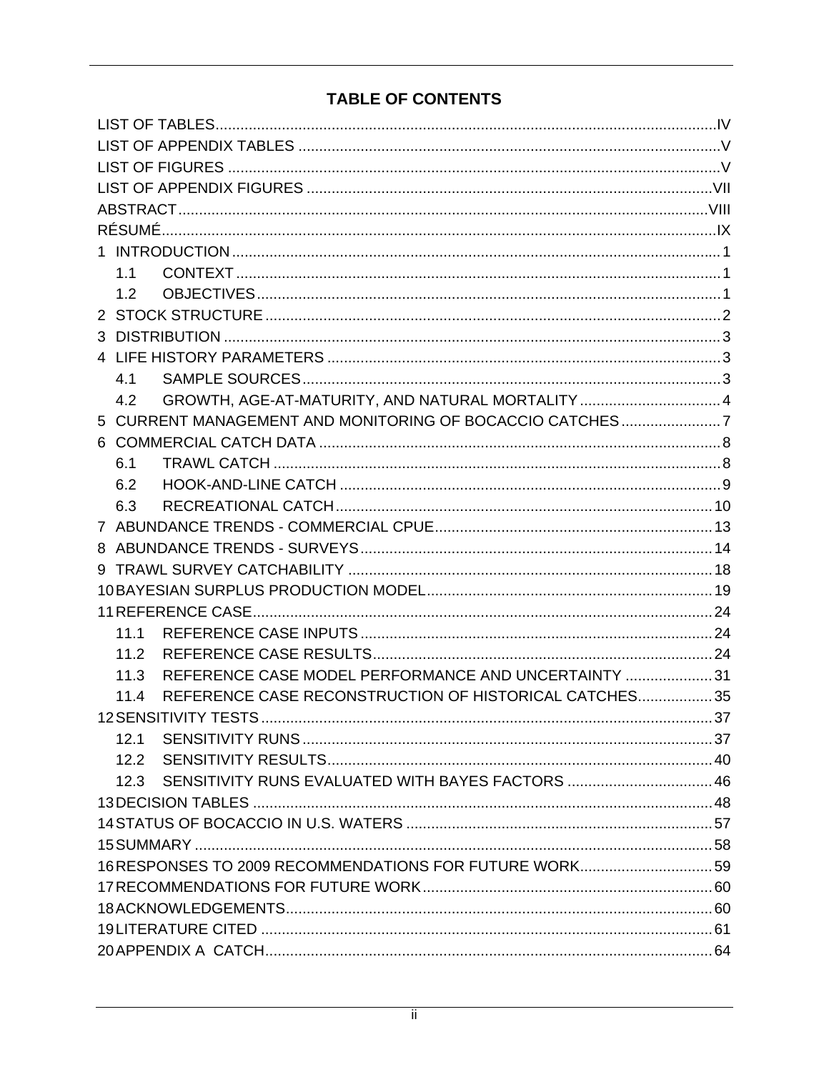# TABLE OF CONTENTS

LIST OF TABLES....IV
LIST OF APPENDIX TABLES ....V
LIST OF FIGURES ....V
LIST OF APPENDIX FIGURES ....VII
ABSTRACT....VIII
RÉSUMÉ....IX
1 INTRODUCTION ....1
  1.1 CONTEXT ....1
  1.2 OBJECTIVES....1
2 STOCK STRUCTURE ....2
3 DISTRIBUTION ....3
4 LIFE HISTORY PARAMETERS ....3
  4.1 SAMPLE SOURCES....3
  4.2 GROWTH, AGE-AT-MATURITY, AND NATURAL MORTALITY ....4
5 CURRENT MANAGEMENT AND MONITORING OF BOCACCIO CATCHES ....7
6 COMMERCIAL CATCH DATA ....8
  6.1 TRAWL CATCH ....8
  6.2 HOOK-AND-LINE CATCH ....9
  6.3 RECREATIONAL CATCH....10
7 ABUNDANCE TRENDS - COMMERCIAL CPUE....13
8 ABUNDANCE TRENDS - SURVEYS....14
9 TRAWL SURVEY CATCHABILITY ....18
10 BAYESIAN SURPLUS PRODUCTION MODEL....19
11 REFERENCE CASE....24
  11.1 REFERENCE CASE INPUTS ....24
  11.2 REFERENCE CASE RESULTS....24
  11.3 REFERENCE CASE MODEL PERFORMANCE AND UNCERTAINTY ....31
  11.4 REFERENCE CASE RECONSTRUCTION OF HISTORICAL CATCHES....35
12 SENSITIVITY TESTS ....37
  12.1 SENSITIVITY RUNS ....37
  12.2 SENSITIVITY RESULTS....40
  12.3 SENSITIVITY RUNS EVALUATED WITH BAYES FACTORS ....46
13 DECISION TABLES ....48
14 STATUS OF BOCACCIO IN U.S. WATERS ....57
15 SUMMARY ....58
16 RESPONSES TO 2009 RECOMMENDATIONS FOR FUTURE WORK....59
17 RECOMMENDATIONS FOR FUTURE WORK....60
18 ACKNOWLEDGEMENTS....60
19 LITERATURE CITED ....61
20 APPENDIX A CATCH....64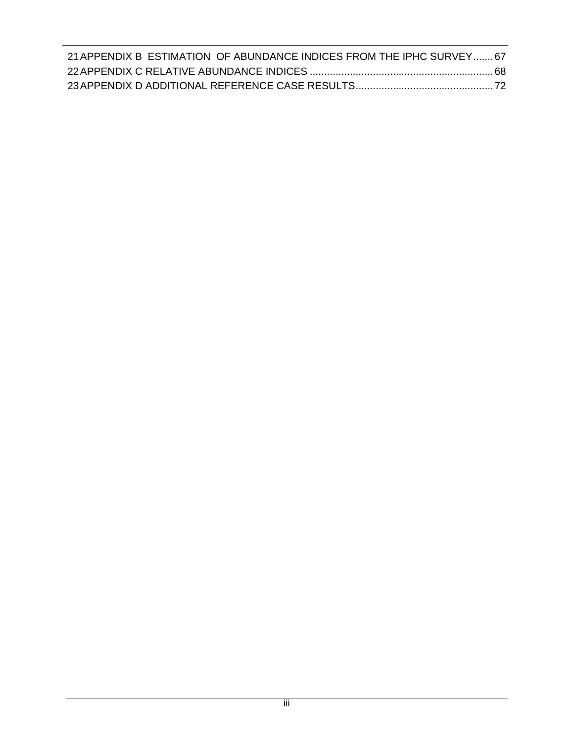21 APPENDIX B ESTIMATION OF ABUNDANCE INDICES FROM THE IPHC SURVEY....... 67
22 APPENDIX C RELATIVE ABUNDANCE INDICES ................................................................ 68
23 APPENDIX D ADDITIONAL REFERENCE CASE RESULTS................................................ 72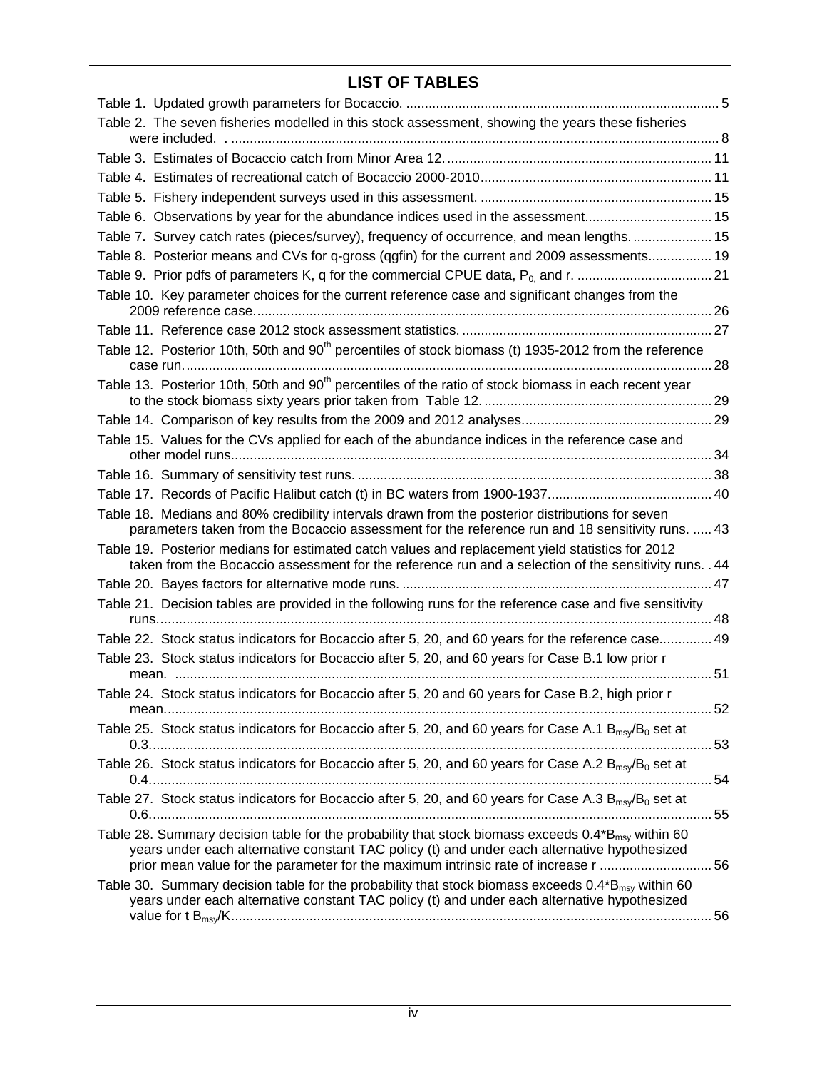## LIST OF TABLES

Table 1. Updated growth parameters for Bocaccio. .... 5

Table 2. The seven fisheries modelled in this stock assessment, showing the years these fisheries were included. .... 8

Table 3. Estimates of Bocaccio catch from Minor Area 12. .... 11

Table 4. Estimates of recreational catch of Bocaccio 2000-2010 .... 11

Table 5. Fishery independent surveys used in this assessment. .... 15

Table 6. Observations by year for the abundance indices used in the assessment. .... 15

Table 7**.** Survey catch rates (pieces/survey), frequency of occurrence, and mean lengths. .... 15

Table 8. Posterior means and CVs for q-gross (qgfin) for the current and 2009 assessments .... 19

Table 9. Prior pdfs of parameters K, q for the commercial CPUE data, $P_0$, and r. .... 21

Table 10. Key parameter choices for the current reference case and significant changes from the 2009 reference case. .... 26

Table 11. Reference case 2012 stock assessment statistics. .... 27

Table 12. Posterior 10th, 50th and $90^{th}$ percentiles of stock biomass (t) 1935-2012 from the reference case run. .... 28

Table 13. Posterior 10th, 50th and $90^{th}$ percentiles of the ratio of stock biomass in each recent year to the stock biomass sixty years prior taken from Table 12. .... 29

Table 14. Comparison of key results from the 2009 and 2012 analyses. .... 29

Table 15. Values for the CVs applied for each of the abundance indices in the reference case and other model runs. .... 34

Table 16. Summary of sensitivity test runs. .... 38

Table 17. Records of Pacific Halibut catch (t) in BC waters from 1900-1937 .... 40

Table 18. Medians and 80% credibility intervals drawn from the posterior distributions for seven parameters taken from the Bocaccio assessment for the reference run and 18 sensitivity runs. .... 43

Table 19. Posterior medians for estimated catch values and replacement yield statistics for 2012 taken from the Bocaccio assessment for the reference run and a selection of the sensitivity runs. .... 44

Table 20. Bayes factors for alternative mode runs. .... 47

Table 21. Decision tables are provided in the following runs for the reference case and five sensitivity runs. .... 48

Table 22. Stock status indicators for Bocaccio after 5, 20, and 60 years for the reference case. .... 49

Table 23. Stock status indicators for Bocaccio after 5, 20, and 60 years for Case B.1 low prior r mean. .... 51

Table 24. Stock status indicators for Bocaccio after 5, 20 and 60 years for Case B.2, high prior r mean. .... 52

Table 25. Stock status indicators for Bocaccio after 5, 20, and 60 years for Case A.1 $B_{msy}/B_0$ set at 0.3. .... 53

Table 26. Stock status indicators for Bocaccio after 5, 20, and 60 years for Case A.2 $B_{msy}/B_0$ set at 0.4. .... 54

Table 27. Stock status indicators for Bocaccio after 5, 20, and 60 years for Case A.3 $B_{msy}/B_0$ set at 0.6. .... 55

Table 28. Summary decision table for the probability that stock biomass exceeds $0.4*B_{msy}$ within 60 years under each alternative constant TAC policy (t) and under each alternative hypothesized prior mean value for the parameter for the maximum intrinsic rate of increase r .... 56

Table 30. Summary decision table for the probability that stock biomass exceeds $0.4*B_{msy}$ within 60 years under each alternative constant TAC policy (t) and under each alternative hypothesized value for t $B_{msy}/K$. .... 56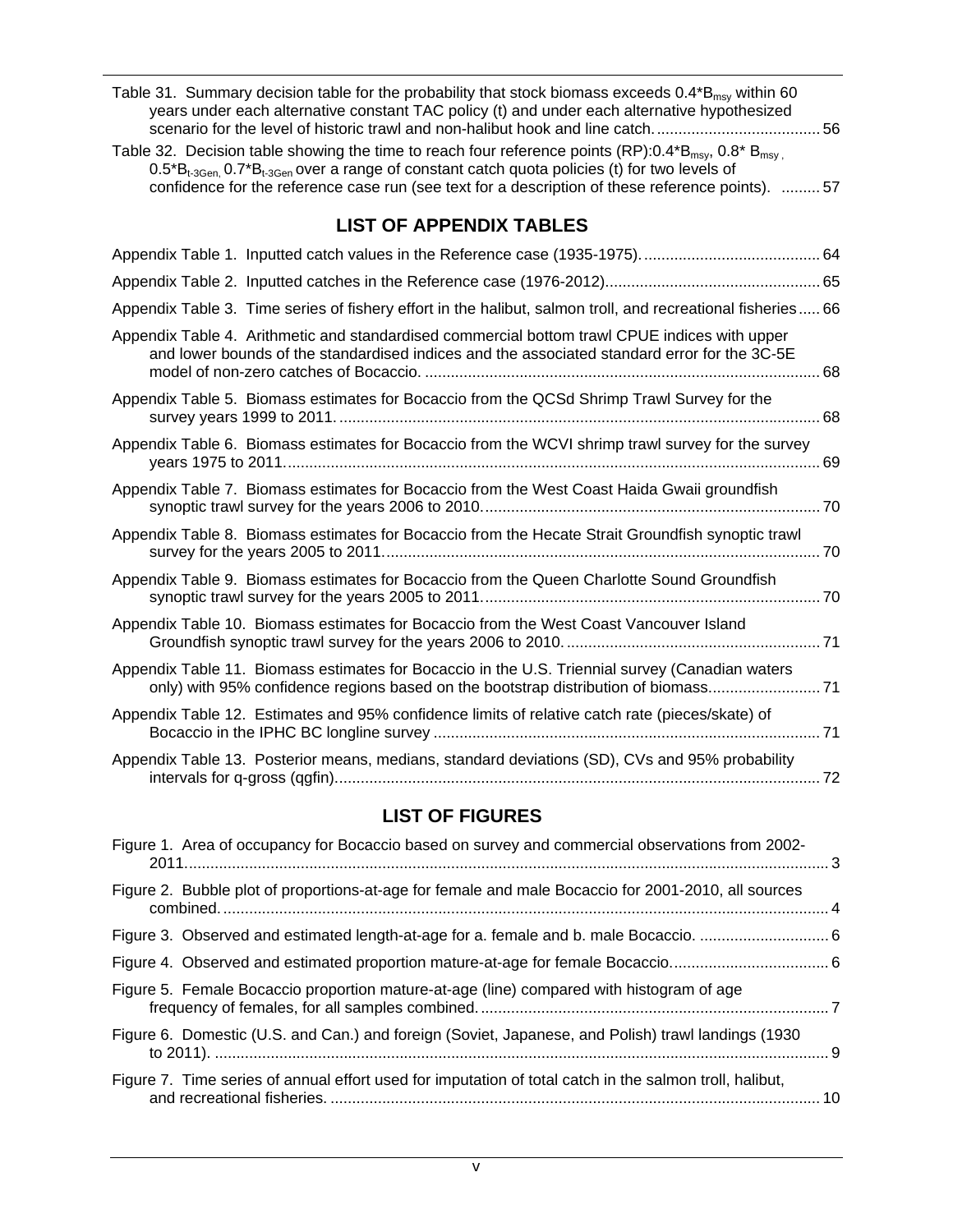Table 31. Summary decision table for the probability that stock biomass exceeds $0.4*B_{msy}$ within 60 years under each alternative constant TAC policy (t) and under each alternative hypothesized scenario for the level of historic trawl and non-halibut hook and line catch. ...................................... 56

Table 32. Decision table showing the time to reach four reference points (RP): $0.4*B_{msy}$, $0.8*B_{msy}$, $0.5*B_{t\text{-}3Gen}$, $0.7*B_{t\text{-}3Gen}$ over a range of constant catch quota policies (t) for two levels of confidence for the reference case run (see text for a description of these reference points). ......... 57

## LIST OF APPENDIX TABLES

Appendix Table 1. Inputted catch values in the Reference case (1935-1975). ......................................... 64

Appendix Table 2. Inputted catches in the Reference case (1976-2012)................................................. 65

Appendix Table 3. Time series of fishery effort in the halibut, salmon troll, and recreational fisheries..... 66

Appendix Table 4. Arithmetic and standardised commercial bottom trawl CPUE indices with upper and lower bounds of the standardised indices and the associated standard error for the 3C-5E model of non-zero catches of Bocaccio. ........................................................................................... 68

Appendix Table 5. Biomass estimates for Bocaccio from the QCSd Shrimp Trawl Survey for the survey years 1999 to 2011. ............................................................................................................... 68

Appendix Table 6. Biomass estimates for Bocaccio from the WCVI shrimp trawl survey for the survey years 1975 to 2011........................................................................................................................... 69

Appendix Table 7. Biomass estimates for Bocaccio from the West Coast Haida Gwaii groundfish synoptic trawl survey for the years 2006 to 2010.............................................................................. 70

Appendix Table 8. Biomass estimates for Bocaccio from the Hecate Strait Groundfish synoptic trawl survey for the years 2005 to 2011..................................................................................................... 70

Appendix Table 9. Biomass estimates for Bocaccio from the Queen Charlotte Sound Groundfish synoptic trawl survey for the years 2005 to 2011.............................................................................. 70

Appendix Table 10. Biomass estimates for Bocaccio from the West Coast Vancouver Island Groundfish synoptic trawl survey for the years 2006 to 2010. .......................................................... 71

Appendix Table 11. Biomass estimates for Bocaccio in the U.S. Triennial survey (Canadian waters only) with 95% confidence regions based on the bootstrap distribution of biomass.......................... 71

Appendix Table 12. Estimates and 95% confidence limits of relative catch rate (pieces/skate) of Bocaccio in the IPHC BC longline survey ......................................................................................... 71

Appendix Table 13. Posterior means, medians, standard deviations (SD), CVs and 95% probability intervals for q-gross (qgfin)................................................................................................................ 72

## LIST OF FIGURES

Figure 1. Area of occupancy for Bocaccio based on survey and commercial observations from 2002-2011..................................................................................................................................................... 3

Figure 2. Bubble plot of proportions-at-age for female and male Bocaccio for 2001-2010, all sources combined. ............................................................................................................................................ 4

Figure 3. Observed and estimated length-at-age for a. female and b. male Bocaccio. .............................. 6

Figure 4. Observed and estimated proportion mature-at-age for female Bocaccio.................................... 6

Figure 5. Female Bocaccio proportion mature-at-age (line) compared with histogram of age frequency of females, for all samples combined. ................................................................................. 7

Figure 6. Domestic (U.S. and Can.) and foreign (Soviet, Japanese, and Polish) trawl landings (1930 to 2011). .............................................................................................................................................. 9

Figure 7. Time series of annual effort used for imputation of total catch in the salmon troll, halibut, and recreational fisheries. ................................................................................................................. 10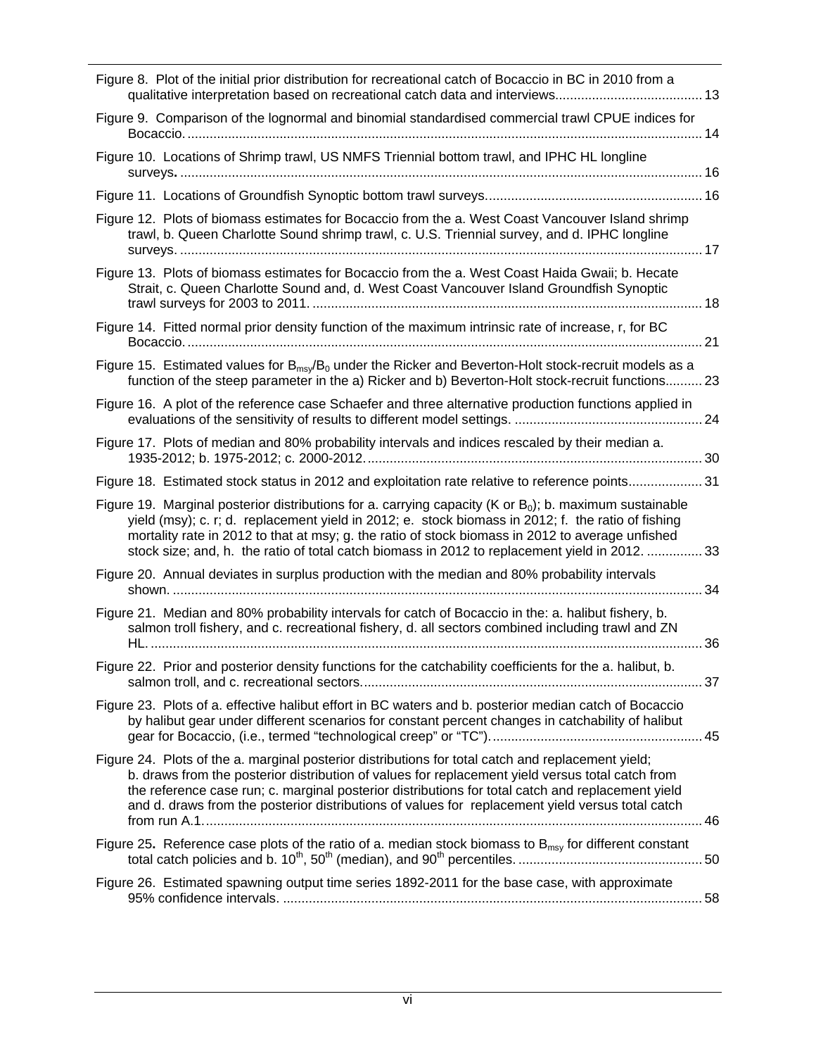Figure 8. Plot of the initial prior distribution for recreational catch of Bocaccio in BC in 2010 from a qualitative interpretation based on recreational catch data and interviews........................................ 13

Figure 9. Comparison of the lognormal and binomial standardised commercial trawl CPUE indices for Bocaccio. ........................................................................................................................................... 14

Figure 10. Locations of Shrimp trawl, US NMFS Triennial bottom trawl, and IPHC HL longline surveys. ............................................................................................................................................. 16

Figure 11. Locations of Groundfish Synoptic bottom trawl surveys. ........................................................ 16

Figure 12. Plots of biomass estimates for Bocaccio from the a. West Coast Vancouver Island shrimp trawl, b. Queen Charlotte Sound shrimp trawl, c. U.S. Triennial survey, and d. IPHC longline surveys. ............................................................................................................................................. 17

Figure 13. Plots of biomass estimates for Bocaccio from the a. West Coast Haida Gwaii; b. Hecate Strait, c. Queen Charlotte Sound and, d. West Coast Vancouver Island Groundfish Synoptic trawl surveys for 2003 to 2011. ......................................................................................................... 18

Figure 14. Fitted normal prior density function of the maximum intrinsic rate of increase, r, for BC Bocaccio. ........................................................................................................................................... 21

Figure 15. Estimated values for $B_{msy}/B_0$ under the Ricker and Beverton-Holt stock-recruit models as a function of the steep parameter in the a) Ricker and b) Beverton-Holt stock-recruit functions.......... 23

Figure 16. A plot of the reference case Schaefer and three alternative production functions applied in evaluations of the sensitivity of results to different model settings. ................................................... 24

Figure 17. Plots of median and 80% probability intervals and indices rescaled by their median a. 1935-2012; b. 1975-2012; c. 2000-2012. ........................................................................................... 30

Figure 18. Estimated stock status in 2012 and exploitation rate relative to reference points.................... 31

Figure 19. Marginal posterior distributions for a. carrying capacity (K or $B_0$); b. maximum sustainable yield (msy); c. r; d. replacement yield in 2012; e. stock biomass in 2012; f. the ratio of fishing mortality rate in 2012 to that at msy; g. the ratio of stock biomass in 2012 to average unfished stock size; and, h. the ratio of total catch biomass in 2012 to replacement yield in 2012. ............... 33

Figure 20. Annual deviates in surplus production with the median and 80% probability intervals shown. ............................................................................................................................................... 34

Figure 21. Median and 80% probability intervals for catch of Bocaccio in the: a. halibut fishery, b. salmon troll fishery, and c. recreational fishery, d. all sectors combined including trawl and ZN HL. ..................................................................................................................................................... 36

Figure 22. Prior and posterior density functions for the catchability coefficients for the a. halibut, b. salmon troll, and c. recreational sectors............................................................................................ 37

Figure 23. Plots of a. effective halibut effort in BC waters and b. posterior median catch of Bocaccio by halibut gear under different scenarios for constant percent changes in catchability of halibut gear for Bocaccio, (i.e., termed "technological creep" or "TC"). .......................................................... 45

Figure 24. Plots of the a. marginal posterior distributions for total catch and replacement yield; b. draws from the posterior distribution of values for replacement yield versus total catch from the reference case run; c. marginal posterior distributions for total catch and replacement yield and d. draws from the posterior distributions of values for replacement yield versus total catch from run A.1....................................................................................................................................... 46

Figure 25. Reference case plots of the ratio of a. median stock biomass to $B_{msy}$ for different constant total catch policies and b. $10^{th}$, $50^{th}$ (median), and $90^{th}$ percentiles. .................................................. 50

Figure 26. Estimated spawning output time series 1892-2011 for the base case, with approximate 95% confidence intervals. .................................................................................................................. 58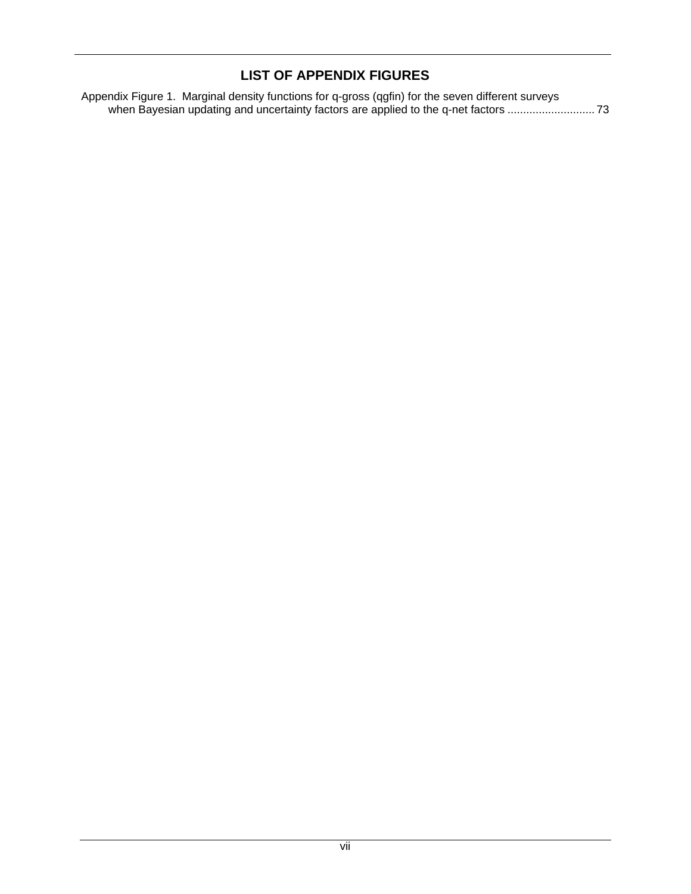## LIST OF APPENDIX FIGURES

Appendix Figure 1. Marginal density functions for q-gross (qgfin) for the seven different surveys when Bayesian updating and uncertainty factors are applied to the q-net factors ............................ 73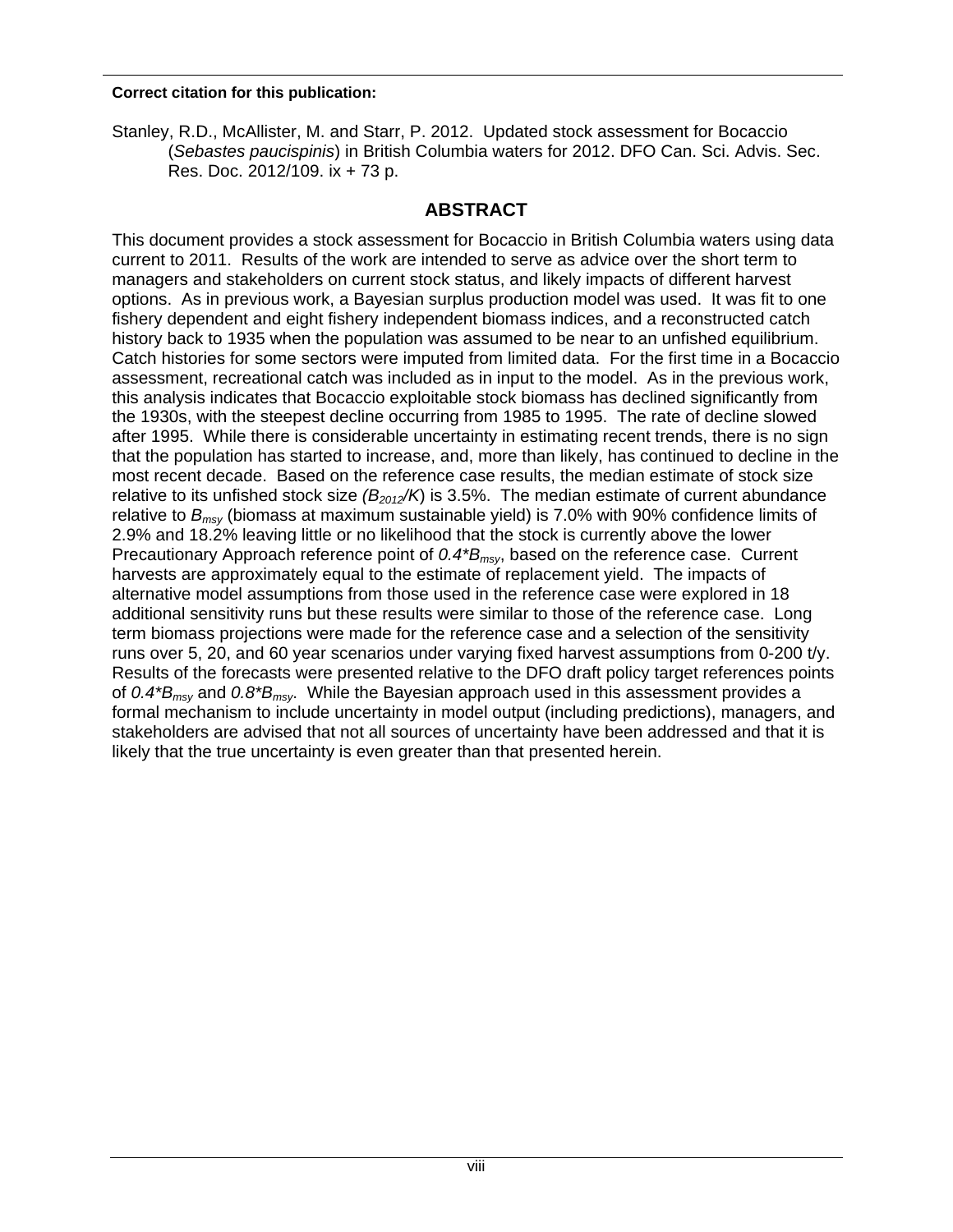**Correct citation for this publication:**

Stanley, R.D., McAllister, M. and Starr, P. 2012. Updated stock assessment for Bocaccio (*Sebastes paucispinis*) in British Columbia waters for 2012. DFO Can. Sci. Advis. Sec. Res. Doc. 2012/109. ix + 73 p.

## ABSTRACT

This document provides a stock assessment for Bocaccio in British Columbia waters using data current to 2011. Results of the work are intended to serve as advice over the short term to managers and stakeholders on current stock status, and likely impacts of different harvest options. As in previous work, a Bayesian surplus production model was used. It was fit to one fishery dependent and eight fishery independent biomass indices, and a reconstructed catch history back to 1935 when the population was assumed to be near to an unfished equilibrium. Catch histories for some sectors were imputed from limited data. For the first time in a Bocaccio assessment, recreational catch was included as in input to the model. As in the previous work, this analysis indicates that Bocaccio exploitable stock biomass has declined significantly from the 1930s, with the steepest decline occurring from 1985 to 1995. The rate of decline slowed after 1995. While there is considerable uncertainty in estimating recent trends, there is no sign that the population has started to increase, and, more than likely, has continued to decline in the most recent decade. Based on the reference case results, the median estimate of stock size relative to its unfished stock size ($B_{2012}/K$) is 3.5%. The median estimate of current abundance relative to $B_{msy}$ (biomass at maximum sustainable yield) is 7.0% with 90% confidence limits of 2.9% and 18.2% leaving little or no likelihood that the stock is currently above the lower Precautionary Approach reference point of $0.4*B_{msy}$, based on the reference case. Current harvests are approximately equal to the estimate of replacement yield. The impacts of alternative model assumptions from those used in the reference case were explored in 18 additional sensitivity runs but these results were similar to those of the reference case. Long term biomass projections were made for the reference case and a selection of the sensitivity runs over 5, 20, and 60 year scenarios under varying fixed harvest assumptions from 0-200 t/y. Results of the forecasts were presented relative to the DFO draft policy target references points of $0.4*B_{msy}$ and $0.8*B_{msy}$. While the Bayesian approach used in this assessment provides a formal mechanism to include uncertainty in model output (including predictions), managers, and stakeholders are advised that not all sources of uncertainty have been addressed and that it is likely that the true uncertainty is even greater than that presented herein.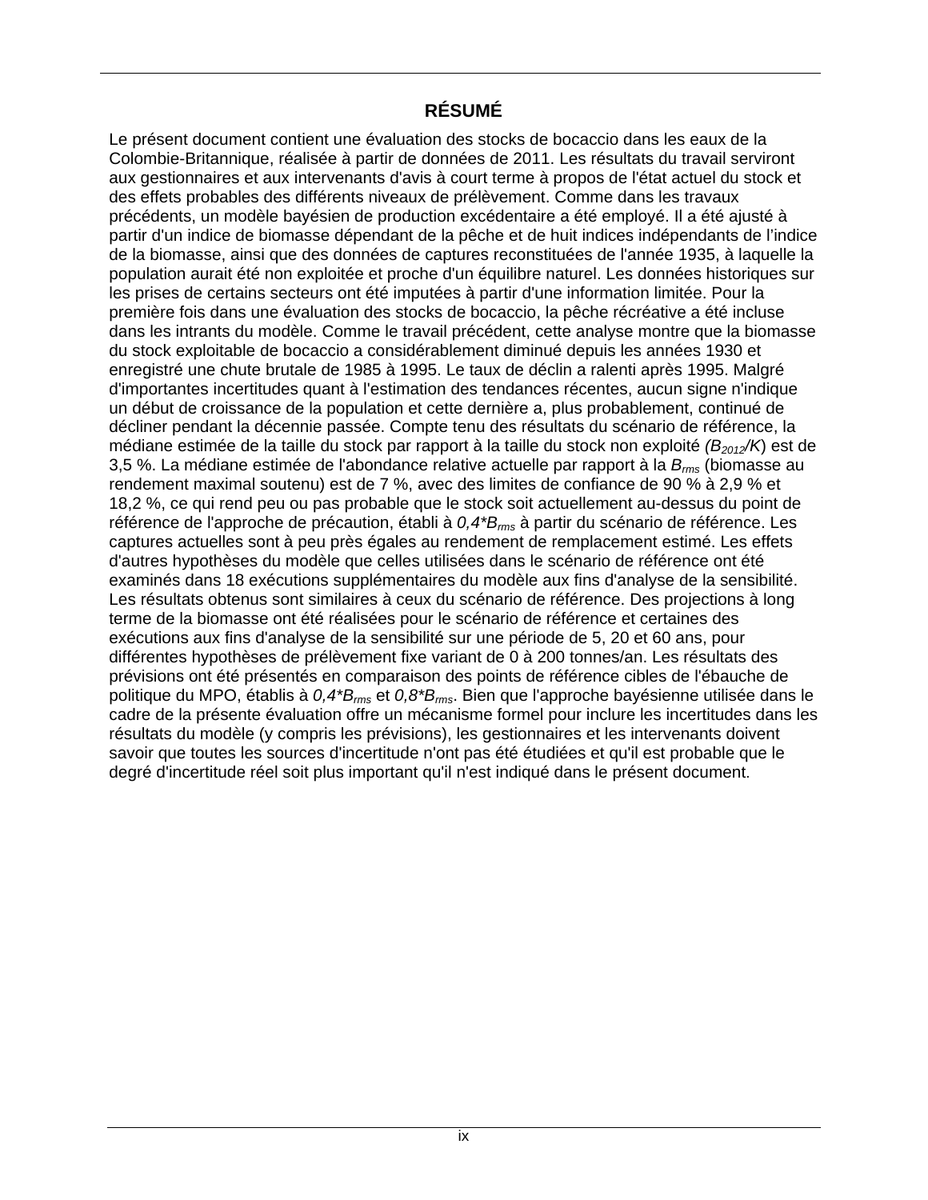## RÉSUMÉ

Le présent document contient une évaluation des stocks de bocaccio dans les eaux de la Colombie-Britannique, réalisée à partir de données de 2011. Les résultats du travail serviront aux gestionnaires et aux intervenants d'avis à court terme à propos de l'état actuel du stock et des effets probables des différents niveaux de prélèvement. Comme dans les travaux précédents, un modèle bayésien de production excédentaire a été employé. Il a été ajusté à partir d'un indice de biomasse dépendant de la pêche et de huit indices indépendants de l'indice de la biomasse, ainsi que des données de captures reconstituées de l'année 1935, à laquelle la population aurait été non exploitée et proche d'un équilibre naturel. Les données historiques sur les prises de certains secteurs ont été imputées à partir d'une information limitée. Pour la première fois dans une évaluation des stocks de bocaccio, la pêche récréative a été incluse dans les intrants du modèle. Comme le travail précédent, cette analyse montre que la biomasse du stock exploitable de bocaccio a considérablement diminué depuis les années 1930 et enregistré une chute brutale de 1985 à 1995. Le taux de déclin a ralenti après 1995. Malgré d'importantes incertitudes quant à l'estimation des tendances récentes, aucun signe n'indique un début de croissance de la population et cette dernière a, plus probablement, continué de décliner pendant la décennie passée. Compte tenu des résultats du scénario de référence, la médiane estimée de la taille du stock par rapport à la taille du stock non exploité ($B_{2012}/K$) est de 3,5 %. La médiane estimée de l'abondance relative actuelle par rapport à la $B_{rms}$ (biomasse au rendement maximal soutenu) est de 7 %, avec des limites de confiance de 90 % à 2,9 % et 18,2 %, ce qui rend peu ou pas probable que le stock soit actuellement au-dessus du point de référence de l'approche de précaution, établi à $0,4*B_{rms}$ à partir du scénario de référence. Les captures actuelles sont à peu près égales au rendement de remplacement estimé. Les effets d'autres hypothèses du modèle que celles utilisées dans le scénario de référence ont été examinés dans 18 exécutions supplémentaires du modèle aux fins d'analyse de la sensibilité. Les résultats obtenus sont similaires à ceux du scénario de référence. Des projections à long terme de la biomasse ont été réalisées pour le scénario de référence et certaines des exécutions aux fins d'analyse de la sensibilité sur une période de 5, 20 et 60 ans, pour différentes hypothèses de prélèvement fixe variant de 0 à 200 tonnes/an. Les résultats des prévisions ont été présentés en comparaison des points de référence cibles de l'ébauche de politique du MPO, établis à $0,4*B_{rms}$ et $0,8*B_{rms}$. Bien que l'approche bayésienne utilisée dans le cadre de la présente évaluation offre un mécanisme formel pour inclure les incertitudes dans les résultats du modèle (y compris les prévisions), les gestionnaires et les intervenants doivent savoir que toutes les sources d'incertitude n'ont pas été étudiées et qu'il est probable que le degré d'incertitude réel soit plus important qu'il n'est indiqué dans le présent document.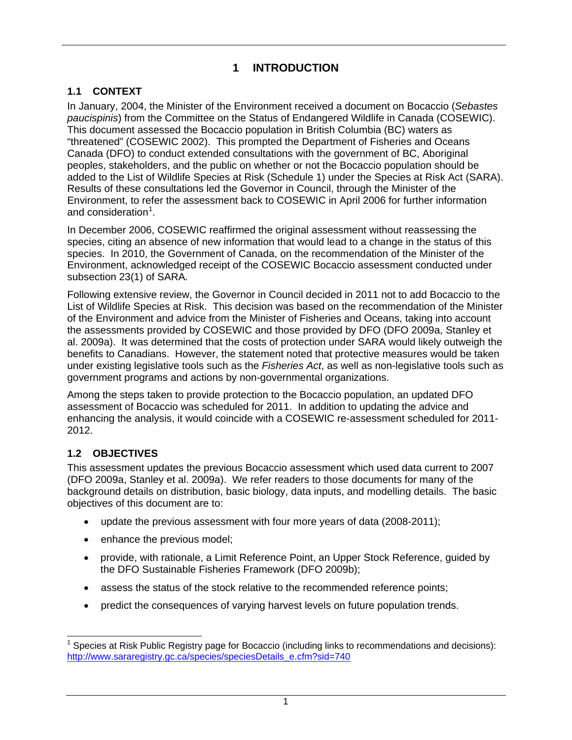# 1 INTRODUCTION

## 1.1 CONTEXT

In January, 2004, the Minister of the Environment received a document on Bocaccio (*Sebastes paucispinis*) from the Committee on the Status of Endangered Wildlife in Canada (COSEWIC). This document assessed the Bocaccio population in British Columbia (BC) waters as "threatened" (COSEWIC 2002). This prompted the Department of Fisheries and Oceans Canada (DFO) to conduct extended consultations with the government of BC, Aboriginal peoples, stakeholders, and the public on whether or not the Bocaccio population should be added to the List of Wildlife Species at Risk (Schedule 1) under the Species at Risk Act (SARA). Results of these consultations led the Governor in Council, through the Minister of the Environment, to refer the assessment back to COSEWIC in April 2006 for further information and consideration[1].

In December 2006, COSEWIC reaffirmed the original assessment without reassessing the species, citing an absence of new information that would lead to a change in the status of this species. In 2010, the Government of Canada, on the recommendation of the Minister of the Environment, acknowledged receipt of the COSEWIC Bocaccio assessment conducted under subsection 23(1) of SARA*.*

Following extensive review, the Governor in Council decided in 2011 not to add Bocaccio to the List of Wildlife Species at Risk. This decision was based on the recommendation of the Minister of the Environment and advice from the Minister of Fisheries and Oceans, taking into account the assessments provided by COSEWIC and those provided by DFO (DFO 2009a, Stanley et al. 2009a). It was determined that the costs of protection under SARA would likely outweigh the benefits to Canadians. However, the statement noted that protective measures would be taken under existing legislative tools such as the *Fisheries Act*, as well as non-legislative tools such as government programs and actions by non-governmental organizations.

Among the steps taken to provide protection to the Bocaccio population, an updated DFO assessment of Bocaccio was scheduled for 2011. In addition to updating the advice and enhancing the analysis, it would coincide with a COSEWIC re-assessment scheduled for 2011-2012.

## 1.2 OBJECTIVES

This assessment updates the previous Bocaccio assessment which used data current to 2007 (DFO 2009a, Stanley et al. 2009a). We refer readers to those documents for many of the background details on distribution, basic biology, data inputs, and modelling details. The basic objectives of this document are to:

- update the previous assessment with four more years of data (2008-2011);
- enhance the previous model;
- provide, with rationale, a Limit Reference Point, an Upper Stock Reference, guided by the DFO Sustainable Fisheries Framework (DFO 2009b);
- assess the status of the stock relative to the recommended reference points;
- predict the consequences of varying harvest levels on future population trends.

[1] Species at Risk Public Registry page for Bocaccio (including links to recommendations and decisions): http://www.sararegistry.gc.ca/species/speciesDetails_e.cfm?sid=740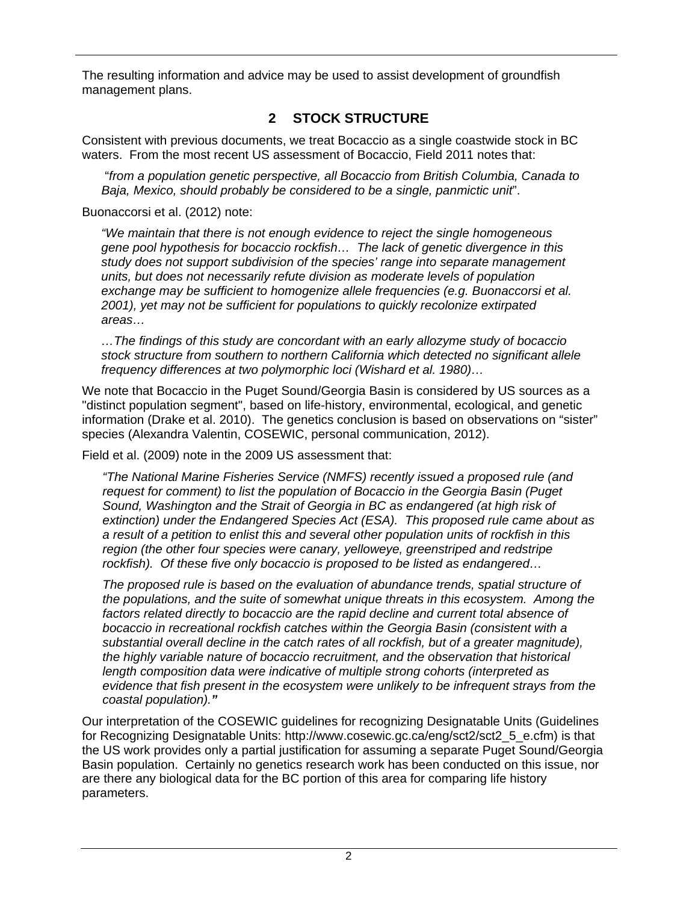The resulting information and advice may be used to assist development of groundfish management plans.

## 2 STOCK STRUCTURE

Consistent with previous documents, we treat Bocaccio as a single coastwide stock in BC waters. From the most recent US assessment of Bocaccio, Field 2011 notes that:

> "*from a population genetic perspective, all Bocaccio from British Columbia, Canada to Baja, Mexico, should probably be considered to be a single, panmictic unit*".

Buonaccorsi et al. (2012) note:

> *"We maintain that there is not enough evidence to reject the single homogeneous gene pool hypothesis for bocaccio rockfish… The lack of genetic divergence in this study does not support subdivision of the species' range into separate management units, but does not necessarily refute division as moderate levels of population exchange may be sufficient to homogenize allele frequencies (e.g. Buonaccorsi et al. 2001), yet may not be sufficient for populations to quickly recolonize extirpated areas…*
>
> *…The findings of this study are concordant with an early allozyme study of bocaccio stock structure from southern to northern California which detected no significant allele frequency differences at two polymorphic loci (Wishard et al. 1980)…*

We note that Bocaccio in the Puget Sound/Georgia Basin is considered by US sources as a "distinct population segment", based on life-history, environmental, ecological, and genetic information (Drake et al. 2010). The genetics conclusion is based on observations on "sister" species (Alexandra Valentin, COSEWIC, personal communication, 2012).

Field et al. (2009) note in the 2009 US assessment that:

> *"The National Marine Fisheries Service (NMFS) recently issued a proposed rule (and request for comment) to list the population of Bocaccio in the Georgia Basin (Puget Sound, Washington and the Strait of Georgia in BC as endangered (at high risk of extinction) under the Endangered Species Act (ESA). This proposed rule came about as a result of a petition to enlist this and several other population units of rockfish in this region (the other four species were canary, yelloweye, greenstriped and redstripe rockfish). Of these five only bocaccio is proposed to be listed as endangered…*
>
> *The proposed rule is based on the evaluation of abundance trends, spatial structure of the populations, and the suite of somewhat unique threats in this ecosystem. Among the factors related directly to bocaccio are the rapid decline and current total absence of bocaccio in recreational rockfish catches within the Georgia Basin (consistent with a substantial overall decline in the catch rates of all rockfish, but of a greater magnitude), the highly variable nature of bocaccio recruitment, and the observation that historical length composition data were indicative of multiple strong cohorts (interpreted as evidence that fish present in the ecosystem were unlikely to be infrequent strays from the coastal population)."*

Our interpretation of the COSEWIC guidelines for recognizing Designatable Units (Guidelines for Recognizing Designatable Units: http://www.cosewic.gc.ca/eng/sct2/sct2_5_e.cfm) is that the US work provides only a partial justification for assuming a separate Puget Sound/Georgia Basin population. Certainly no genetics research work has been conducted on this issue, nor are there any biological data for the BC portion of this area for comparing life history parameters.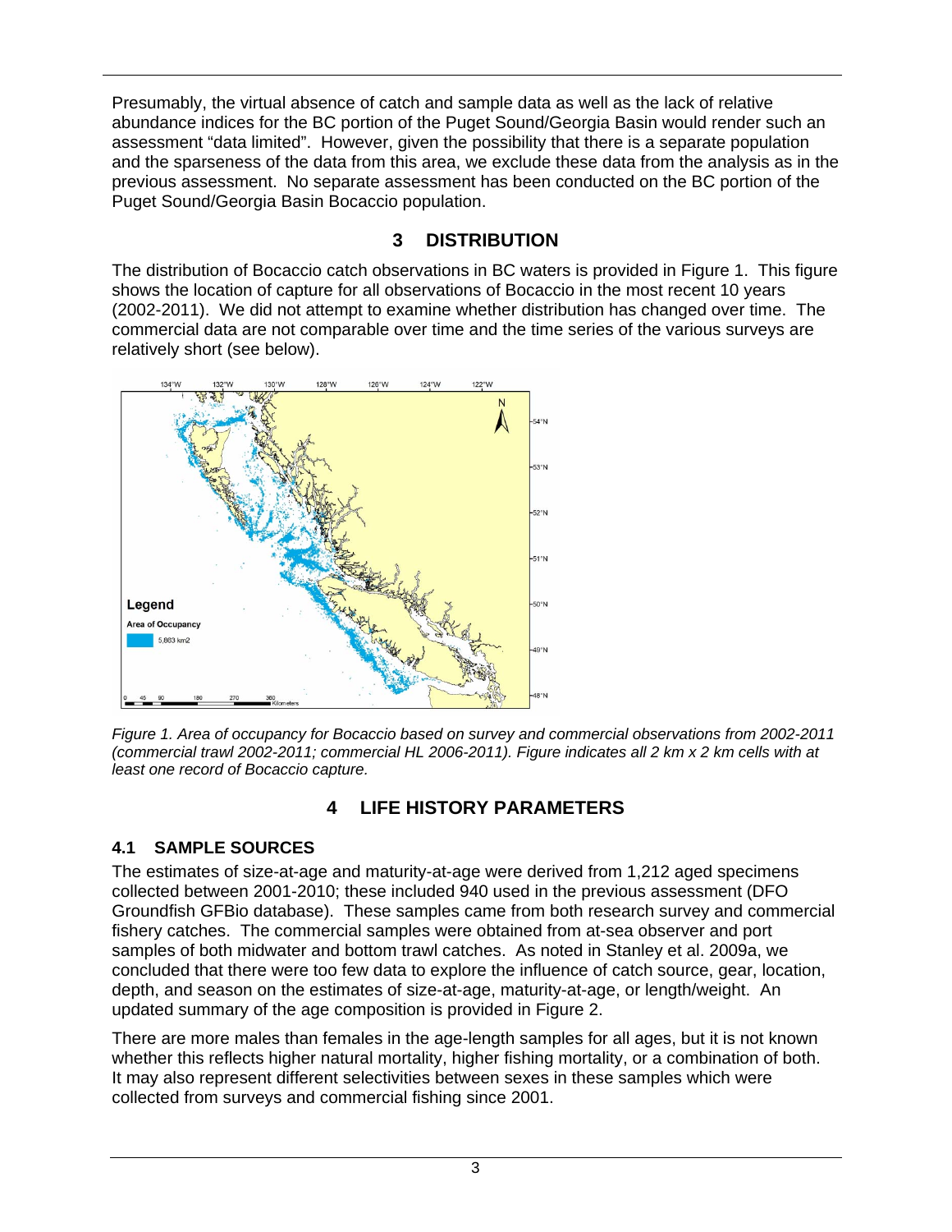Presumably, the virtual absence of catch and sample data as well as the lack of relative abundance indices for the BC portion of the Puget Sound/Georgia Basin would render such an assessment "data limited". However, given the possibility that there is a separate population and the sparseness of the data from this area, we exclude these data from the analysis as in the previous assessment. No separate assessment has been conducted on the BC portion of the Puget Sound/Georgia Basin Bocaccio population.

# 3 DISTRIBUTION

The distribution of Bocaccio catch observations in BC waters is provided in Figure 1. This figure shows the location of capture for all observations of Bocaccio in the most recent 10 years (2002-2011). We did not attempt to examine whether distribution has changed over time. The commercial data are not comparable over time and the time series of the various surveys are relatively short (see below).

*Figure 1. Area of occupancy for Bocaccio based on survey and commercial observations from 2002-2011 (commercial trawl 2002-2011; commercial HL 2006-2011). Figure indicates all 2 km x 2 km cells with at least one record of Bocaccio capture.*

# 4 LIFE HISTORY PARAMETERS

## 4.1 SAMPLE SOURCES

The estimates of size-at-age and maturity-at-age were derived from 1,212 aged specimens collected between 2001-2010; these included 940 used in the previous assessment (DFO Groundfish GFBio database). These samples came from both research survey and commercial fishery catches. The commercial samples were obtained from at-sea observer and port samples of both midwater and bottom trawl catches. As noted in Stanley et al. 2009a, we concluded that there were too few data to explore the influence of catch source, gear, location, depth, and season on the estimates of size-at-age, maturity-at-age, or length/weight. An updated summary of the age composition is provided in Figure 2.

There are more males than females in the age-length samples for all ages, but it is not known whether this reflects higher natural mortality, higher fishing mortality, or a combination of both. It may also represent different selectivities between sexes in these samples which were collected from surveys and commercial fishing since 2001.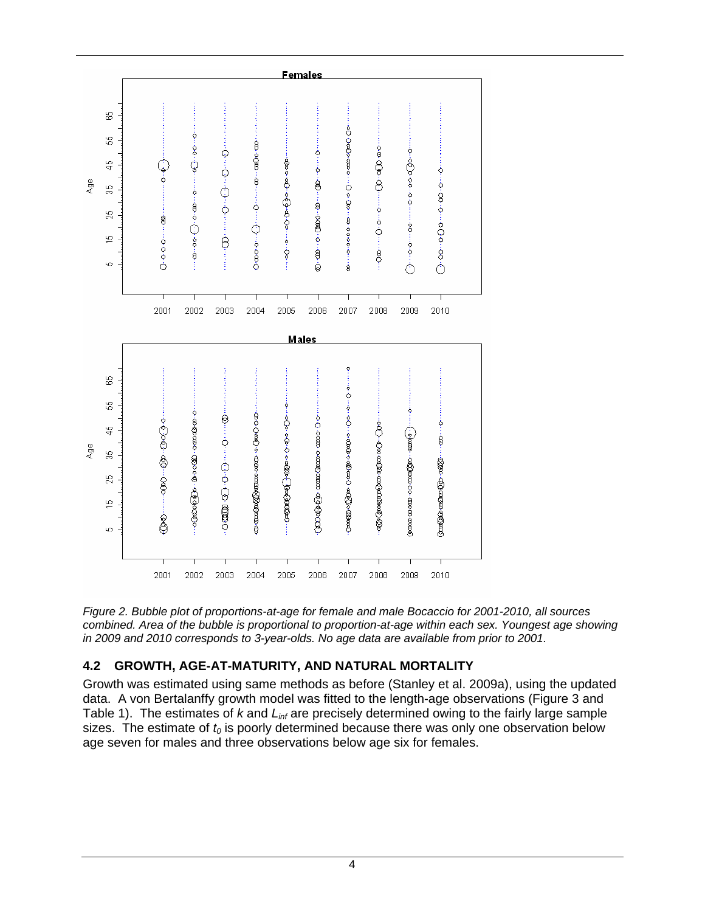Figure 2. Bubble plot of proportions-at-age for female and male Bocaccio for 2001-2010, all sources combined. Area of the bubble is proportional to proportion-at-age within each sex. Youngest age showing in 2009 and 2010 corresponds to 3-year-olds. No age data are available from prior to 2001.

## 4.2 GROWTH, AGE-AT-MATURITY, AND NATURAL MORTALITY

Growth was estimated using same methods as before (Stanley et al. 2009a), using the updated data. A von Bertalanffy growth model was fitted to the length-age observations (Figure 3 and Table 1). The estimates of $k$ and $L_{inf}$ are precisely determined owing to the fairly large sample sizes. The estimate of $t_0$ is poorly determined because there was only one observation below age seven for males and three observations below age six for females.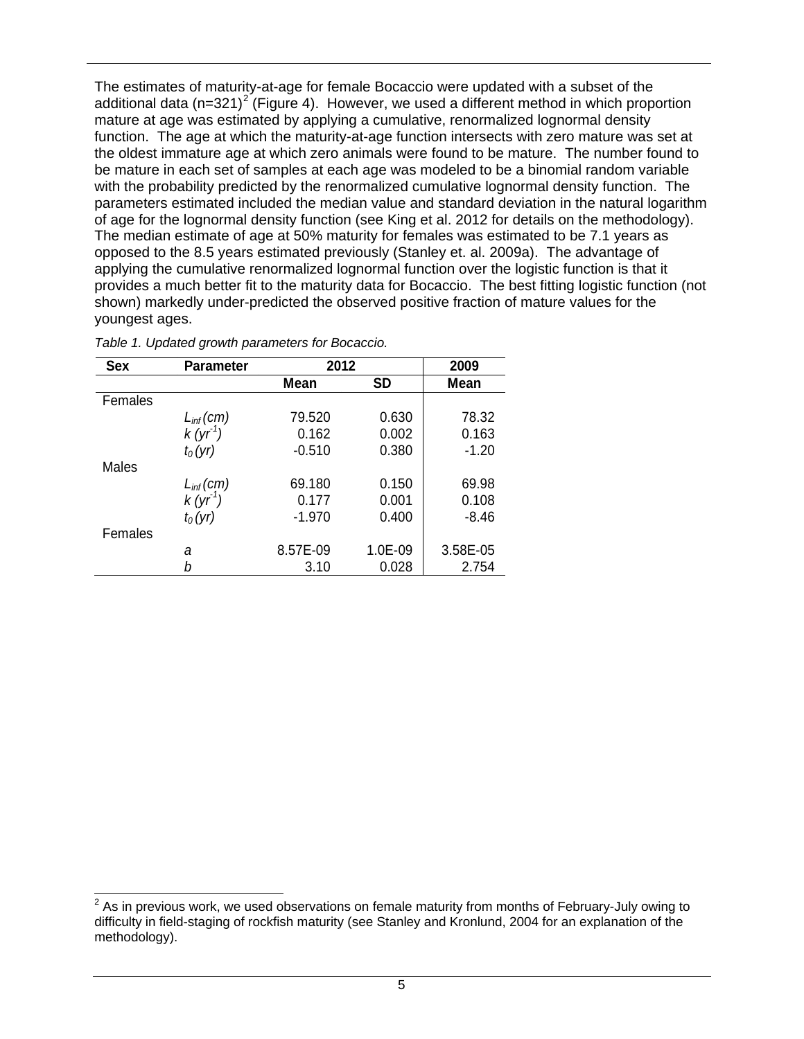The estimates of maturity-at-age for female Bocaccio were updated with a subset of the additional data (n=321)[2] (Figure 4). However, we used a different method in which proportion mature at age was estimated by applying a cumulative, renormalized lognormal density function. The age at which the maturity-at-age function intersects with zero mature was set at the oldest immature age at which zero animals were found to be mature. The number found to be mature in each set of samples at each age was modeled to be a binomial random variable with the probability predicted by the renormalized cumulative lognormal density function. The parameters estimated included the median value and standard deviation in the natural logarithm of age for the lognormal density function (see King et al. 2012 for details on the methodology). The median estimate of age at 50% maturity for females was estimated to be 7.1 years as opposed to the 8.5 years estimated previously (Stanley et. al. 2009a). The advantage of applying the cumulative renormalized lognormal function over the logistic function is that it provides a much better fit to the maturity data for Bocaccio. The best fitting logistic function (not shown) markedly under-predicted the observed positive fraction of mature values for the youngest ages.

*Table 1. Updated growth parameters for Bocaccio.*

| Sex | Parameter | 2012 | | 2009 |
|---|---|---|---|---|
| | | Mean | SD | Mean |
| Females | | | | |
| | $L_{inf}$ (cm) | 79.520 | 0.630 | 78.32 |
| | $k$ ($yr^{-1}$) | 0.162 | 0.002 | 0.163 |
| | $t_0$ (yr) | -0.510 | 0.380 | -1.20 |
| Males | | | | |
| | $L_{inf}$ (cm) | 69.180 | 0.150 | 69.98 |
| | $k$ ($yr^{-1}$) | 0.177 | 0.001 | 0.108 |
| | $t_0$ (yr) | -1.970 | 0.400 | -8.46 |
| Females | | | | |
| | $a$ | 8.57E-09 | 1.0E-09 | 3.58E-05 |
| | $b$ | 3.10 | 0.028 | 2.754 |

[2] As in previous work, we used observations on female maturity from months of February-July owing to difficulty in field-staging of rockfish maturity (see Stanley and Kronlund, 2004 for an explanation of the methodology).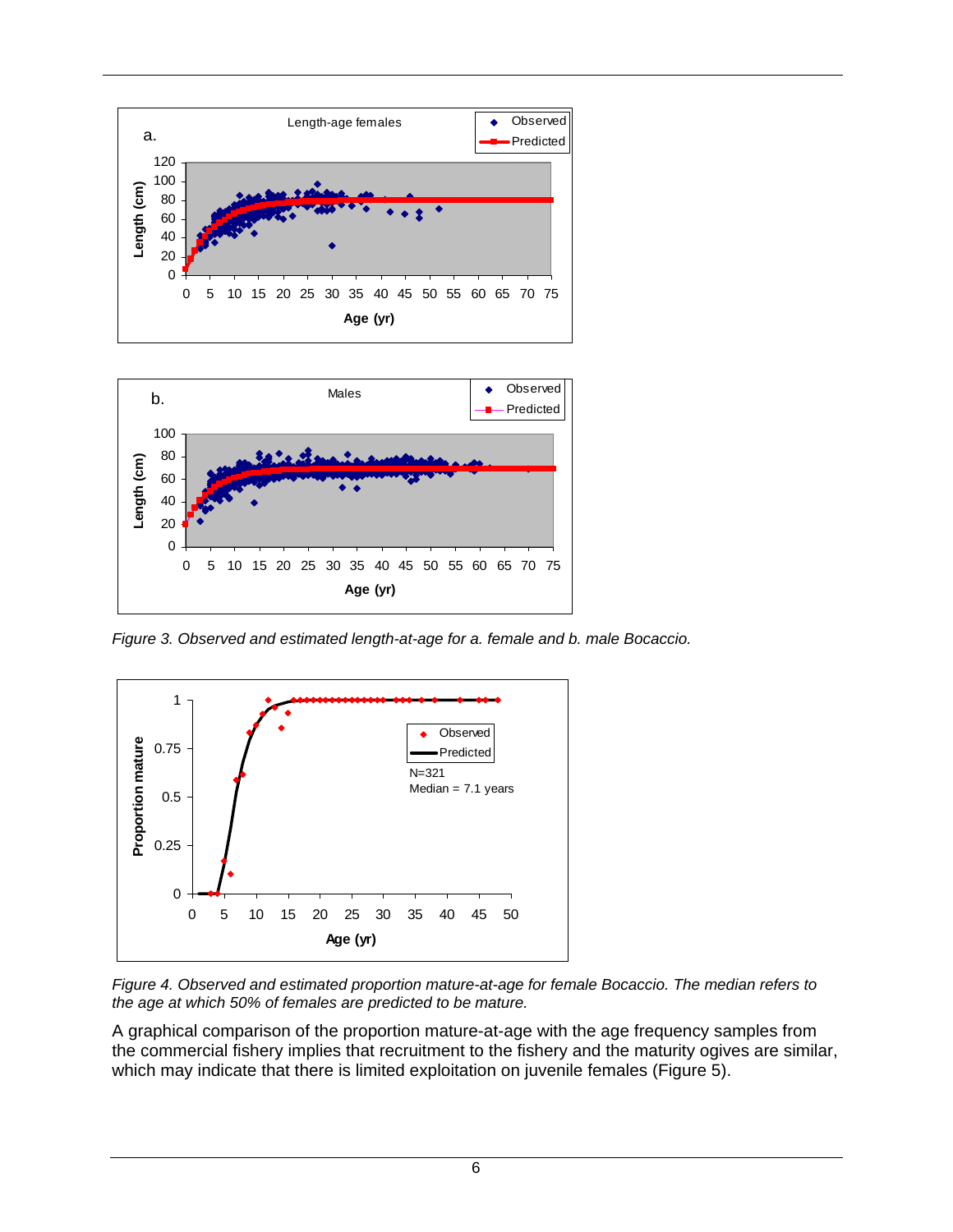*Figure 3. Observed and estimated length-at-age for a. female and b. male Bocaccio.*

*Figure 4. Observed and estimated proportion mature-at-age for female Bocaccio. The median refers to the age at which 50% of females are predicted to be mature.*

A graphical comparison of the proportion mature-at-age with the age frequency samples from the commercial fishery implies that recruitment to the fishery and the maturity ogives are similar, which may indicate that there is limited exploitation on juvenile females (Figure 5).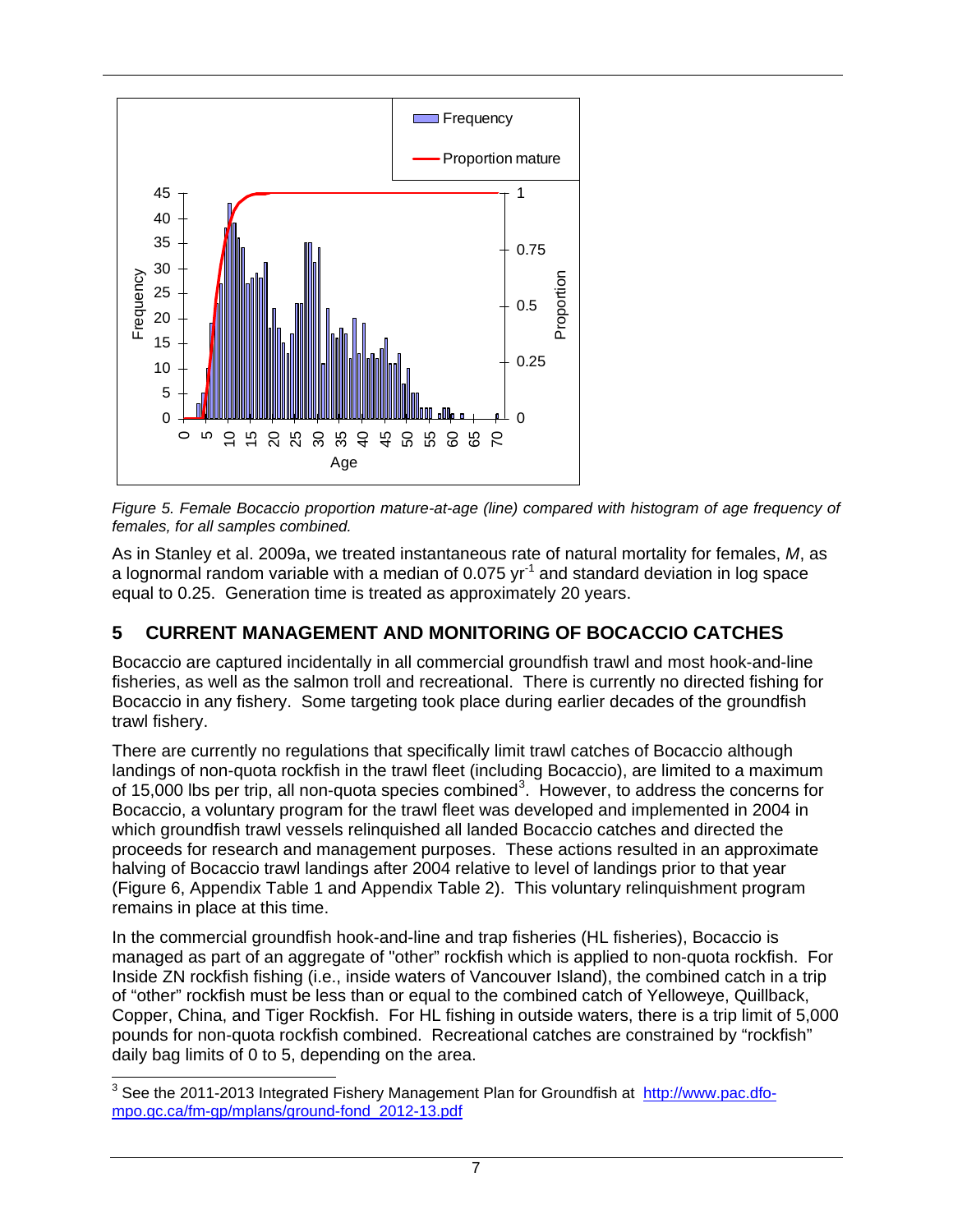*Figure 5. Female Bocaccio proportion mature-at-age (line) compared with histogram of age frequency of females, for all samples combined.*

As in Stanley et al. 2009a, we treated instantaneous rate of natural mortality for females, *M*, as a lognormal random variable with a median of 0.075 $yr^{-1}$ and standard deviation in log space equal to 0.25. Generation time is treated as approximately 20 years.

## 5 CURRENT MANAGEMENT AND MONITORING OF BOCACCIO CATCHES

Bocaccio are captured incidentally in all commercial groundfish trawl and most hook-and-line fisheries, as well as the salmon troll and recreational. There is currently no directed fishing for Bocaccio in any fishery. Some targeting took place during earlier decades of the groundfish trawl fishery.

There are currently no regulations that specifically limit trawl catches of Bocaccio although landings of non-quota rockfish in the trawl fleet (including Bocaccio), are limited to a maximum of 15,000 lbs per trip, all non-quota species combined[3]. However, to address the concerns for Bocaccio, a voluntary program for the trawl fleet was developed and implemented in 2004 in which groundfish trawl vessels relinquished all landed Bocaccio catches and directed the proceeds for research and management purposes. These actions resulted in an approximate halving of Bocaccio trawl landings after 2004 relative to level of landings prior to that year (Figure 6, Appendix Table 1 and Appendix Table 2). This voluntary relinquishment program remains in place at this time.

In the commercial groundfish hook-and-line and trap fisheries (HL fisheries), Bocaccio is managed as part of an aggregate of "other" rockfish which is applied to non-quota rockfish. For Inside ZN rockfish fishing (i.e., inside waters of Vancouver Island), the combined catch in a trip of "other" rockfish must be less than or equal to the combined catch of Yelloweye, Quillback, Copper, China, and Tiger Rockfish. For HL fishing in outside waters, there is a trip limit of 5,000 pounds for non-quota rockfish combined. Recreational catches are constrained by "rockfish" daily bag limits of 0 to 5, depending on the area.

[3] See the 2011-2013 Integrated Fishery Management Plan for Groundfish at http://www.pac.dfo-mpo.gc.ca/fm-gp/mplans/ground-fond_2012-13.pdf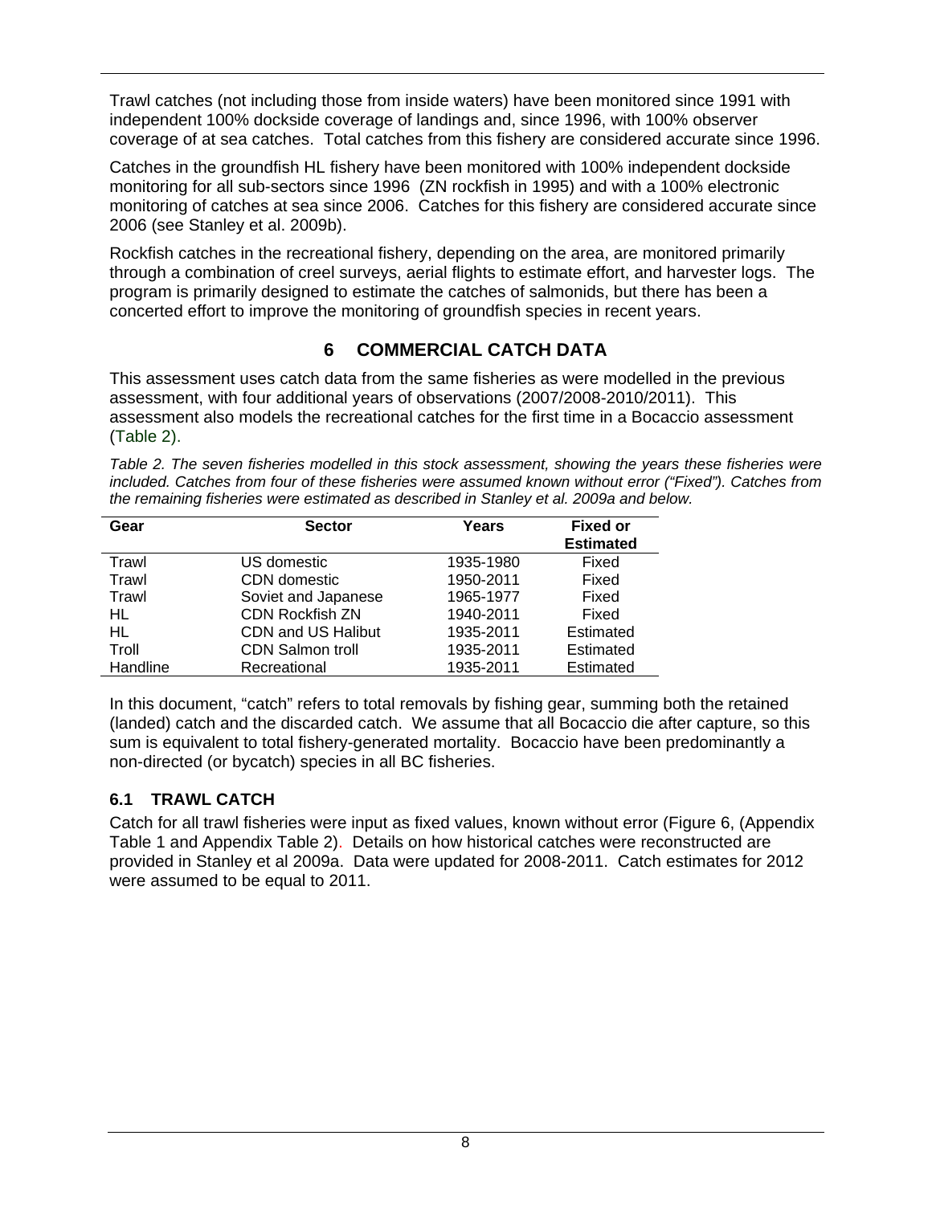Trawl catches (not including those from inside waters) have been monitored since 1991 with independent 100% dockside coverage of landings and, since 1996, with 100% observer coverage of at sea catches. Total catches from this fishery are considered accurate since 1996.

Catches in the groundfish HL fishery have been monitored with 100% independent dockside monitoring for all sub-sectors since 1996 (ZN rockfish in 1995) and with a 100% electronic monitoring of catches at sea since 2006. Catches for this fishery are considered accurate since 2006 (see Stanley et al. 2009b).

Rockfish catches in the recreational fishery, depending on the area, are monitored primarily through a combination of creel surveys, aerial flights to estimate effort, and harvester logs. The program is primarily designed to estimate the catches of salmonids, but there has been a concerted effort to improve the monitoring of groundfish species in recent years.

# 6 COMMERCIAL CATCH DATA

This assessment uses catch data from the same fisheries as were modelled in the previous assessment, with four additional years of observations (2007/2008-2010/2011). This assessment also models the recreational catches for the first time in a Bocaccio assessment (Table 2).

*Table 2. The seven fisheries modelled in this stock assessment, showing the years these fisheries were included. Catches from four of these fisheries were assumed known without error ("Fixed"). Catches from the remaining fisheries were estimated as described in Stanley et al. 2009a and below.*

| Gear | Sector | Years | Fixed or Estimated |
|---|---|---|---|
| Trawl | US domestic | 1935-1980 | Fixed |
| Trawl | CDN domestic | 1950-2011 | Fixed |
| Trawl | Soviet and Japanese | 1965-1977 | Fixed |
| HL | CDN Rockfish ZN | 1940-2011 | Fixed |
| HL | CDN and US Halibut | 1935-2011 | Estimated |
| Troll | CDN Salmon troll | 1935-2011 | Estimated |
| Handline | Recreational | 1935-2011 | Estimated |

In this document, "catch" refers to total removals by fishing gear, summing both the retained (landed) catch and the discarded catch. We assume that all Bocaccio die after capture, so this sum is equivalent to total fishery-generated mortality. Bocaccio have been predominantly a non-directed (or bycatch) species in all BC fisheries.

## 6.1 TRAWL CATCH

Catch for all trawl fisheries were input as fixed values, known without error (Figure 6, (Appendix Table 1 and Appendix Table 2). Details on how historical catches were reconstructed are provided in Stanley et al 2009a. Data were updated for 2008-2011. Catch estimates for 2012 were assumed to be equal to 2011.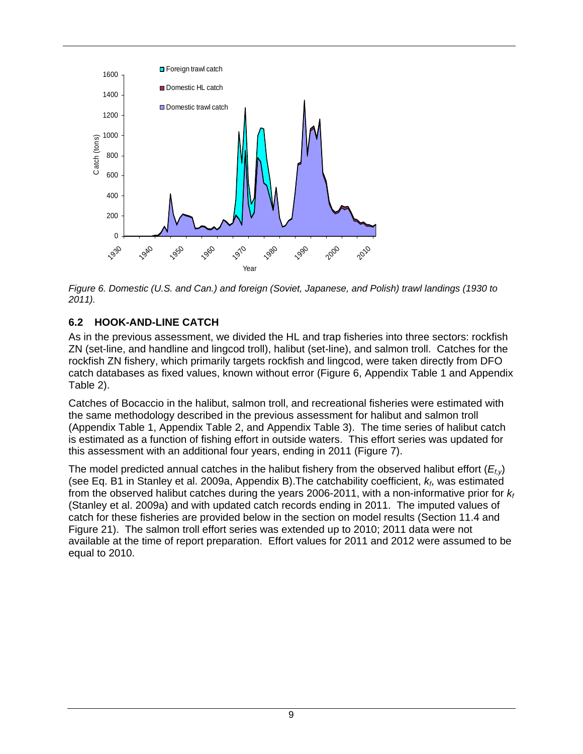*Figure 6. Domestic (U.S. and Can.) and foreign (Soviet, Japanese, and Polish) trawl landings (1930 to 2011).*

### 6.2 HOOK-AND-LINE CATCH

As in the previous assessment, we divided the HL and trap fisheries into three sectors: rockfish ZN (set-line, and handline and lingcod troll), halibut (set-line), and salmon troll. Catches for the rockfish ZN fishery, which primarily targets rockfish and lingcod, were taken directly from DFO catch databases as fixed values, known without error (Figure 6, Appendix Table 1 and Appendix Table 2).

Catches of Bocaccio in the halibut, salmon troll, and recreational fisheries were estimated with the same methodology described in the previous assessment for halibut and salmon troll (Appendix Table 1, Appendix Table 2, and Appendix Table 3). The time series of halibut catch is estimated as a function of fishing effort in outside waters. This effort series was updated for this assessment with an additional four years, ending in 2011 (Figure 7).

The model predicted annual catches in the halibut fishery from the observed halibut effort ($E_{f,y}$) (see Eq. B1 in Stanley et al. 2009a, Appendix B).The catchability coefficient, $k_f$, was estimated from the observed halibut catches during the years 2006-2011, with a non-informative prior for $k_f$ (Stanley et al. 2009a) and with updated catch records ending in 2011. The imputed values of catch for these fisheries are provided below in the section on model results (Section 11.4 and Figure 21). The salmon troll effort series was extended up to 2010; 2011 data were not available at the time of report preparation. Effort values for 2011 and 2012 were assumed to be equal to 2010.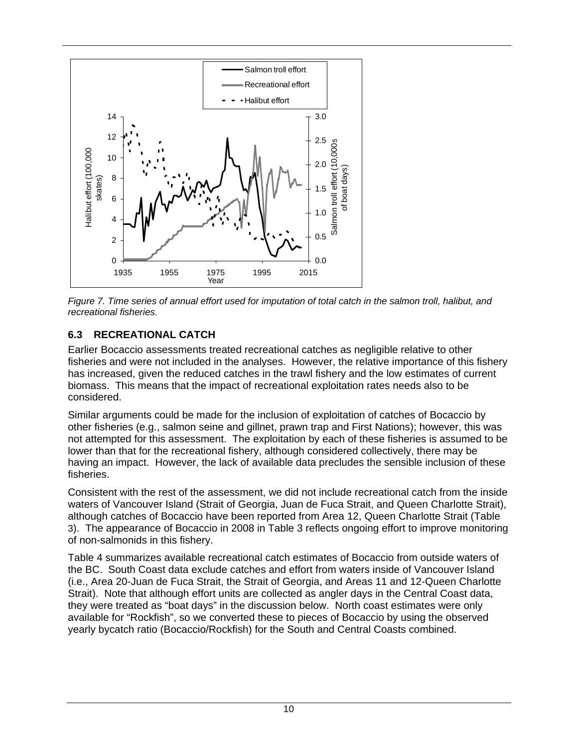*Figure 7. Time series of annual effort used for imputation of total catch in the salmon troll, halibut, and recreational fisheries.*

### 6.3 RECREATIONAL CATCH

Earlier Bocaccio assessments treated recreational catches as negligible relative to other fisheries and were not included in the analyses. However, the relative importance of this fishery has increased, given the reduced catches in the trawl fishery and the low estimates of current biomass. This means that the impact of recreational exploitation rates needs also to be considered.

Similar arguments could be made for the inclusion of exploitation of catches of Bocaccio by other fisheries (e.g., salmon seine and gillnet, prawn trap and First Nations); however, this was not attempted for this assessment. The exploitation by each of these fisheries is assumed to be lower than that for the recreational fishery, although considered collectively, there may be having an impact. However, the lack of available data precludes the sensible inclusion of these fisheries.

Consistent with the rest of the assessment, we did not include recreational catch from the inside waters of Vancouver Island (Strait of Georgia, Juan de Fuca Strait, and Queen Charlotte Strait), although catches of Bocaccio have been reported from Area 12, Queen Charlotte Strait (Table 3). The appearance of Bocaccio in 2008 in Table 3 reflects ongoing effort to improve monitoring of non-salmonids in this fishery.

Table 4 summarizes available recreational catch estimates of Bocaccio from outside waters of the BC. South Coast data exclude catches and effort from waters inside of Vancouver Island (i.e., Area 20-Juan de Fuca Strait, the Strait of Georgia, and Areas 11 and 12-Queen Charlotte Strait). Note that although effort units are collected as angler days in the Central Coast data, they were treated as "boat days" in the discussion below. North coast estimates were only available for "Rockfish", so we converted these to pieces of Bocaccio by using the observed yearly bycatch ratio (Bocaccio/Rockfish) for the South and Central Coasts combined.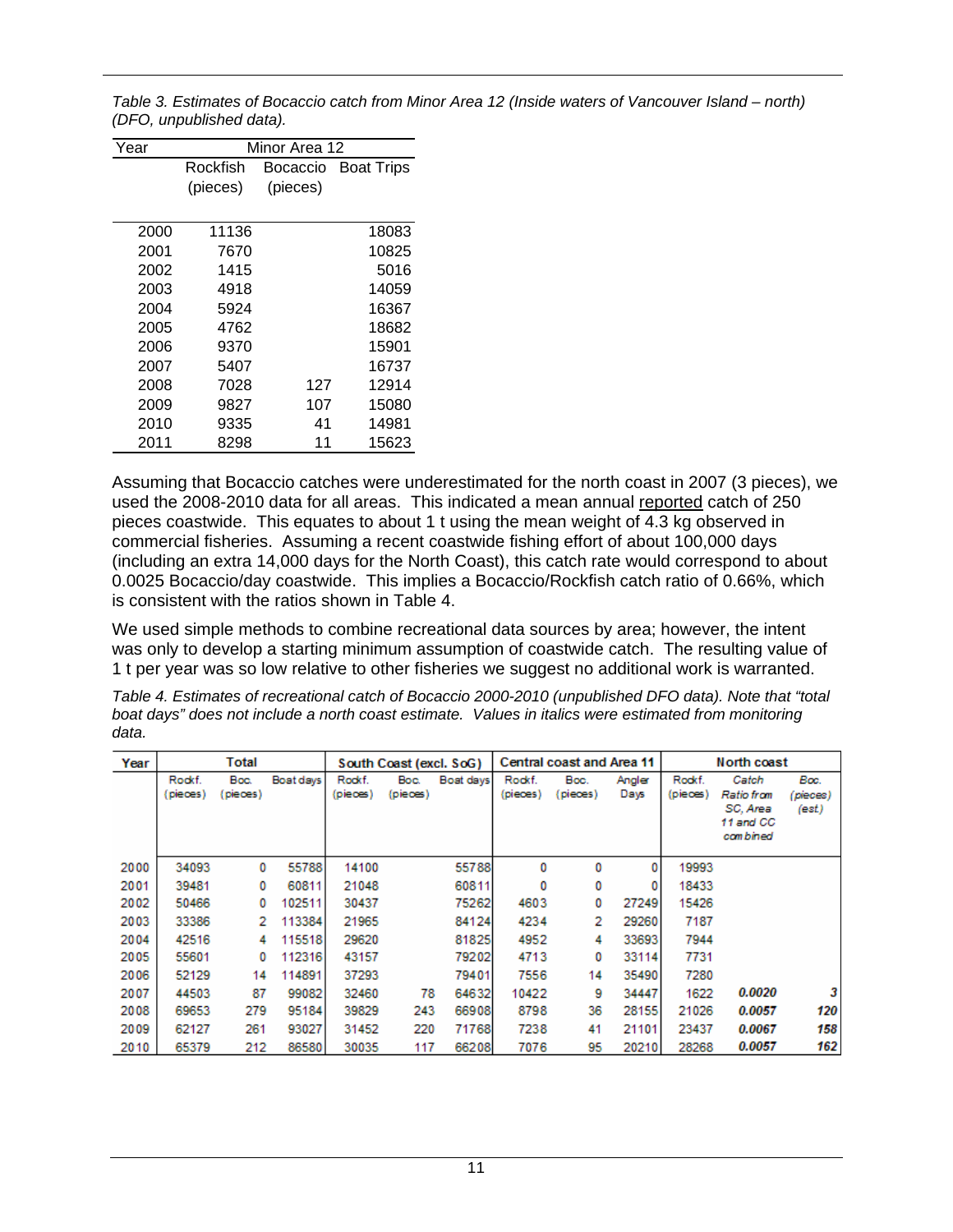*Table 3. Estimates of Bocaccio catch from Minor Area 12 (Inside waters of Vancouver Island – north) (DFO, unpublished data).*

| Year | Minor Area 12 | | |
|---|---|---|---|
| | Rockfish (pieces) | Bocaccio (pieces) | Boat Trips |
| 2000 | 11136 | | 18083 |
| 2001 | 7670 | | 10825 |
| 2002 | 1415 | | 5016 |
| 2003 | 4918 | | 14059 |
| 2004 | 5924 | | 16367 |
| 2005 | 4762 | | 18682 |
| 2006 | 9370 | | 15901 |
| 2007 | 5407 | | 16737 |
| 2008 | 7028 | 127 | 12914 |
| 2009 | 9827 | 107 | 15080 |
| 2010 | 9335 | 41 | 14981 |
| 2011 | 8298 | 11 | 15623 |

Assuming that Bocaccio catches were underestimated for the north coast in 2007 (3 pieces), we used the 2008-2010 data for all areas. This indicated a mean annual reported catch of 250 pieces coastwide. This equates to about 1 t using the mean weight of 4.3 kg observed in commercial fisheries. Assuming a recent coastwide fishing effort of about 100,000 days (including an extra 14,000 days for the North Coast), this catch rate would correspond to about 0.0025 Bocaccio/day coastwide. This implies a Bocaccio/Rockfish catch ratio of 0.66%, which is consistent with the ratios shown in Table 4.

We used simple methods to combine recreational data sources by area; however, the intent was only to develop a starting minimum assumption of coastwide catch. The resulting value of 1 t per year was so low relative to other fisheries we suggest no additional work is warranted.

*Table 4. Estimates of recreational catch of Bocaccio 2000-2010 (unpublished DFO data). Note that "total boat days" does not include a north coast estimate. Values in italics were estimated from monitoring data.*

| Year | Total | | | South Coast (excl. SoG) | | | Central coast and Area 11 | | | North coast | | |
|---|---|---|---|---|---|---|---|---|---|---|---|---|
| | Rockf. (pieces) | Boc. (pieces) | Boat days | Rockf. (pieces) | Boc. (pieces) | Boat days | Rockf. (pieces) | Boc. (pieces) | Angler Days | Rockf. (pieces) | *Catch Ratio from SC, Area 11 and CC combined* | *Boc. (pieces) (est.)* |
| 2000 | 34093 | 0 | 55788 | 14100 | | 55788 | 0 | 0 | 0 | 19993 | | |
| 2001 | 39481 | 0 | 60811 | 21048 | | 60811 | 0 | 0 | 0 | 18433 | | |
| 2002 | 50466 | 0 | 102511 | 30437 | | 75262 | 4603 | 0 | 27249 | 15426 | | |
| 2003 | 33386 | 2 | 113384 | 21965 | | 84124 | 4234 | 2 | 29260 | 7187 | | |
| 2004 | 42516 | 4 | 115518 | 29620 | | 81825 | 4952 | 4 | 33693 | 7944 | | |
| 2005 | 55601 | 0 | 112316 | 43157 | | 79202 | 4713 | 0 | 33114 | 7731 | | |
| 2006 | 52129 | 14 | 114891 | 37293 | | 79401 | 7556 | 14 | 35490 | 7280 | | |
| 2007 | 44503 | 87 | 99082 | 32460 | 78 | 64632 | 10422 | 9 | 34447 | 1622 | ***0.0020*** | ***3*** |
| 2008 | 69653 | 279 | 95184 | 39829 | 243 | 66908 | 8798 | 36 | 28155 | 21026 | ***0.0057*** | ***120*** |
| 2009 | 62127 | 261 | 93027 | 31452 | 220 | 71768 | 7238 | 41 | 21101 | 23437 | ***0.0067*** | ***158*** |
| 2010 | 65379 | 212 | 86580 | 30035 | 117 | 66208 | 7076 | 95 | 20210 | 28268 | ***0.0057*** | ***162*** |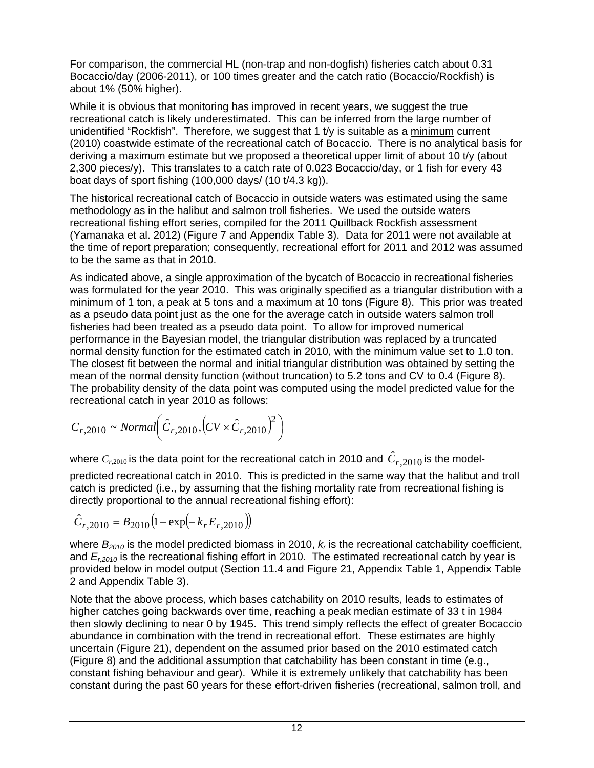For comparison, the commercial HL (non-trap and non-dogfish) fisheries catch about 0.31 Bocaccio/day (2006-2011), or 100 times greater and the catch ratio (Bocaccio/Rockfish) is about 1% (50% higher).

While it is obvious that monitoring has improved in recent years, we suggest the true recreational catch is likely underestimated. This can be inferred from the large number of unidentified "Rockfish". Therefore, we suggest that 1 t/y is suitable as a minimum current (2010) coastwide estimate of the recreational catch of Bocaccio. There is no analytical basis for deriving a maximum estimate but we proposed a theoretical upper limit of about 10 t/y (about 2,300 pieces/y). This translates to a catch rate of 0.023 Bocaccio/day, or 1 fish for every 43 boat days of sport fishing (100,000 days/ (10 t/4.3 kg)).

The historical recreational catch of Bocaccio in outside waters was estimated using the same methodology as in the halibut and salmon troll fisheries. We used the outside waters recreational fishing effort series, compiled for the 2011 Quillback Rockfish assessment (Yamanaka et al. 2012) (Figure 7 and Appendix Table 3). Data for 2011 were not available at the time of report preparation; consequently, recreational effort for 2011 and 2012 was assumed to be the same as that in 2010.

As indicated above, a single approximation of the bycatch of Bocaccio in recreational fisheries was formulated for the year 2010. This was originally specified as a triangular distribution with a minimum of 1 ton, a peak at 5 tons and a maximum at 10 tons (Figure 8). This prior was treated as a pseudo data point just as the one for the average catch in outside waters salmon troll fisheries had been treated as a pseudo data point. To allow for improved numerical performance in the Bayesian model, the triangular distribution was replaced by a truncated normal density function for the estimated catch in 2010, with the minimum value set to 1.0 ton. The closest fit between the normal and initial triangular distribution was obtained by setting the mean of the normal density function (without truncation) to 5.2 tons and CV to 0.4 (Figure 8). The probability density of the data point was computed using the model predicted value for the recreational catch in year 2010 as follows:

$$C_{r,2010} \sim Normal\left(\hat{C}_{r,2010}, \left(CV \times \hat{C}_{r,2010}\right)^2\right)$$

where $C_{r,2010}$ is the data point for the recreational catch in 2010 and $\hat{C}_{r,2010}$ is the model-predicted recreational catch in 2010. This is predicted in the same way that the halibut and troll catch is predicted (i.e., by assuming that the fishing mortality rate from recreational fishing is directly proportional to the annual recreational fishing effort):

$$\hat{C}_{r,2010} = B_{2010}\left(1 - \exp\left(-k_r E_{r,2010}\right)\right)$$

where $B_{2010}$ is the model predicted biomass in 2010, $k_r$ is the recreational catchability coefficient, and $E_{r,2010}$ is the recreational fishing effort in 2010. The estimated recreational catch by year is provided below in model output (Section 11.4 and Figure 21, Appendix Table 1, Appendix Table 2 and Appendix Table 3).

Note that the above process, which bases catchability on 2010 results, leads to estimates of higher catches going backwards over time, reaching a peak median estimate of 33 t in 1984 then slowly declining to near 0 by 1945. This trend simply reflects the effect of greater Bocaccio abundance in combination with the trend in recreational effort. These estimates are highly uncertain (Figure 21), dependent on the assumed prior based on the 2010 estimated catch (Figure 8) and the additional assumption that catchability has been constant in time (e.g., constant fishing behaviour and gear). While it is extremely unlikely that catchability has been constant during the past 60 years for these effort-driven fisheries (recreational, salmon troll, and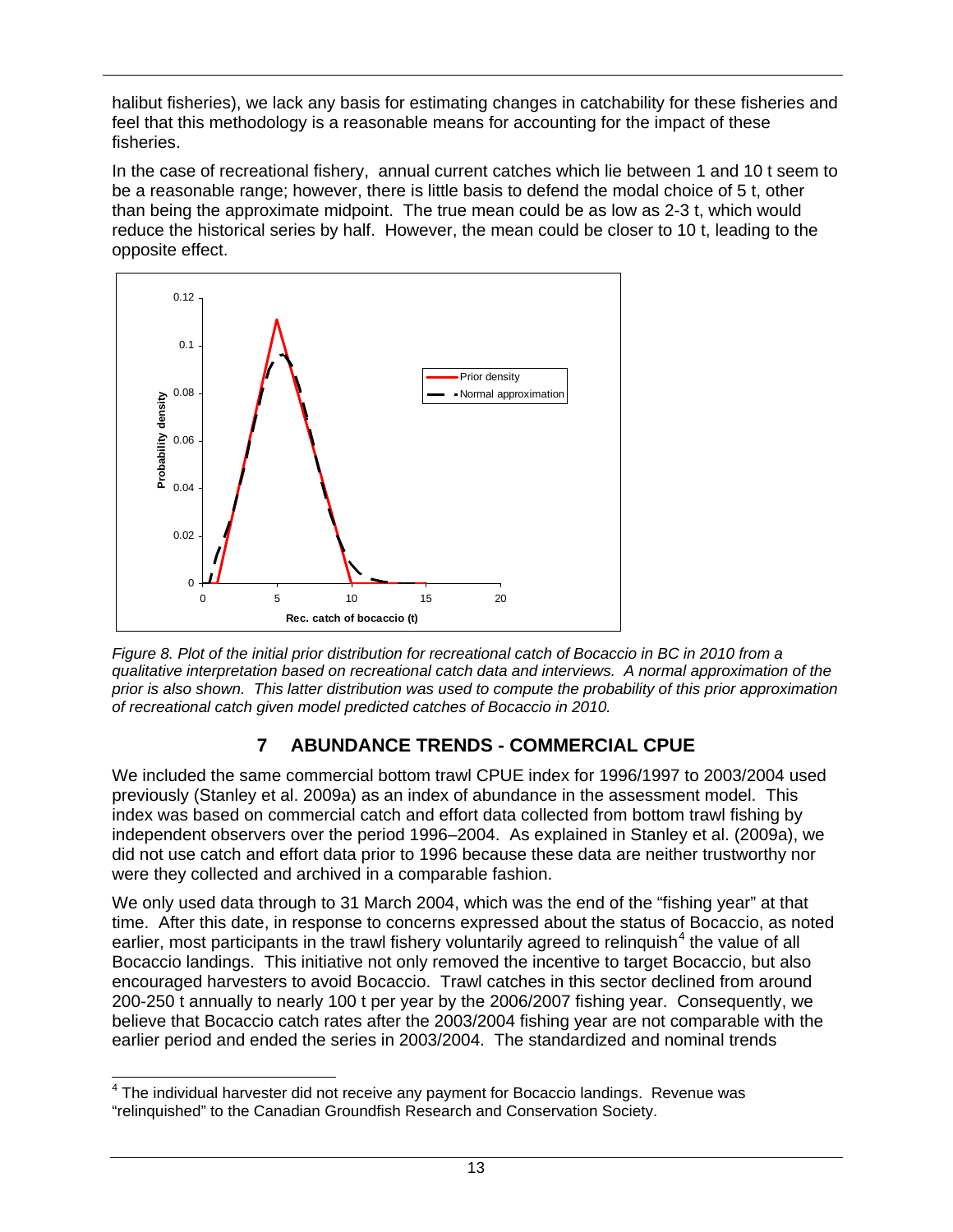halibut fisheries), we lack any basis for estimating changes in catchability for these fisheries and feel that this methodology is a reasonable means for accounting for the impact of these fisheries.

In the case of recreational fishery, annual current catches which lie between 1 and 10 t seem to be a reasonable range; however, there is little basis to defend the modal choice of 5 t, other than being the approximate midpoint. The true mean could be as low as 2-3 t, which would reduce the historical series by half. However, the mean could be closer to 10 t, leading to the opposite effect.

*Figure 8. Plot of the initial prior distribution for recreational catch of Bocaccio in BC in 2010 from a qualitative interpretation based on recreational catch data and interviews. A normal approximation of the prior is also shown. This latter distribution was used to compute the probability of this prior approximation of recreational catch given model predicted catches of Bocaccio in 2010.*

## 7 ABUNDANCE TRENDS - COMMERCIAL CPUE

We included the same commercial bottom trawl CPUE index for 1996/1997 to 2003/2004 used previously (Stanley et al. 2009a) as an index of abundance in the assessment model. This index was based on commercial catch and effort data collected from bottom trawl fishing by independent observers over the period 1996–2004. As explained in Stanley et al. (2009a), we did not use catch and effort data prior to 1996 because these data are neither trustworthy nor were they collected and archived in a comparable fashion.

We only used data through to 31 March 2004, which was the end of the "fishing year" at that time. After this date, in response to concerns expressed about the status of Bocaccio, as noted earlier, most participants in the trawl fishery voluntarily agreed to relinquish[4] the value of all Bocaccio landings. This initiative not only removed the incentive to target Bocaccio, but also encouraged harvesters to avoid Bocaccio. Trawl catches in this sector declined from around 200-250 t annually to nearly 100 t per year by the 2006/2007 fishing year. Consequently, we believe that Bocaccio catch rates after the 2003/2004 fishing year are not comparable with the earlier period and ended the series in 2003/2004. The standardized and nominal trends

[4] The individual harvester did not receive any payment for Bocaccio landings. Revenue was "relinquished" to the Canadian Groundfish Research and Conservation Society.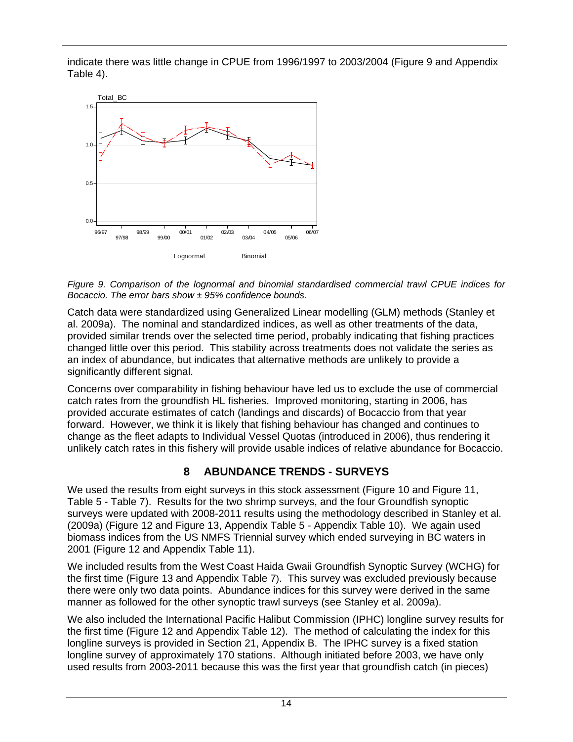indicate there was little change in CPUE from 1996/1997 to 2003/2004 (Figure 9 and Appendix Table 4).

*Figure 9. Comparison of the lognormal and binomial standardised commercial trawl CPUE indices for Bocaccio. The error bars show ± 95% confidence bounds.*

Catch data were standardized using Generalized Linear modelling (GLM) methods (Stanley et al. 2009a). The nominal and standardized indices, as well as other treatments of the data, provided similar trends over the selected time period, probably indicating that fishing practices changed little over this period. This stability across treatments does not validate the series as an index of abundance, but indicates that alternative methods are unlikely to provide a significantly different signal.

Concerns over comparability in fishing behaviour have led us to exclude the use of commercial catch rates from the groundfish HL fisheries. Improved monitoring, starting in 2006, has provided accurate estimates of catch (landings and discards) of Bocaccio from that year forward. However, we think it is likely that fishing behaviour has changed and continues to change as the fleet adapts to Individual Vessel Quotas (introduced in 2006), thus rendering it unlikely catch rates in this fishery will provide usable indices of relative abundance for Bocaccio.

## 8 ABUNDANCE TRENDS - SURVEYS

We used the results from eight surveys in this stock assessment (Figure 10 and Figure 11, Table 5 - Table 7). Results for the two shrimp surveys, and the four Groundfish synoptic surveys were updated with 2008-2011 results using the methodology described in Stanley et al. (2009a) (Figure 12 and Figure 13, Appendix Table 5 - Appendix Table 10). We again used biomass indices from the US NMFS Triennial survey which ended surveying in BC waters in 2001 (Figure 12 and Appendix Table 11).

We included results from the West Coast Haida Gwaii Groundfish Synoptic Survey (WCHG) for the first time (Figure 13 and Appendix Table 7). This survey was excluded previously because there were only two data points. Abundance indices for this survey were derived in the same manner as followed for the other synoptic trawl surveys (see Stanley et al. 2009a).

We also included the International Pacific Halibut Commission (IPHC) longline survey results for the first time (Figure 12 and Appendix Table 12). The method of calculating the index for this longline surveys is provided in Section 21, Appendix B. The IPHC survey is a fixed station longline survey of approximately 170 stations. Although initiated before 2003, we have only used results from 2003-2011 because this was the first year that groundfish catch (in pieces)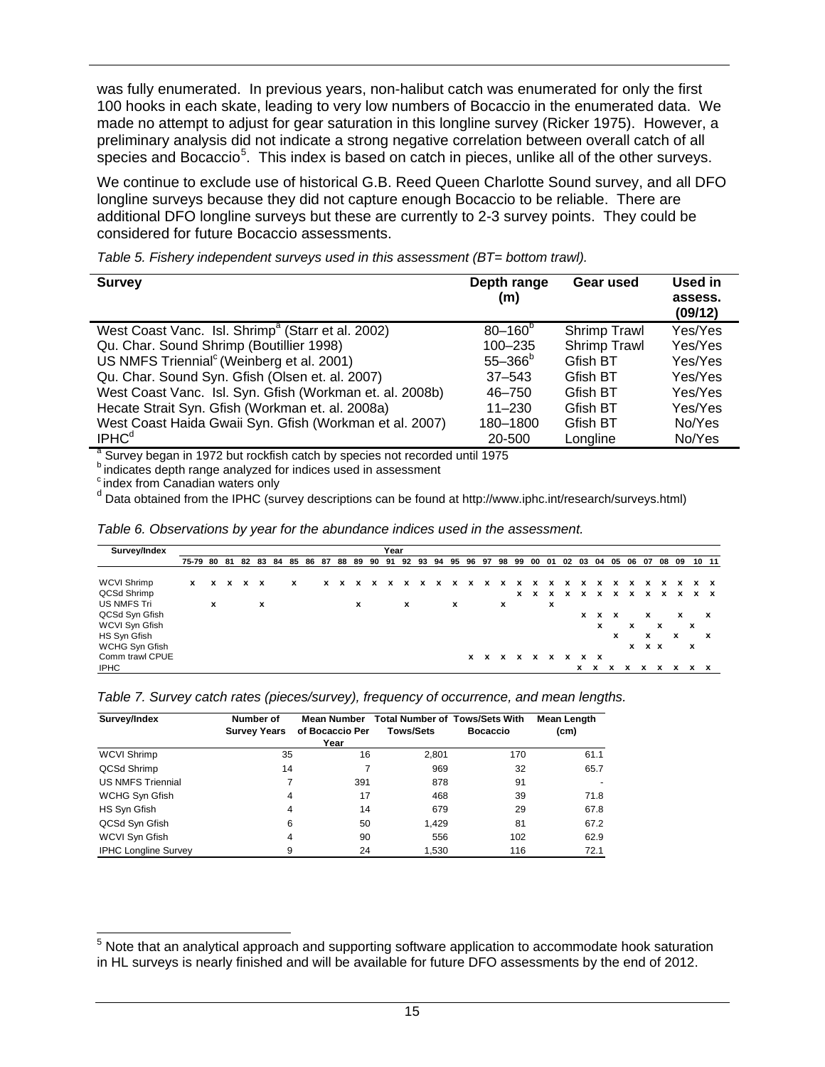was fully enumerated. In previous years, non-halibut catch was enumerated for only the first 100 hooks in each skate, leading to very low numbers of Bocaccio in the enumerated data. We made no attempt to adjust for gear saturation in this longline survey (Ricker 1975). However, a preliminary analysis did not indicate a strong negative correlation between overall catch of all species and Bocaccio[5]. This index is based on catch in pieces, unlike all of the other surveys.

We continue to exclude use of historical G.B. Reed Queen Charlotte Sound survey, and all DFO longline surveys because they did not capture enough Bocaccio to be reliable. There are additional DFO longline surveys but these are currently to 2-3 survey points. They could be considered for future Bocaccio assessments.

*Table 5. Fishery independent surveys used in this assessment (BT= bottom trawl).*

| Survey | Depth range (m) | Gear used | Used in assess. (09/12) |
|---|---|---|---|
| West Coast Vanc. Isl. Shrimp[a] (Starr et al. 2002) | 80–160[b] | Shrimp Trawl | Yes/Yes |
| Qu. Char. Sound Shrimp (Boutillier 1998) | 100–235 | Shrimp Trawl | Yes/Yes |
| US NMFS Triennial[c] (Weinberg et al. 2001) | 55–366[b] | Gfish BT | Yes/Yes |
| Qu. Char. Sound Syn. Gfish (Olsen et. al. 2007) | 37–543 | Gfish BT | Yes/Yes |
| West Coast Vanc. Isl. Syn. Gfish (Workman et. al. 2008b) | 46–750 | Gfish BT | Yes/Yes |
| Hecate Strait Syn. Gfish (Workman et. al. 2008a) | 11–230 | Gfish BT | Yes/Yes |
| West Coast Haida Gwaii Syn. Gfish (Workman et al. 2007) | 180–1800 | Gfish BT | No/Yes |
| IPHC[d] | 20-500 | Longline | No/Yes |

[a] Survey began in 1972 but rockfish catch by species not recorded until 1975
[b] indicates depth range analyzed for indices used in assessment
[c] index from Canadian waters only
[d] Data obtained from the IPHC (survey descriptions can be found at http://www.iphc.int/research/surveys.html)

*Table 6. Observations by year for the abundance indices used in the assessment.*

| Survey/Index | 75-79 | 80 | 81 | 82 | 83 | 84 | 85 | 86 | 87 | 88 | 89 | 90 | 91 | 92 | 93 | 94 | 95 | 96 | 97 | 98 | 99 | 00 | 01 | 02 | 03 | 04 | 05 | 06 | 07 | 08 | 09 | 10 | 11 |
|---|---|---|---|---|---|---|---|---|---|---|---|---|---|---|---|---|---|---|---|---|---|---|---|---|---|---|---|---|---|---|---|---|---|
| WCVI Shrimp | x | x | x | x | x | | x | | x | x | x | x | x | x | x | x | x | x | x | x | x | x | x | x | x | x | x | x | x | x | x | x | x |
| QCSd Shrimp | | | | | | | | | | | | | | | | | | | | x | x | x | x | x | x | x | x | x | x | x | x | x | x |
| US NMFS Tri | | x | | | x | | | | | | x | | | x | | | x | | | x | | | x | | | | | | | | | | |
| QCSd Syn Gfish | | | | | | | | | | | | | | | | | | | | | | | | | x | x | x | | x | | x | | x |
| WCVI Syn Gfish | | | | | | | | | | | | | | | | | | | | | | | | | | x | | x | | x | | x | |
| HS Syn Gfish | | | | | | | | | | | | | | | | | | | | | | | | | | | x | | x | | x | | x |
| WCHG Syn Gfish | | | | | | | | | | | | | | | | | | | | | | | | | | | | x | x | x | | x | |
| Comm trawl CPUE | | | | | | | | | | | | | | | | | | x | x | x | x | x | x | x | x | x | | | | | | | |
| IPHC | | | | | | | | | | | | | | | | | | | | | | | | | x | x | x | x | x | x | x | x | x |

*Table 7. Survey catch rates (pieces/survey), frequency of occurrence, and mean lengths.*

| Survey/Index | Number of Survey Years | Mean Number of Bocaccio Per Year | Total Number of Tows/Sets | Tows/Sets With Bocaccio | Mean Length (cm) |
|---|---|---|---|---|---|
| WCVI Shrimp | 35 | 16 | 2,801 | 170 | 61.1 |
| QCSd Shrimp | 14 | 7 | 969 | 32 | 65.7 |
| US NMFS Triennial | 7 | 391 | 878 | 91 | - |
| WCHG Syn Gfish | 4 | 17 | 468 | 39 | 71.8 |
| HS Syn Gfish | 4 | 14 | 679 | 29 | 67.8 |
| QCSd Syn Gfish | 6 | 50 | 1,429 | 81 | 67.2 |
| WCVI Syn Gfish | 4 | 90 | 556 | 102 | 62.9 |
| IPHC Longline Survey | 9 | 24 | 1,530 | 116 | 72.1 |

[5] Note that an analytical approach and supporting software application to accommodate hook saturation in HL surveys is nearly finished and will be available for future DFO assessments by the end of 2012.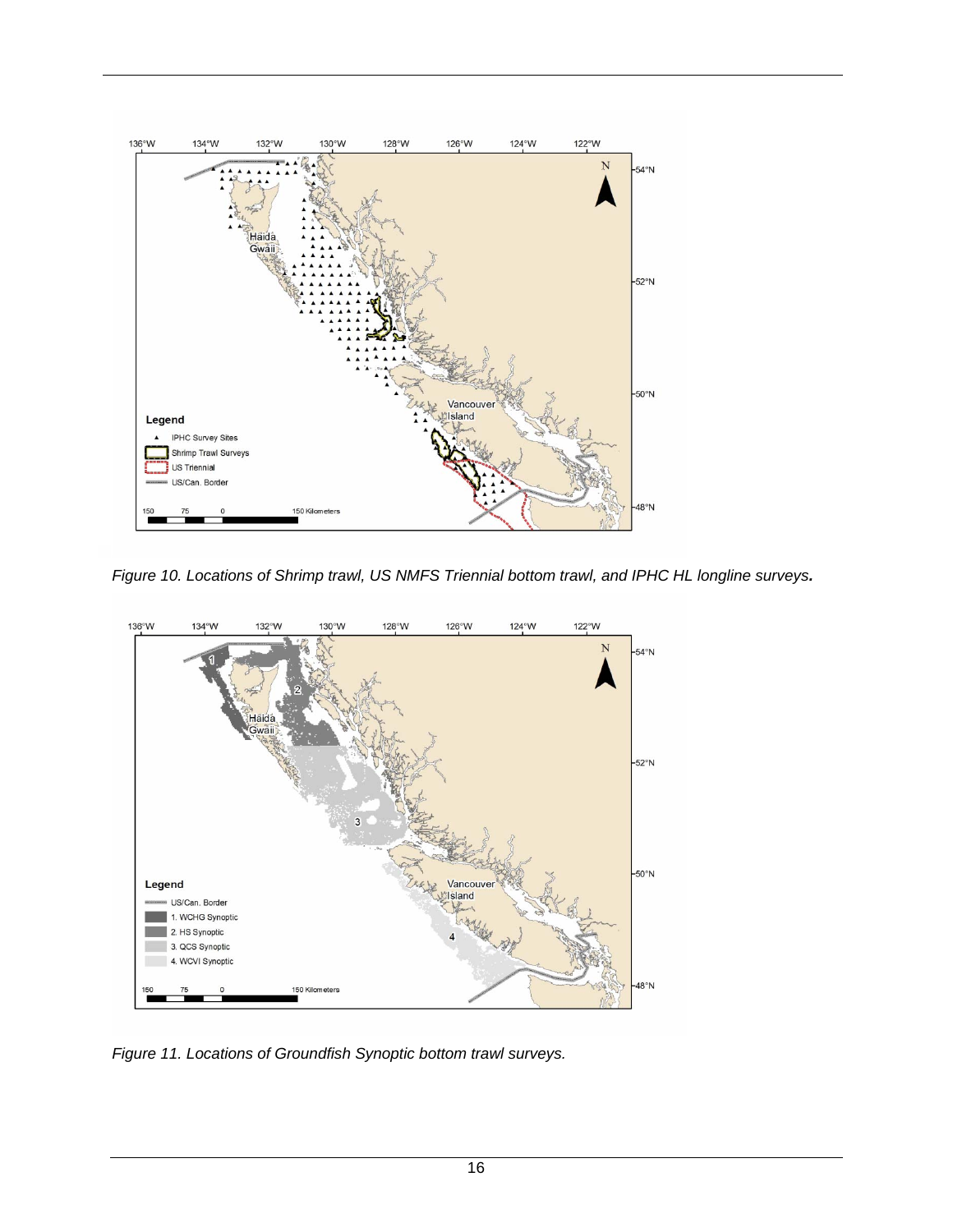*Figure 10. Locations of Shrimp trawl, US NMFS Triennial bottom trawl, and IPHC HL longline surveys.*

*Figure 11. Locations of Groundfish Synoptic bottom trawl surveys.*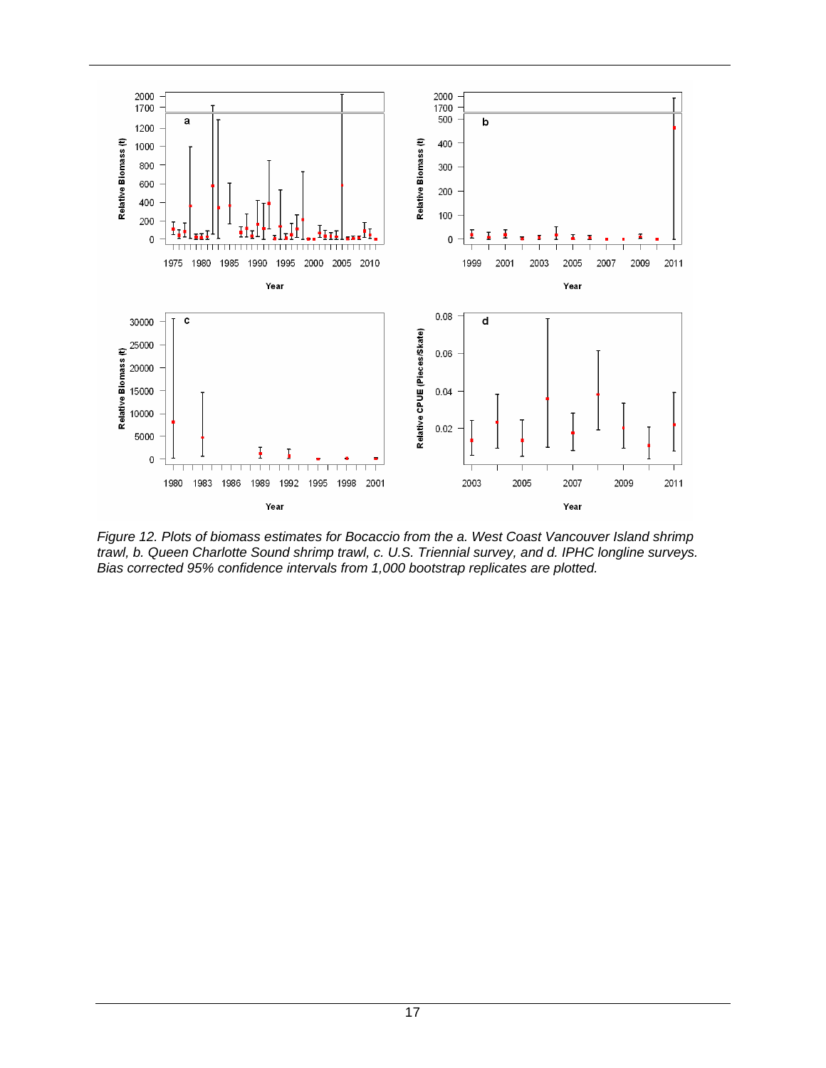*Figure 12. Plots of biomass estimates for Bocaccio from the a. West Coast Vancouver Island shrimp trawl, b. Queen Charlotte Sound shrimp trawl, c. U.S. Triennial survey, and d. IPHC longline surveys. Bias corrected 95% confidence intervals from 1,000 bootstrap replicates are plotted.*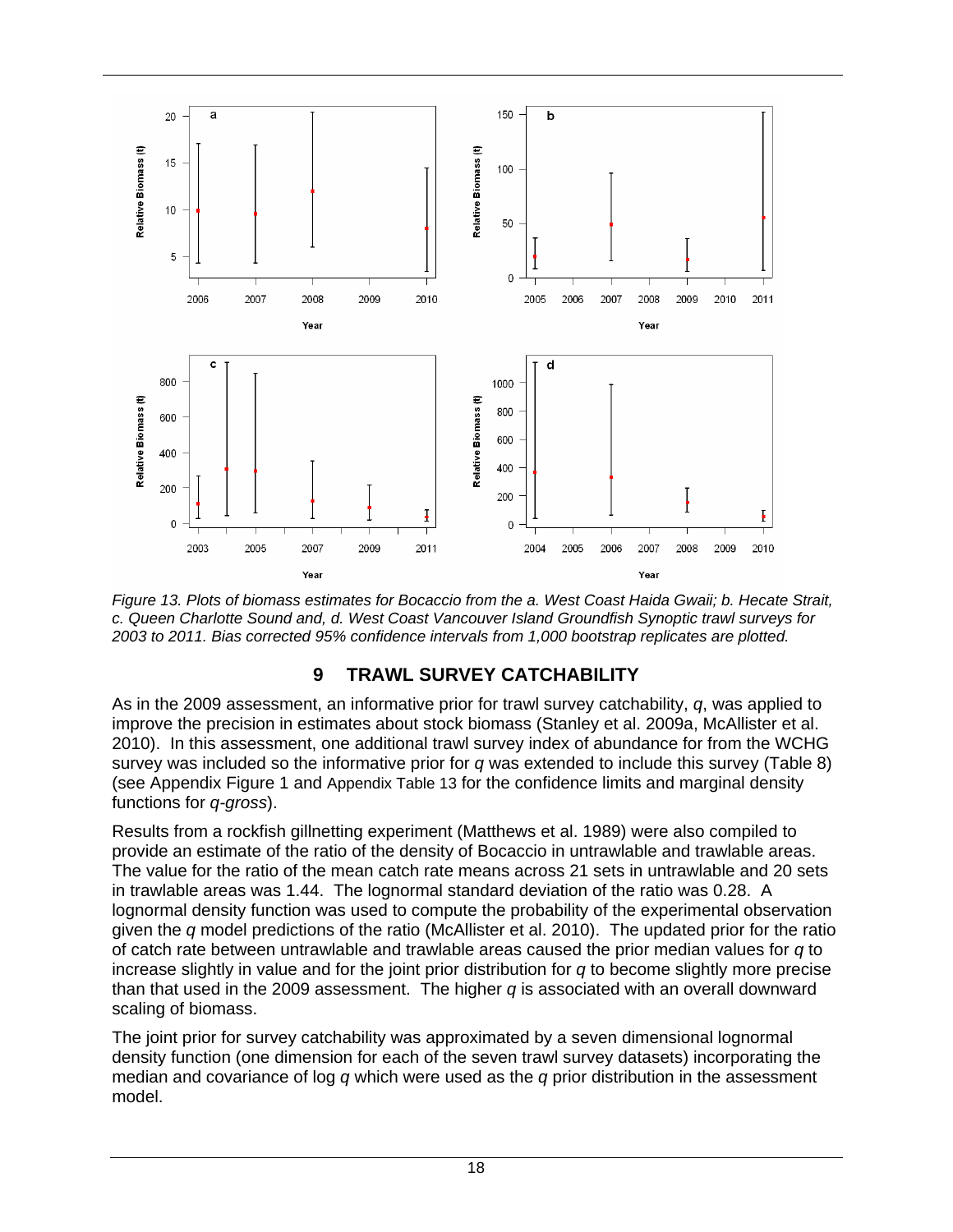*Figure 13. Plots of biomass estimates for Bocaccio from the a. West Coast Haida Gwaii; b. Hecate Strait, c. Queen Charlotte Sound and, d. West Coast Vancouver Island Groundfish Synoptic trawl surveys for 2003 to 2011. Bias corrected 95% confidence intervals from 1,000 bootstrap replicates are plotted.*

# 9 TRAWL SURVEY CATCHABILITY

As in the 2009 assessment, an informative prior for trawl survey catchability, *q*, was applied to improve the precision in estimates about stock biomass (Stanley et al. 2009a, McAllister et al. 2010). In this assessment, one additional trawl survey index of abundance for from the WCHG survey was included so the informative prior for *q* was extended to include this survey (Table 8) (see Appendix Figure 1 and Appendix Table 13 for the confidence limits and marginal density functions for *q-gross*).

Results from a rockfish gillnetting experiment (Matthews et al. 1989) were also compiled to provide an estimate of the ratio of the density of Bocaccio in untrawlable and trawlable areas. The value for the ratio of the mean catch rate means across 21 sets in untrawlable and 20 sets in trawlable areas was 1.44. The lognormal standard deviation of the ratio was 0.28. A lognormal density function was used to compute the probability of the experimental observation given the *q* model predictions of the ratio (McAllister et al. 2010). The updated prior for the ratio of catch rate between untrawlable and trawlable areas caused the prior median values for *q* to increase slightly in value and for the joint prior distribution for *q* to become slightly more precise than that used in the 2009 assessment. The higher *q* is associated with an overall downward scaling of biomass.

The joint prior for survey catchability was approximated by a seven dimensional lognormal density function (one dimension for each of the seven trawl survey datasets) incorporating the median and covariance of log *q* which were used as the *q* prior distribution in the assessment model.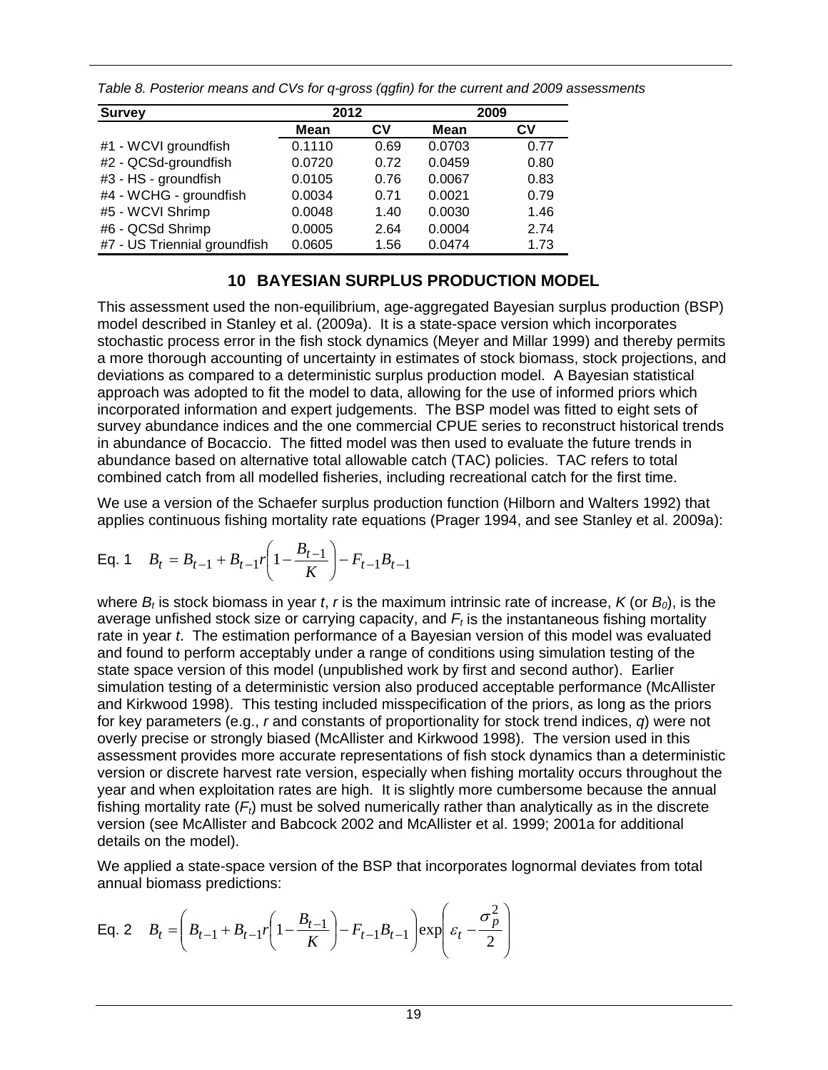*Table 8. Posterior means and CVs for q-gross (qgfin) for the current and 2009 assessments*

| Survey | 2012 | | 2009 | |
|---|---|---|---|---|
| | Mean | CV | Mean | CV |
| #1 - WCVI groundfish | 0.1110 | 0.69 | 0.0703 | 0.77 |
| #2 - QCSd-groundfish | 0.0720 | 0.72 | 0.0459 | 0.80 |
| #3 - HS - groundfish | 0.0105 | 0.76 | 0.0067 | 0.83 |
| #4 - WCHG - groundfish | 0.0034 | 0.71 | 0.0021 | 0.79 |
| #5 - WCVI Shrimp | 0.0048 | 1.40 | 0.0030 | 1.46 |
| #6 - QCSd Shrimp | 0.0005 | 2.64 | 0.0004 | 2.74 |
| #7 - US Triennial groundfish | 0.0605 | 1.56 | 0.0474 | 1.73 |

# 10 BAYESIAN SURPLUS PRODUCTION MODEL

This assessment used the non-equilibrium, age-aggregated Bayesian surplus production (BSP) model described in Stanley et al. (2009a). It is a state-space version which incorporates stochastic process error in the fish stock dynamics (Meyer and Millar 1999) and thereby permits a more thorough accounting of uncertainty in estimates of stock biomass, stock projections, and deviations as compared to a deterministic surplus production model. A Bayesian statistical approach was adopted to fit the model to data, allowing for the use of informed priors which incorporated information and expert judgements. The BSP model was fitted to eight sets of survey abundance indices and the one commercial CPUE series to reconstruct historical trends in abundance of Bocaccio. The fitted model was then used to evaluate the future trends in abundance based on alternative total allowable catch (TAC) policies. TAC refers to total combined catch from all modelled fisheries, including recreational catch for the first time.

We use a version of the Schaefer surplus production function (Hilborn and Walters 1992) that applies continuous fishing mortality rate equations (Prager 1994, and see Stanley et al. 2009a):

Eq. 1 $$B_t = B_{t-1} + B_{t-1} r \left(1 - \frac{B_{t-1}}{K}\right) - F_{t-1} B_{t-1}$$

where $B_t$ is stock biomass in year *t*, *r* is the maximum intrinsic rate of increase, *K* (or $B_0$), is the average unfished stock size or carrying capacity, and $F_t$ is the instantaneous fishing mortality rate in year *t*. The estimation performance of a Bayesian version of this model was evaluated and found to perform acceptably under a range of conditions using simulation testing of the state space version of this model (unpublished work by first and second author). Earlier simulation testing of a deterministic version also produced acceptable performance (McAllister and Kirkwood 1998). This testing included misspecification of the priors, as long as the priors for key parameters (e.g., *r* and constants of proportionality for stock trend indices, *q*) were not overly precise or strongly biased (McAllister and Kirkwood 1998). The version used in this assessment provides more accurate representations of fish stock dynamics than a deterministic version or discrete harvest rate version, especially when fishing mortality occurs throughout the year and when exploitation rates are high. It is slightly more cumbersome because the annual fishing mortality rate ($F_t$) must be solved numerically rather than analytically as in the discrete version (see McAllister and Babcock 2002 and McAllister et al. 1999; 2001a for additional details on the model).

We applied a state-space version of the BSP that incorporates lognormal deviates from total annual biomass predictions:

Eq. 2 $$B_t = \left(B_{t-1} + B_{t-1} r \left(1 - \frac{B_{t-1}}{K}\right) - F_{t-1} B_{t-1}\right) \exp\left(\varepsilon_t - \frac{\sigma_p^2}{2}\right)$$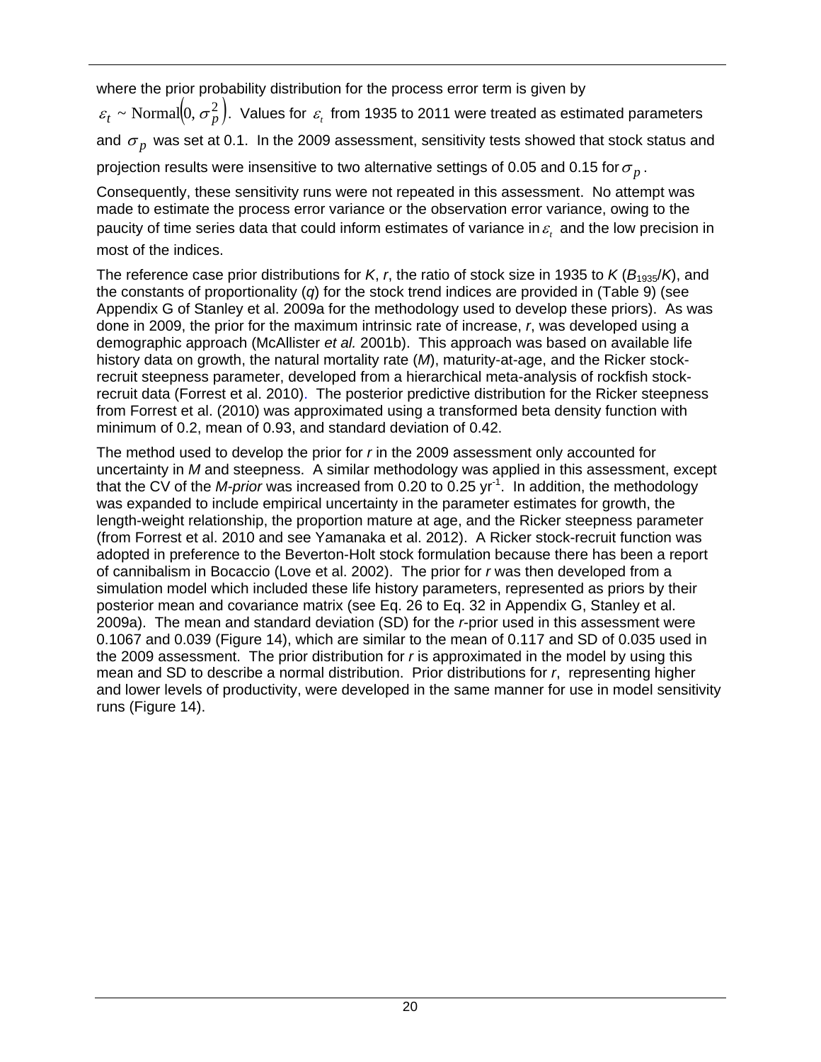where the prior probability distribution for the process error term is given by $\varepsilon_t \sim \text{Normal}\left(0, \sigma_p^2\right)$. Values for $\varepsilon_t$ from 1935 to 2011 were treated as estimated parameters and $\sigma_p$ was set at 0.1. In the 2009 assessment, sensitivity tests showed that stock status and projection results were insensitive to two alternative settings of 0.05 and 0.15 for $\sigma_p$. Consequently, these sensitivity runs were not repeated in this assessment. No attempt was made to estimate the process error variance or the observation error variance, owing to the paucity of time series data that could inform estimates of variance in $\varepsilon_t$ and the low precision in most of the indices.

The reference case prior distributions for *K*, *r*, the ratio of stock size in 1935 to *K* ($B_{1935}/K$), and the constants of proportionality (*q*) for the stock trend indices are provided in (Table 9) (see Appendix G of Stanley et al. 2009a for the methodology used to develop these priors). As was done in 2009, the prior for the maximum intrinsic rate of increase, *r*, was developed using a demographic approach (McAllister *et al.* 2001b). This approach was based on available life history data on growth, the natural mortality rate (*M*), maturity-at-age, and the Ricker stock-recruit steepness parameter, developed from a hierarchical meta-analysis of rockfish stock-recruit data (Forrest et al. 2010). The posterior predictive distribution for the Ricker steepness from Forrest et al. (2010) was approximated using a transformed beta density function with minimum of 0.2, mean of 0.93, and standard deviation of 0.42.

The method used to develop the prior for *r* in the 2009 assessment only accounted for uncertainty in *M* and steepness. A similar methodology was applied in this assessment, except that the CV of the *M-prior* was increased from 0.20 to 0.25 $\text{yr}^{-1}$. In addition, the methodology was expanded to include empirical uncertainty in the parameter estimates for growth, the length-weight relationship, the proportion mature at age, and the Ricker steepness parameter (from Forrest et al. 2010 and see Yamanaka et al. 2012). A Ricker stock-recruit function was adopted in preference to the Beverton-Holt stock formulation because there has been a report of cannibalism in Bocaccio (Love et al. 2002). The prior for *r* was then developed from a simulation model which included these life history parameters, represented as priors by their posterior mean and covariance matrix (see Eq. 26 to Eq. 32 in Appendix G, Stanley et al. 2009a). The mean and standard deviation (SD) for the *r*-prior used in this assessment were 0.1067 and 0.039 (Figure 14), which are similar to the mean of 0.117 and SD of 0.035 used in the 2009 assessment. The prior distribution for *r* is approximated in the model by using this mean and SD to describe a normal distribution. Prior distributions for *r*, representing higher and lower levels of productivity, were developed in the same manner for use in model sensitivity runs (Figure 14).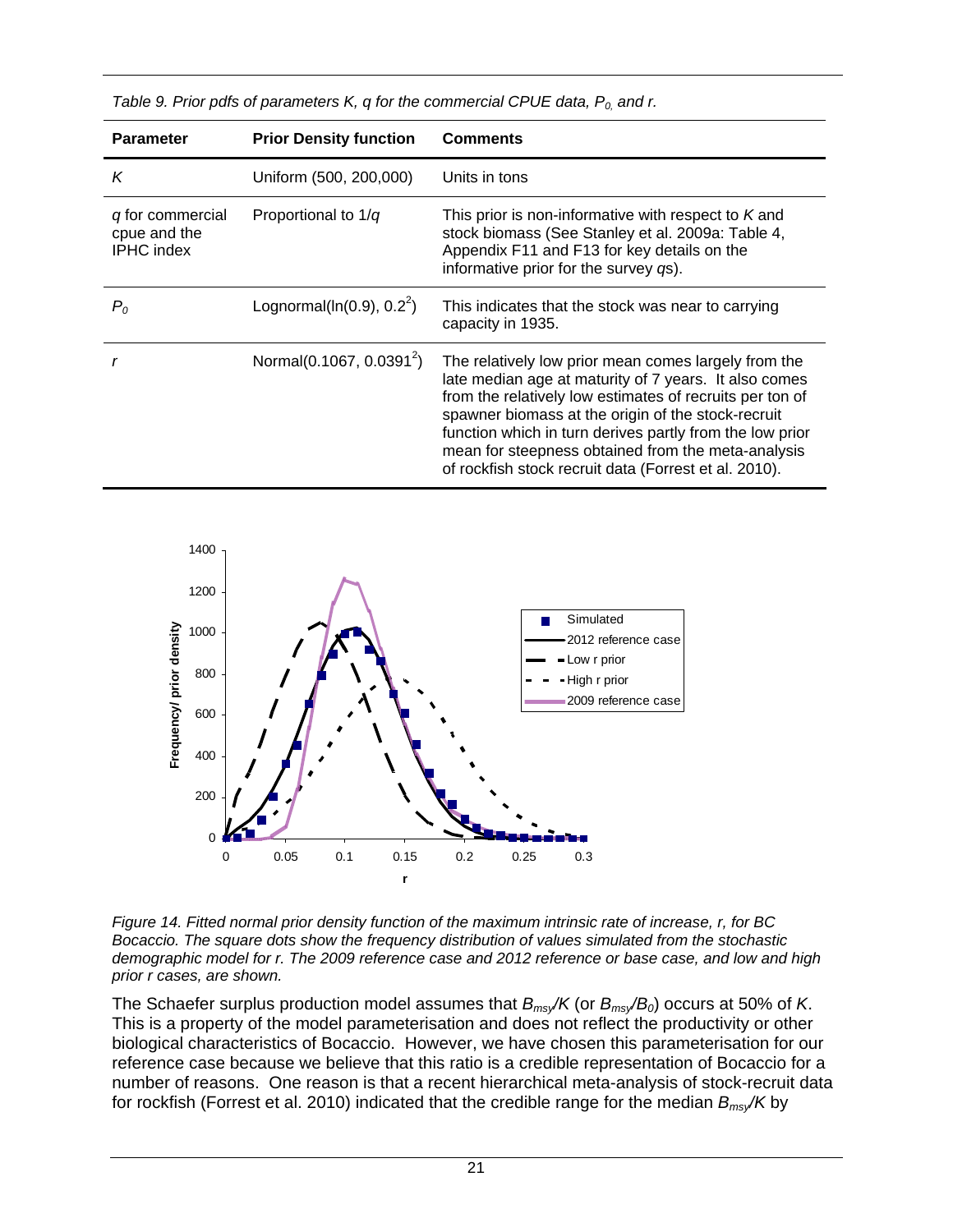*Table 9. Prior pdfs of parameters K, q for the commercial CPUE data, $P_0$, and r.*

| Parameter | Prior Density function | Comments |
|---|---|---|
| $K$ | Uniform (500, 200,000) | Units in tons |
| $q$ for commercial cpue and the IPHC index | Proportional to $1/q$ | This prior is non-informative with respect to $K$ and stock biomass (See Stanley et al. 2009a: Table 4, Appendix F11 and F13 for key details on the informative prior for the survey $q$s). |
| $P_0$ | Lognormal($\ln(0.9)$, $0.2^2$) | This indicates that the stock was near to carrying capacity in 1935. |
| $r$ | Normal(0.1067, $0.0391^2$) | The relatively low prior mean comes largely from the late median age at maturity of 7 years. It also comes from the relatively low estimates of recruits per ton of spawner biomass at the origin of the stock-recruit function which in turn derives partly from the low prior mean for steepness obtained from the meta-analysis of rockfish stock recruit data (Forrest et al. 2010). |

*Figure 14. Fitted normal prior density function of the maximum intrinsic rate of increase, r, for BC Bocaccio. The square dots show the frequency distribution of values simulated from the stochastic demographic model for r. The 2009 reference case and 2012 reference or base case, and low and high prior r cases, are shown.*

The Schaefer surplus production model assumes that $B_{msy}/K$ (or $B_{msy}/B_0$) occurs at 50% of $K$. This is a property of the model parameterisation and does not reflect the productivity or other biological characteristics of Bocaccio. However, we have chosen this parameterisation for our reference case because we believe that this ratio is a credible representation of Bocaccio for a number of reasons. One reason is that a recent hierarchical meta-analysis of stock-recruit data for rockfish (Forrest et al. 2010) indicated that the credible range for the median $B_{msy}/K$ by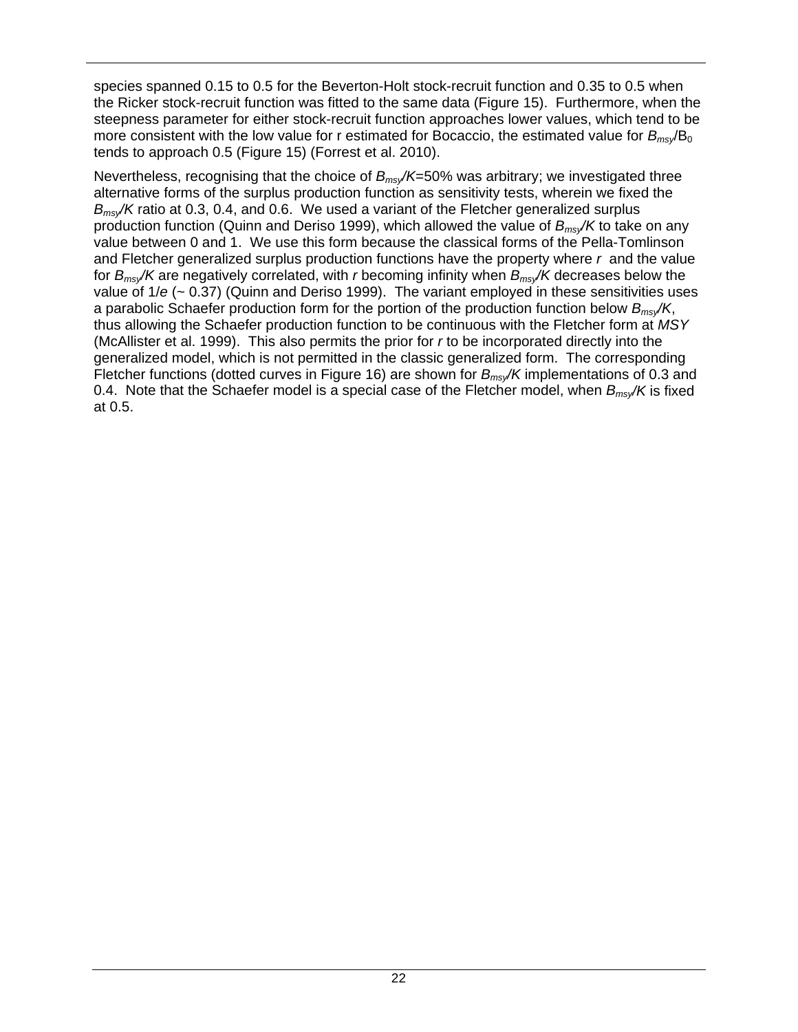species spanned 0.15 to 0.5 for the Beverton-Holt stock-recruit function and 0.35 to 0.5 when the Ricker stock-recruit function was fitted to the same data (Figure 15). Furthermore, when the steepness parameter for either stock-recruit function approaches lower values, which tend to be more consistent with the low value for r estimated for Bocaccio, the estimated value for $B_{msy}/B_0$ tends to approach 0.5 (Figure 15) (Forrest et al. 2010).

Nevertheless, recognising that the choice of $B_{msy}/K$=50% was arbitrary; we investigated three alternative forms of the surplus production function as sensitivity tests, wherein we fixed the $B_{msy}/K$ ratio at 0.3, 0.4, and 0.6. We used a variant of the Fletcher generalized surplus production function (Quinn and Deriso 1999), which allowed the value of $B_{msy}/K$ to take on any value between 0 and 1. We use this form because the classical forms of the Pella-Tomlinson and Fletcher generalized surplus production functions have the property where $r$ and the value for $B_{msy}/K$ are negatively correlated, with $r$ becoming infinity when $B_{msy}/K$ decreases below the value of $1/e$ (~ 0.37) (Quinn and Deriso 1999). The variant employed in these sensitivities uses a parabolic Schaefer production form for the portion of the production function below $B_{msy}/K$, thus allowing the Schaefer production function to be continuous with the Fletcher form at *MSY* (McAllister et al. 1999). This also permits the prior for $r$ to be incorporated directly into the generalized model, which is not permitted in the classic generalized form. The corresponding Fletcher functions (dotted curves in Figure 16) are shown for $B_{msy}/K$ implementations of 0.3 and 0.4. Note that the Schaefer model is a special case of the Fletcher model, when $B_{msy}/K$ is fixed at 0.5.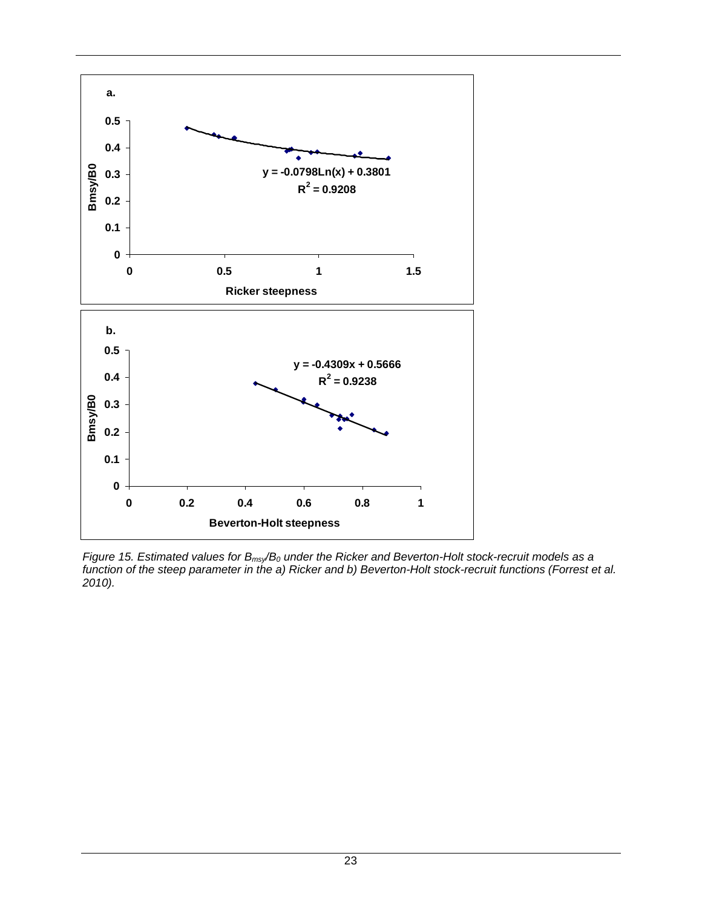**a.**

$y = -0.0798\text{Ln}(x) + 0.3801$

$R^2 = 0.9208$

Bmsy/B0

Ricker steepness

**b.**

$y = -0.4309x + 0.5666$

$R^2 = 0.9238$

Bmsy/B0

Beverton-Holt steepness

*Figure 15. Estimated values for $B_{msy}/B_0$ under the Ricker and Beverton-Holt stock-recruit models as a function of the steep parameter in the a) Ricker and b) Beverton-Holt stock-recruit functions (Forrest et al. 2010).*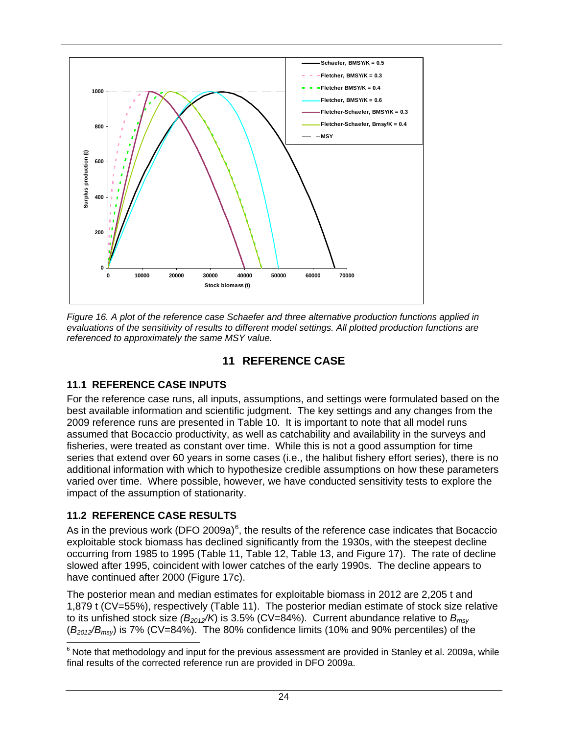Figure 16. A plot of the reference case Schaefer and three alternative production functions applied in evaluations of the sensitivity of results to different model settings. All plotted production functions are referenced to approximately the same MSY value.

# 11 REFERENCE CASE

## 11.1 REFERENCE CASE INPUTS

For the reference case runs, all inputs, assumptions, and settings were formulated based on the best available information and scientific judgment. The key settings and any changes from the 2009 reference runs are presented in Table 10. It is important to note that all model runs assumed that Bocaccio productivity, as well as catchability and availability in the surveys and fisheries, were treated as constant over time. While this is not a good assumption for time series that extend over 60 years in some cases (i.e., the halibut fishery effort series), there is no additional information with which to hypothesize credible assumptions on how these parameters varied over time. Where possible, however, we have conducted sensitivity tests to explore the impact of the assumption of stationarity.

## 11.2 REFERENCE CASE RESULTS

As in the previous work (DFO 2009a)[6], the results of the reference case indicates that Bocaccio exploitable stock biomass has declined significantly from the 1930s, with the steepest decline occurring from 1985 to 1995 (Table 11, Table 12, Table 13, and Figure 17). The rate of decline slowed after 1995, coincident with lower catches of the early 1990s. The decline appears to have continued after 2000 (Figure 17c).

The posterior mean and median estimates for exploitable biomass in 2012 are 2,205 t and 1,879 t (CV=55%), respectively (Table 11). The posterior median estimate of stock size relative to its unfished stock size *($B_{2012}/K$)* is 3.5% (CV=84%). Current abundance relative to $B_{msy}$ ($B_{2012}/B_{msy}$) is 7% (CV=84%). The 80% confidence limits (10% and 90% percentiles) of the

[6] Note that methodology and input for the previous assessment are provided in Stanley et al. 2009a, while final results of the corrected reference run are provided in DFO 2009a.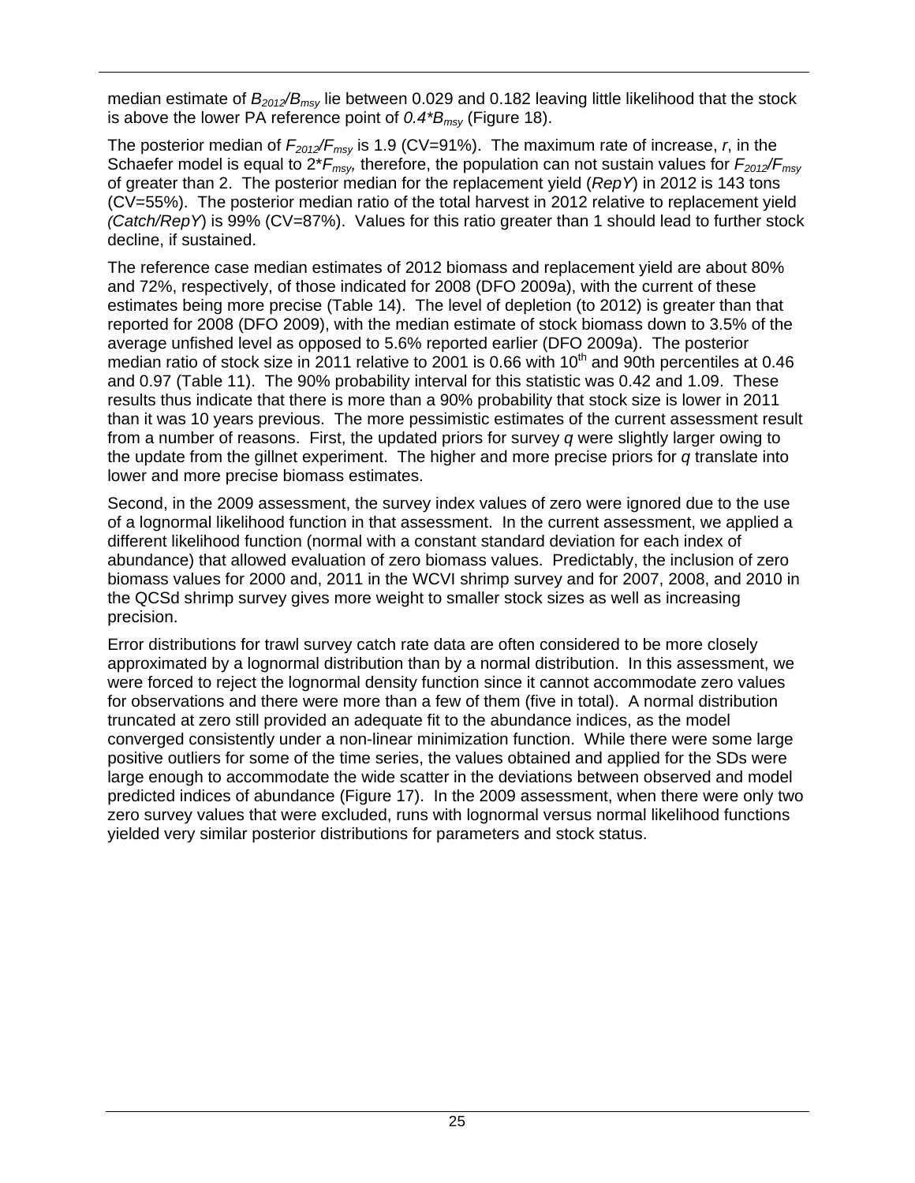median estimate of $B_{2012}/B_{msy}$ lie between 0.029 and 0.182 leaving little likelihood that the stock is above the lower PA reference point of $0.4*B_{msy}$ (Figure 18).

The posterior median of $F_{2012}/F_{msy}$ is 1.9 (CV=91%). The maximum rate of increase, *r*, in the Schaefer model is equal to $2*F_{msy}$, therefore, the population can not sustain values for $F_{2012}/F_{msy}$ of greater than 2. The posterior median for the replacement yield (*RepY*) in 2012 is 143 tons (CV=55%). The posterior median ratio of the total harvest in 2012 relative to replacement yield *(Catch/RepY*) is 99% (CV=87%). Values for this ratio greater than 1 should lead to further stock decline, if sustained.

The reference case median estimates of 2012 biomass and replacement yield are about 80% and 72%, respectively, of those indicated for 2008 (DFO 2009a), with the current of these estimates being more precise (Table 14). The level of depletion (to 2012) is greater than that reported for 2008 (DFO 2009), with the median estimate of stock biomass down to 3.5% of the average unfished level as opposed to 5.6% reported earlier (DFO 2009a). The posterior median ratio of stock size in 2011 relative to 2001 is 0.66 with 10[th] and 90th percentiles at 0.46 and 0.97 (Table 11). The 90% probability interval for this statistic was 0.42 and 1.09. These results thus indicate that there is more than a 90% probability that stock size is lower in 2011 than it was 10 years previous. The more pessimistic estimates of the current assessment result from a number of reasons. First, the updated priors for survey *q* were slightly larger owing to the update from the gillnet experiment. The higher and more precise priors for *q* translate into lower and more precise biomass estimates.

Second, in the 2009 assessment, the survey index values of zero were ignored due to the use of a lognormal likelihood function in that assessment. In the current assessment, we applied a different likelihood function (normal with a constant standard deviation for each index of abundance) that allowed evaluation of zero biomass values. Predictably, the inclusion of zero biomass values for 2000 and, 2011 in the WCVI shrimp survey and for 2007, 2008, and 2010 in the QCSd shrimp survey gives more weight to smaller stock sizes as well as increasing precision.

Error distributions for trawl survey catch rate data are often considered to be more closely approximated by a lognormal distribution than by a normal distribution. In this assessment, we were forced to reject the lognormal density function since it cannot accommodate zero values for observations and there were more than a few of them (five in total). A normal distribution truncated at zero still provided an adequate fit to the abundance indices, as the model converged consistently under a non-linear minimization function. While there were some large positive outliers for some of the time series, the values obtained and applied for the SDs were large enough to accommodate the wide scatter in the deviations between observed and model predicted indices of abundance (Figure 17). In the 2009 assessment, when there were only two zero survey values that were excluded, runs with lognormal versus normal likelihood functions yielded very similar posterior distributions for parameters and stock status.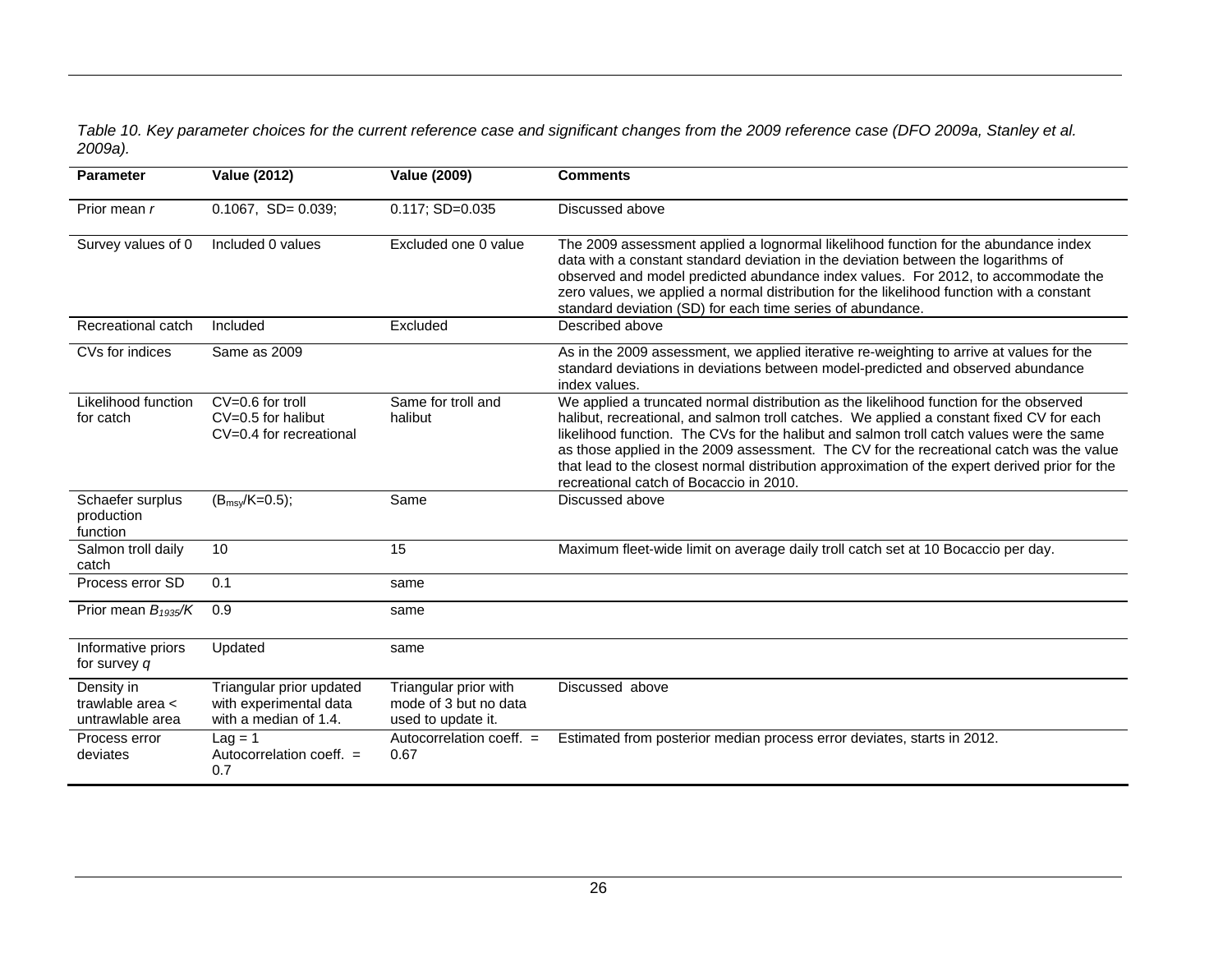*Table 10. Key parameter choices for the current reference case and significant changes from the 2009 reference case (DFO 2009a, Stanley et al. 2009a).*

| Parameter | Value (2012) | Value (2009) | Comments |
|---|---|---|---|
| Prior mean $r$ | 0.1067, SD= 0.039; | 0.117; SD=0.035 | Discussed above |
| Survey values of 0 | Included 0 values | Excluded one 0 value | The 2009 assessment applied a lognormal likelihood function for the abundance index data with a constant standard deviation in the deviation between the logarithms of observed and model predicted abundance index values. For 2012, to accommodate the zero values, we applied a normal distribution for the likelihood function with a constant standard deviation (SD) for each time series of abundance. |
| Recreational catch | Included | Excluded | Described above |
| CVs for indices | Same as 2009 | | As in the 2009 assessment, we applied iterative re-weighting to arrive at values for the standard deviations in deviations between model-predicted and observed abundance index values. |
| Likelihood function for catch | CV=0.6 for troll CV=0.5 for halibut CV=0.4 for recreational | Same for troll and halibut | We applied a truncated normal distribution as the likelihood function for the observed halibut, recreational, and salmon troll catches. We applied a constant fixed CV for each likelihood function. The CVs for the halibut and salmon troll catch values were the same as those applied in the 2009 assessment. The CV for the recreational catch was the value that lead to the closest normal distribution approximation of the expert derived prior for the recreational catch of Bocaccio in 2010. |
| Schaefer surplus production function | ($B_{msy}/K$=0.5); | Same | Discussed above |
| Salmon troll daily catch | 10 | 15 | Maximum fleet-wide limit on average daily troll catch set at 10 Bocaccio per day. |
| Process error SD | 0.1 | same | |
| Prior mean $B_{1935}/K$ | 0.9 | same | |
| Informative priors for survey $q$ | Updated | same | |
| Density in trawlable area < untrawlable area | Triangular prior updated with experimental data with a median of 1.4. | Triangular prior with mode of 3 but no data used to update it. | Discussed above |
| Process error deviates | Lag = 1 Autocorrelation coeff. = 0.7 | Autocorrelation coeff. = 0.67 | Estimated from posterior median process error deviates, starts in 2012. |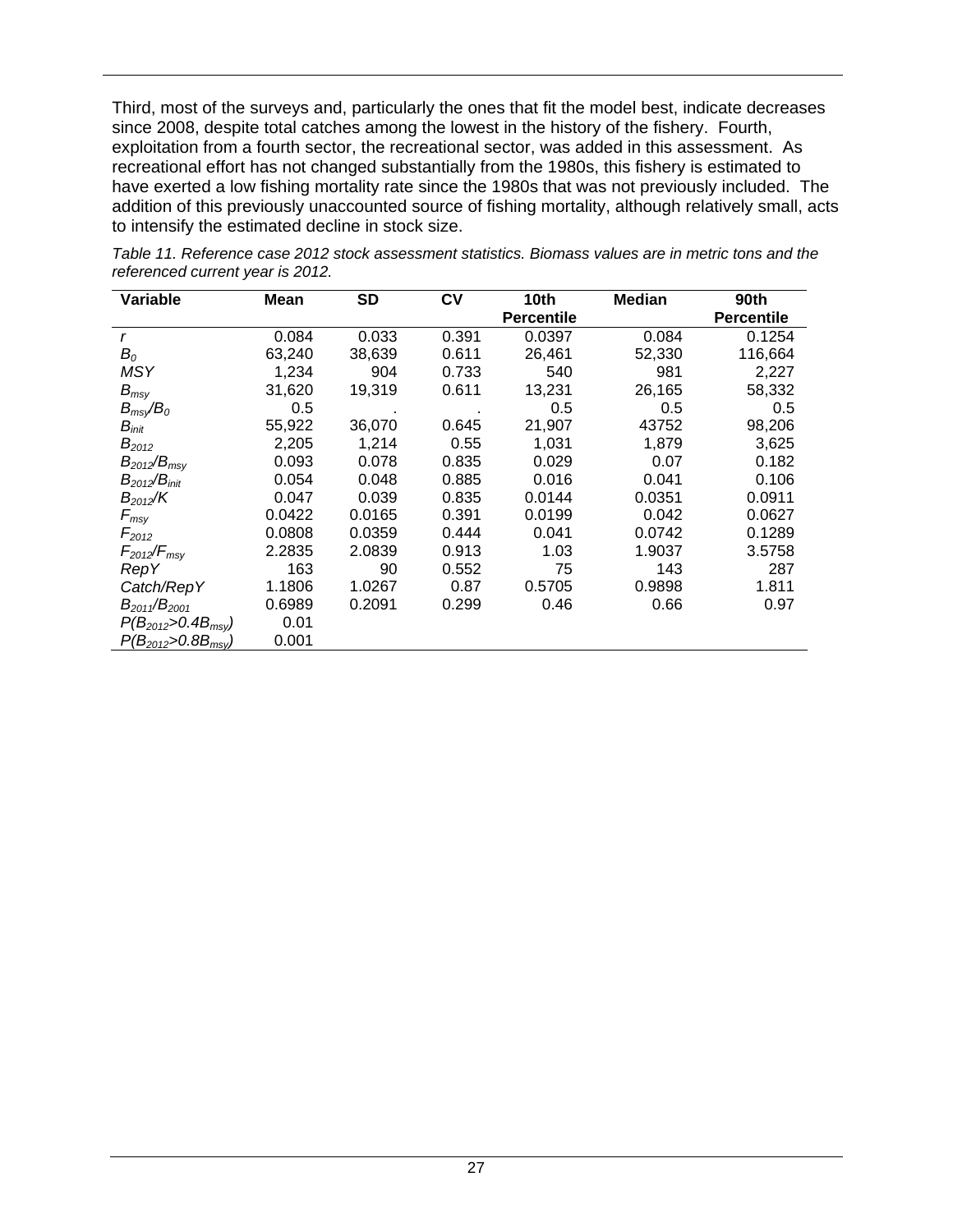Third, most of the surveys and, particularly the ones that fit the model best, indicate decreases since 2008, despite total catches among the lowest in the history of the fishery. Fourth, exploitation from a fourth sector, the recreational sector, was added in this assessment. As recreational effort has not changed substantially from the 1980s, this fishery is estimated to have exerted a low fishing mortality rate since the 1980s that was not previously included. The addition of this previously unaccounted source of fishing mortality, although relatively small, acts to intensify the estimated decline in stock size.

*Table 11. Reference case 2012 stock assessment statistics. Biomass values are in metric tons and the referenced current year is 2012.*

| Variable | Mean | SD | CV | 10th Percentile | Median | 90th Percentile |
|---|---|---|---|---|---|---|
| $r$ | 0.084 | 0.033 | 0.391 | 0.0397 | 0.084 | 0.1254 |
| $B_0$ | 63,240 | 38,639 | 0.611 | 26,461 | 52,330 | 116,664 |
| $MSY$ | 1,234 | 904 | 0.733 | 540 | 981 | 2,227 |
| $B_{msy}$ | 31,620 | 19,319 | 0.611 | 13,231 | 26,165 | 58,332 |
| $B_{msy}/B_0$ | 0.5 | . | . | 0.5 | 0.5 | 0.5 |
| $B_{init}$ | 55,922 | 36,070 | 0.645 | 21,907 | 43752 | 98,206 |
| $B_{2012}$ | 2,205 | 1,214 | 0.55 | 1,031 | 1,879 | 3,625 |
| $B_{2012}/B_{msy}$ | 0.093 | 0.078 | 0.835 | 0.029 | 0.07 | 0.182 |
| $B_{2012}/B_{init}$ | 0.054 | 0.048 | 0.885 | 0.016 | 0.041 | 0.106 |
| $B_{2012}/K$ | 0.047 | 0.039 | 0.835 | 0.0144 | 0.0351 | 0.0911 |
| $F_{msy}$ | 0.0422 | 0.0165 | 0.391 | 0.0199 | 0.042 | 0.0627 |
| $F_{2012}$ | 0.0808 | 0.0359 | 0.444 | 0.041 | 0.0742 | 0.1289 |
| $F_{2012}/F_{msy}$ | 2.2835 | 2.0839 | 0.913 | 1.03 | 1.9037 | 3.5758 |
| $RepY$ | 163 | 90 | 0.552 | 75 | 143 | 287 |
| $Catch/RepY$ | 1.1806 | 1.0267 | 0.87 | 0.5705 | 0.9898 | 1.811 |
| $B_{2011}/B_{2001}$ | 0.6989 | 0.2091 | 0.299 | 0.46 | 0.66 | 0.97 |
| $P(B_{2012}>0.4B_{msy})$ | 0.01 | | | | | |
| $P(B_{2012}>0.8B_{msy})$ | 0.001 | | | | | |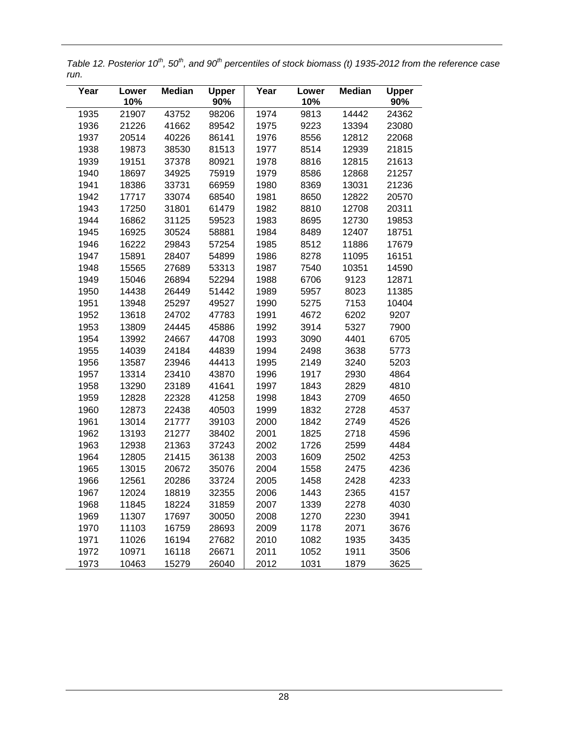*Table 12. Posterior 10$^{th}$, 50$^{th}$, and 90$^{th}$ percentiles of stock biomass (t) 1935-2012 from the reference case run.*

| Year | Lower 10% | Median | Upper 90% | Year | Lower 10% | Median | Upper 90% |
|---|---|---|---|---|---|---|---|
| 1935 | 21907 | 43752 | 98206 | 1974 | 9813 | 14442 | 24362 |
| 1936 | 21226 | 41662 | 89542 | 1975 | 9223 | 13394 | 23080 |
| 1937 | 20514 | 40226 | 86141 | 1976 | 8556 | 12812 | 22068 |
| 1938 | 19873 | 38530 | 81513 | 1977 | 8514 | 12939 | 21815 |
| 1939 | 19151 | 37378 | 80921 | 1978 | 8816 | 12815 | 21613 |
| 1940 | 18697 | 34925 | 75919 | 1979 | 8586 | 12868 | 21257 |
| 1941 | 18386 | 33731 | 66959 | 1980 | 8369 | 13031 | 21236 |
| 1942 | 17717 | 33074 | 68540 | 1981 | 8650 | 12822 | 20570 |
| 1943 | 17250 | 31801 | 61479 | 1982 | 8810 | 12708 | 20311 |
| 1944 | 16862 | 31125 | 59523 | 1983 | 8695 | 12730 | 19853 |
| 1945 | 16925 | 30524 | 58881 | 1984 | 8489 | 12407 | 18751 |
| 1946 | 16222 | 29843 | 57254 | 1985 | 8512 | 11886 | 17679 |
| 1947 | 15891 | 28407 | 54899 | 1986 | 8278 | 11095 | 16151 |
| 1948 | 15565 | 27689 | 53313 | 1987 | 7540 | 10351 | 14590 |
| 1949 | 15046 | 26894 | 52294 | 1988 | 6706 | 9123 | 12871 |
| 1950 | 14438 | 26449 | 51442 | 1989 | 5957 | 8023 | 11385 |
| 1951 | 13948 | 25297 | 49527 | 1990 | 5275 | 7153 | 10404 |
| 1952 | 13618 | 24702 | 47783 | 1991 | 4672 | 6202 | 9207 |
| 1953 | 13809 | 24445 | 45886 | 1992 | 3914 | 5327 | 7900 |
| 1954 | 13992 | 24667 | 44708 | 1993 | 3090 | 4401 | 6705 |
| 1955 | 14039 | 24184 | 44839 | 1994 | 2498 | 3638 | 5773 |
| 1956 | 13587 | 23946 | 44413 | 1995 | 2149 | 3240 | 5203 |
| 1957 | 13314 | 23410 | 43870 | 1996 | 1917 | 2930 | 4864 |
| 1958 | 13290 | 23189 | 41641 | 1997 | 1843 | 2829 | 4810 |
| 1959 | 12828 | 22328 | 41258 | 1998 | 1843 | 2709 | 4650 |
| 1960 | 12873 | 22438 | 40503 | 1999 | 1832 | 2728 | 4537 |
| 1961 | 13014 | 21777 | 39103 | 2000 | 1842 | 2749 | 4526 |
| 1962 | 13193 | 21277 | 38402 | 2001 | 1825 | 2718 | 4596 |
| 1963 | 12938 | 21363 | 37243 | 2002 | 1726 | 2599 | 4484 |
| 1964 | 12805 | 21415 | 36138 | 2003 | 1609 | 2502 | 4253 |
| 1965 | 13015 | 20672 | 35076 | 2004 | 1558 | 2475 | 4236 |
| 1966 | 12561 | 20286 | 33724 | 2005 | 1458 | 2428 | 4233 |
| 1967 | 12024 | 18819 | 32355 | 2006 | 1443 | 2365 | 4157 |
| 1968 | 11845 | 18224 | 31859 | 2007 | 1339 | 2278 | 4030 |
| 1969 | 11307 | 17697 | 30050 | 2008 | 1270 | 2230 | 3941 |
| 1970 | 11103 | 16759 | 28693 | 2009 | 1178 | 2071 | 3676 |
| 1971 | 11026 | 16194 | 27682 | 2010 | 1082 | 1935 | 3435 |
| 1972 | 10971 | 16118 | 26671 | 2011 | 1052 | 1911 | 3506 |
| 1973 | 10463 | 15279 | 26040 | 2012 | 1031 | 1879 | 3625 |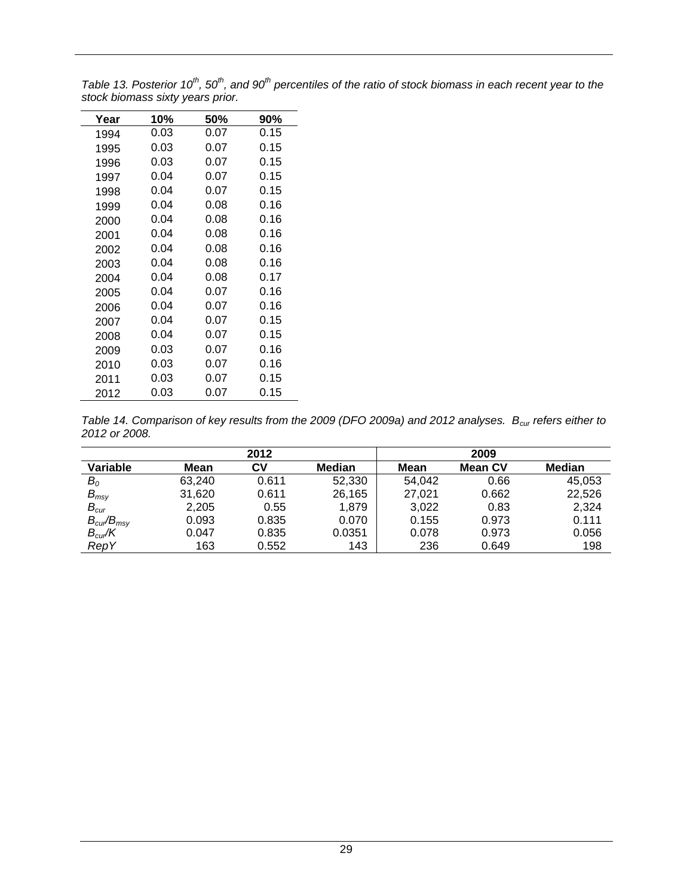*Table 13. Posterior 10th, 50th, and 90th percentiles of the ratio of stock biomass in each recent year to the stock biomass sixty years prior.*

| Year | 10% | 50% | 90% |
|---|---|---|---|
| 1994 | 0.03 | 0.07 | 0.15 |
| 1995 | 0.03 | 0.07 | 0.15 |
| 1996 | 0.03 | 0.07 | 0.15 |
| 1997 | 0.04 | 0.07 | 0.15 |
| 1998 | 0.04 | 0.07 | 0.15 |
| 1999 | 0.04 | 0.08 | 0.16 |
| 2000 | 0.04 | 0.08 | 0.16 |
| 2001 | 0.04 | 0.08 | 0.16 |
| 2002 | 0.04 | 0.08 | 0.16 |
| 2003 | 0.04 | 0.08 | 0.16 |
| 2004 | 0.04 | 0.08 | 0.17 |
| 2005 | 0.04 | 0.07 | 0.16 |
| 2006 | 0.04 | 0.07 | 0.16 |
| 2007 | 0.04 | 0.07 | 0.15 |
| 2008 | 0.04 | 0.07 | 0.15 |
| 2009 | 0.03 | 0.07 | 0.16 |
| 2010 | 0.03 | 0.07 | 0.16 |
| 2011 | 0.03 | 0.07 | 0.15 |
| 2012 | 0.03 | 0.07 | 0.15 |

*Table 14. Comparison of key results from the 2009 (DFO 2009a) and 2012 analyses. $B_{cur}$ refers either to 2012 or 2008.*

| | 2012 | | | 2009 | | |
|---|---|---|---|---|---|---|
| **Variable** | **Mean** | **CV** | **Median** | **Mean** | **Mean CV** | **Median** |
| $B_0$ | 63,240 | 0.611 | 52,330 | 54,042 | 0.66 | 45,053 |
| $B_{msy}$ | 31,620 | 0.611 | 26,165 | 27,021 | 0.662 | 22,526 |
| $B_{cur}$ | 2,205 | 0.55 | 1,879 | 3,022 | 0.83 | 2,324 |
| $B_{cur}/B_{msy}$ | 0.093 | 0.835 | 0.070 | 0.155 | 0.973 | 0.111 |
| $B_{cur}/K$ | 0.047 | 0.835 | 0.0351 | 0.078 | 0.973 | 0.056 |
| *RepY* | 163 | 0.552 | 143 | 236 | 0.649 | 198 |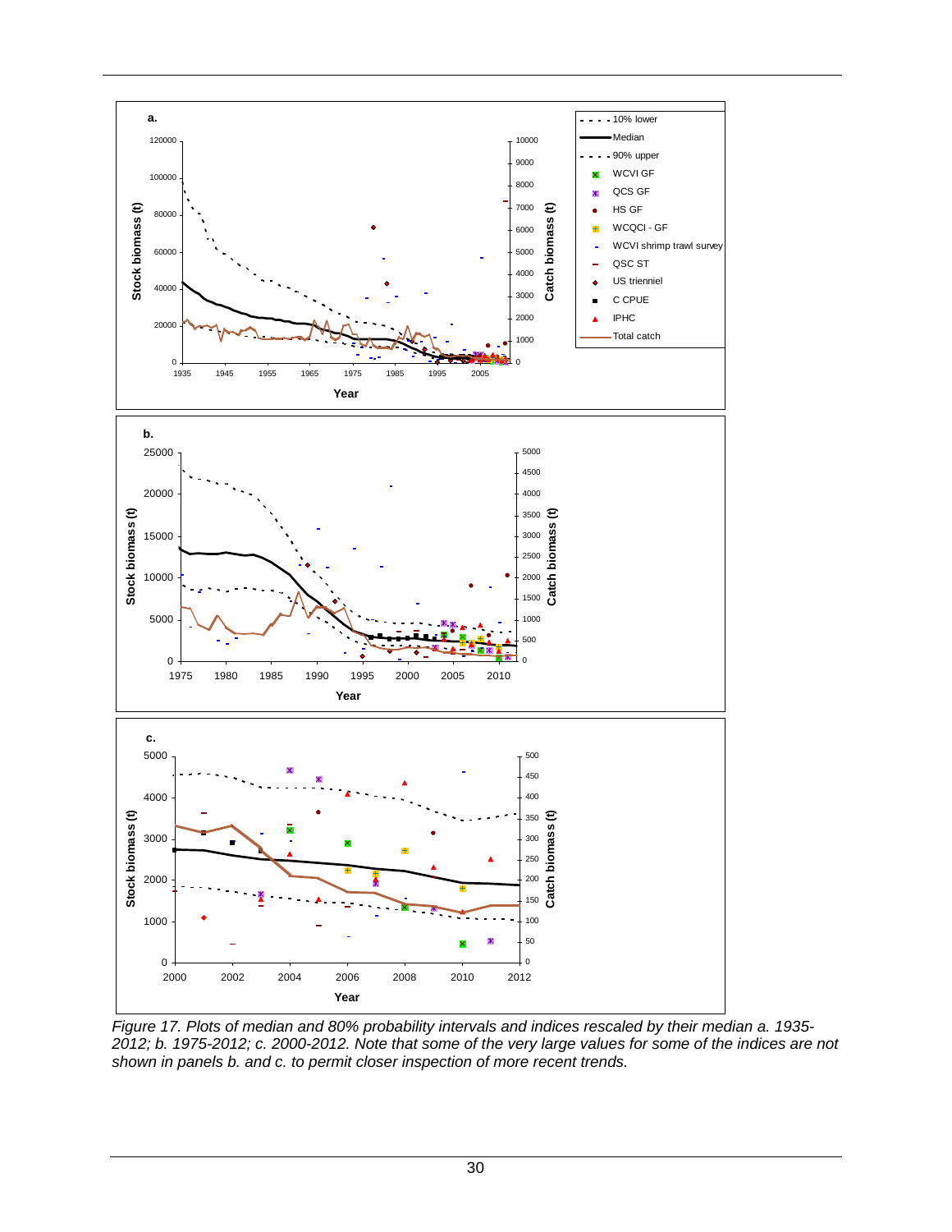*Figure 17. Plots of median and 80% probability intervals and indices rescaled by their median a. 1935-2012; b. 1975-2012; c. 2000-2012. Note that some of the very large values for some of the indices are not shown in panels b. and c. to permit closer inspection of more recent trends.*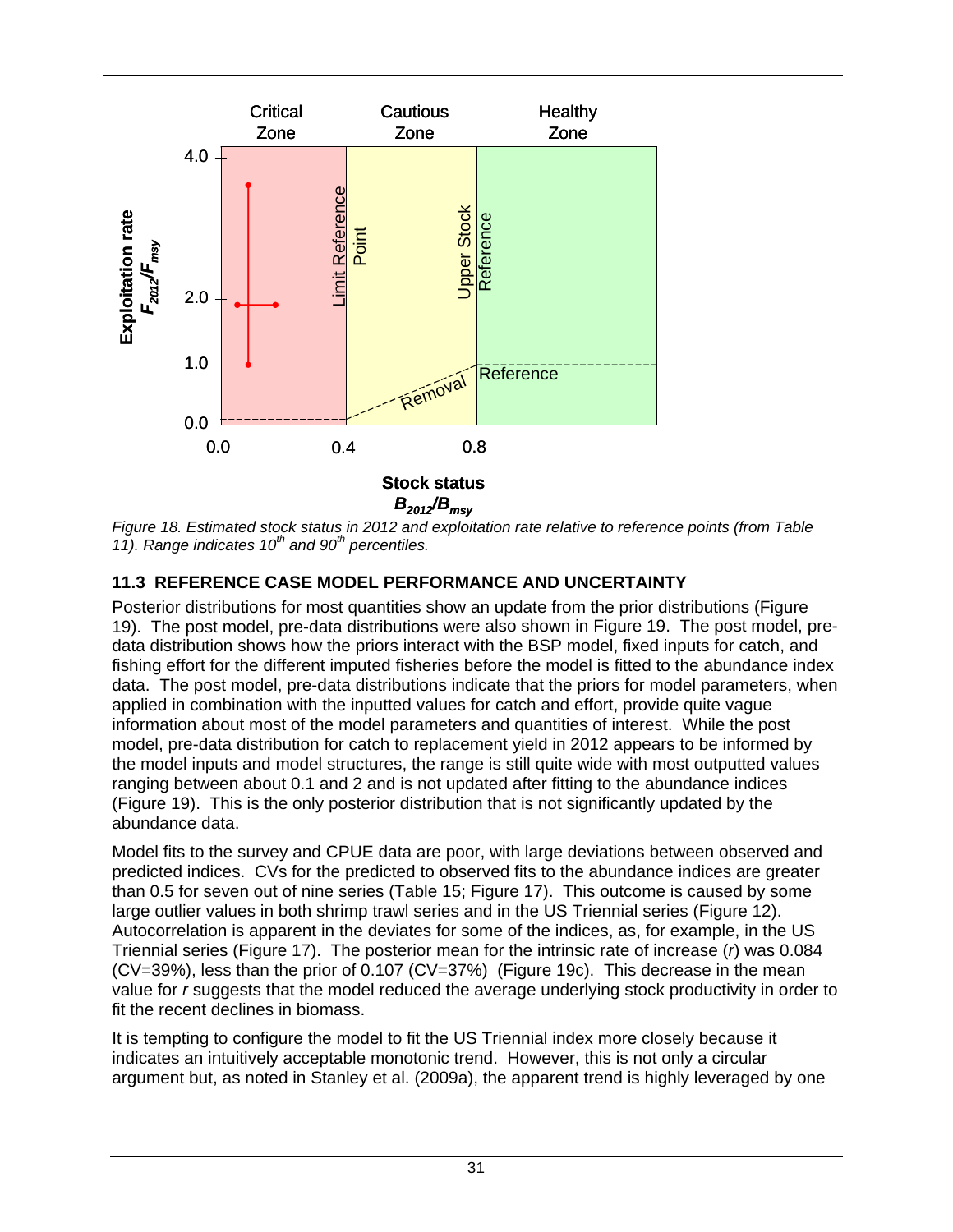Figure 18. Estimated stock status in 2012 and exploitation rate relative to reference points (from Table 11). Range indicates 10th and 90th percentiles.

### 11.3 REFERENCE CASE MODEL PERFORMANCE AND UNCERTAINTY

Posterior distributions for most quantities show an update from the prior distributions (Figure 19). The post model, pre-data distributions were also shown in Figure 19. The post model, pre-data distribution shows how the priors interact with the BSP model, fixed inputs for catch, and fishing effort for the different imputed fisheries before the model is fitted to the abundance index data. The post model, pre-data distributions indicate that the priors for model parameters, when applied in combination with the inputted values for catch and effort, provide quite vague information about most of the model parameters and quantities of interest. While the post model, pre-data distribution for catch to replacement yield in 2012 appears to be informed by the model inputs and model structures, the range is still quite wide with most outputted values ranging between about 0.1 and 2 and is not updated after fitting to the abundance indices (Figure 19). This is the only posterior distribution that is not significantly updated by the abundance data.

Model fits to the survey and CPUE data are poor, with large deviations between observed and predicted indices. CVs for the predicted to observed fits to the abundance indices are greater than 0.5 for seven out of nine series (Table 15; Figure 17). This outcome is caused by some large outlier values in both shrimp trawl series and in the US Triennial series (Figure 12). Autocorrelation is apparent in the deviates for some of the indices, as, for example, in the US Triennial series (Figure 17). The posterior mean for the intrinsic rate of increase ($r$) was 0.084 (CV=39%), less than the prior of 0.107 (CV=37%) (Figure 19c). This decrease in the mean value for $r$ suggests that the model reduced the average underlying stock productivity in order to fit the recent declines in biomass.

It is tempting to configure the model to fit the US Triennial index more closely because it indicates an intuitively acceptable monotonic trend. However, this is not only a circular argument but, as noted in Stanley et al. (2009a), the apparent trend is highly leveraged by one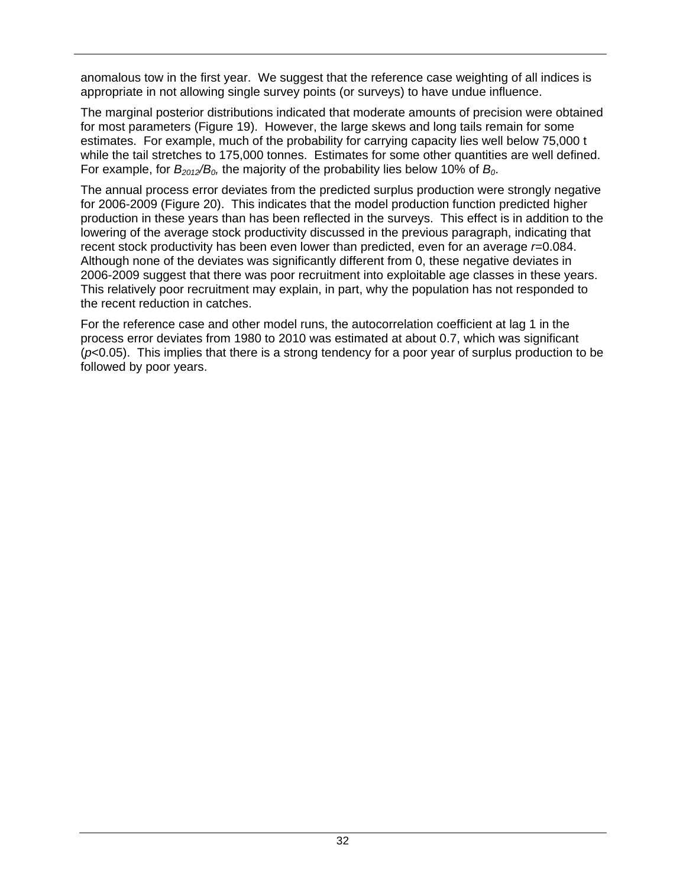anomalous tow in the first year. We suggest that the reference case weighting of all indices is appropriate in not allowing single survey points (or surveys) to have undue influence.

The marginal posterior distributions indicated that moderate amounts of precision were obtained for most parameters (Figure 19). However, the large skews and long tails remain for some estimates. For example, much of the probability for carrying capacity lies well below 75,000 t while the tail stretches to 175,000 tonnes. Estimates for some other quantities are well defined. For example, for $B_{2012}/B_0$, the majority of the probability lies below 10% of $B_0$.

The annual process error deviates from the predicted surplus production were strongly negative for 2006-2009 (Figure 20). This indicates that the model production function predicted higher production in these years than has been reflected in the surveys. This effect is in addition to the lowering of the average stock productivity discussed in the previous paragraph, indicating that recent stock productivity has been even lower than predicted, even for an average $r$=0.084. Although none of the deviates was significantly different from 0, these negative deviates in 2006-2009 suggest that there was poor recruitment into exploitable age classes in these years. This relatively poor recruitment may explain, in part, why the population has not responded to the recent reduction in catches.

For the reference case and other model runs, the autocorrelation coefficient at lag 1 in the process error deviates from 1980 to 2010 was estimated at about 0.7, which was significant ($p$<0.05). This implies that there is a strong tendency for a poor year of surplus production to be followed by poor years.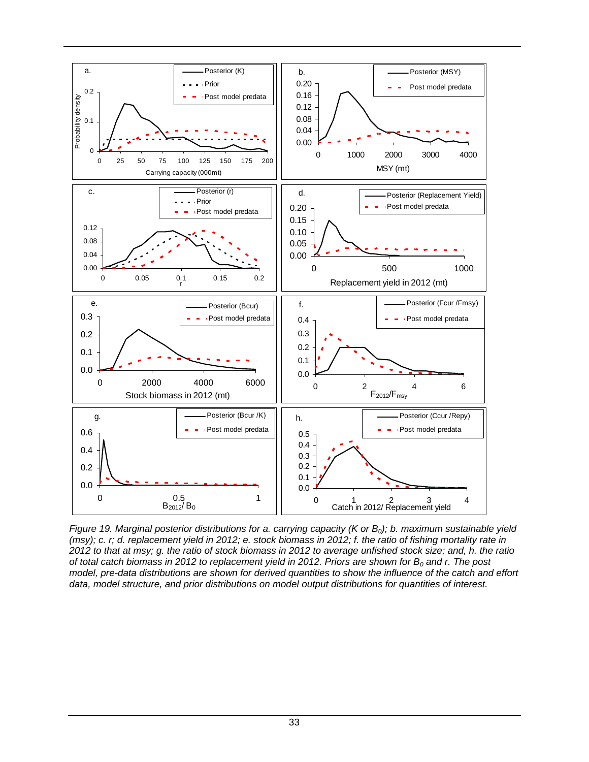*Figure 19. Marginal posterior distributions for a. carrying capacity (K or $B_0$); b. maximum sustainable yield (msy); c. r; d. replacement yield in 2012; e. stock biomass in 2012; f. the ratio of fishing mortality rate in 2012 to that at msy; g. the ratio of stock biomass in 2012 to average unfished stock size; and, h. the ratio of total catch biomass in 2012 to replacement yield in 2012. Priors are shown for $B_0$ and r. The post model, pre-data distributions are shown for derived quantities to show the influence of the catch and effort data, model structure, and prior distributions on model output distributions for quantities of interest.*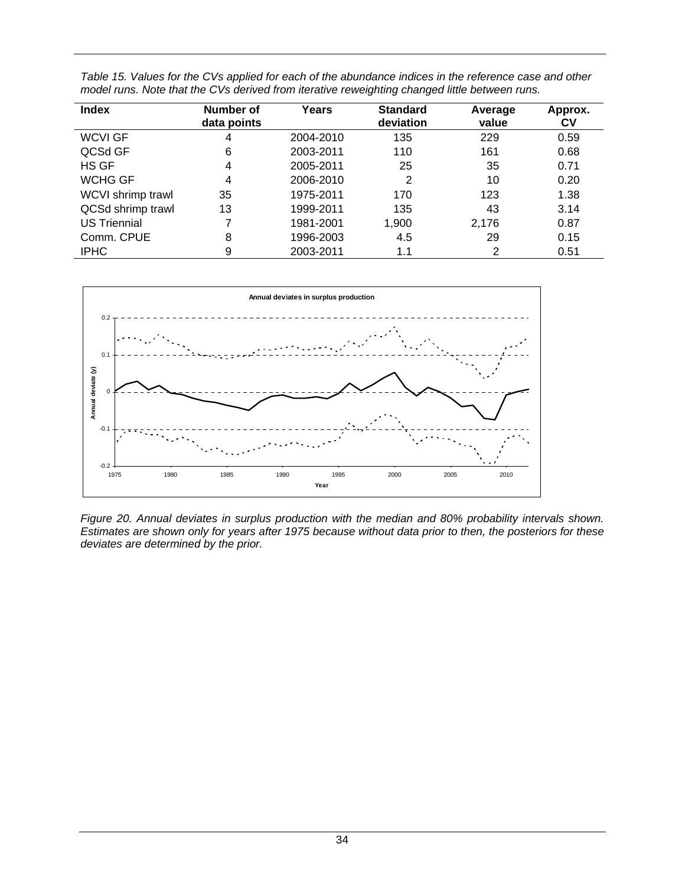*Table 15. Values for the CVs applied for each of the abundance indices in the reference case and other model runs. Note that the CVs derived from iterative reweighting changed little between runs.*

| Index | Number of data points | Years | Standard deviation | Average value | Approx. CV |
|---|---|---|---|---|---|
| WCVI GF | 4 | 2004-2010 | 135 | 229 | 0.59 |
| QCSd GF | 6 | 2003-2011 | 110 | 161 | 0.68 |
| HS GF | 4 | 2005-2011 | 25 | 35 | 0.71 |
| WCHG GF | 4 | 2006-2010 | 2 | 10 | 0.20 |
| WCVI shrimp trawl | 35 | 1975-2011 | 170 | 123 | 1.38 |
| QCSd shrimp trawl | 13 | 1999-2011 | 135 | 43 | 3.14 |
| US Triennial | 7 | 1981-2001 | 1,900 | 2,176 | 0.87 |
| Comm. CPUE | 8 | 1996-2003 | 4.5 | 29 | 0.15 |
| IPHC | 9 | 2003-2011 | 1.1 | 2 | 0.51 |

*Figure 20. Annual deviates in surplus production with the median and 80% probability intervals shown. Estimates are shown only for years after 1975 because without data prior to then, the posteriors for these deviates are determined by the prior.*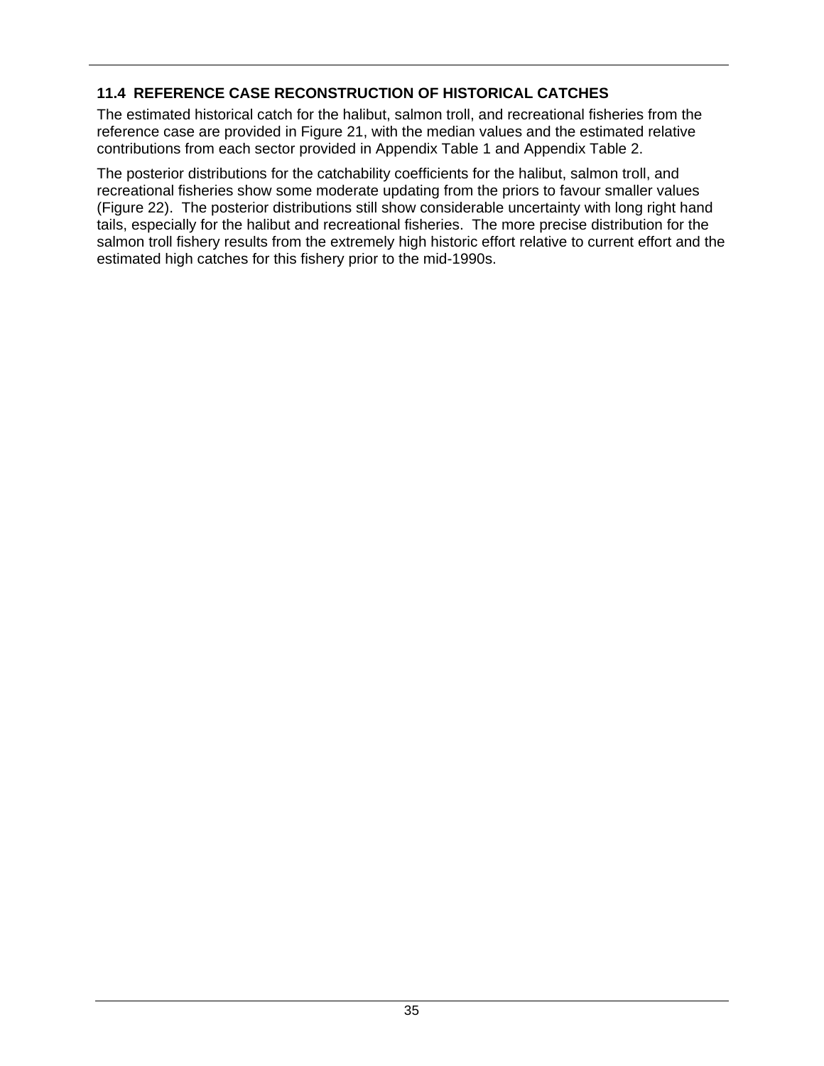### 11.4 REFERENCE CASE RECONSTRUCTION OF HISTORICAL CATCHES

The estimated historical catch for the halibut, salmon troll, and recreational fisheries from the reference case are provided in Figure 21, with the median values and the estimated relative contributions from each sector provided in Appendix Table 1 and Appendix Table 2.

The posterior distributions for the catchability coefficients for the halibut, salmon troll, and recreational fisheries show some moderate updating from the priors to favour smaller values (Figure 22). The posterior distributions still show considerable uncertainty with long right hand tails, especially for the halibut and recreational fisheries. The more precise distribution for the salmon troll fishery results from the extremely high historic effort relative to current effort and the estimated high catches for this fishery prior to the mid-1990s.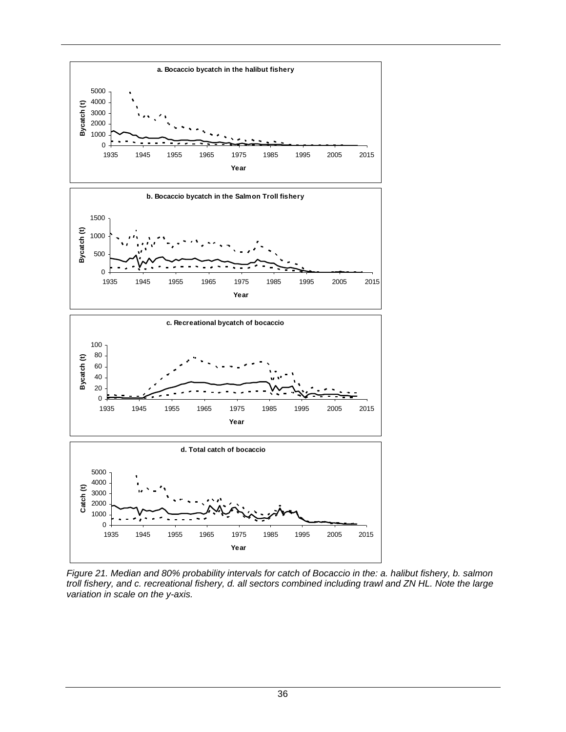Figure 21. Median and 80% probability intervals for catch of Bocaccio in the: a. halibut fishery, b. salmon troll fishery, and c. recreational fishery, d. all sectors combined including trawl and ZN HL. Note the large variation in scale on the y-axis.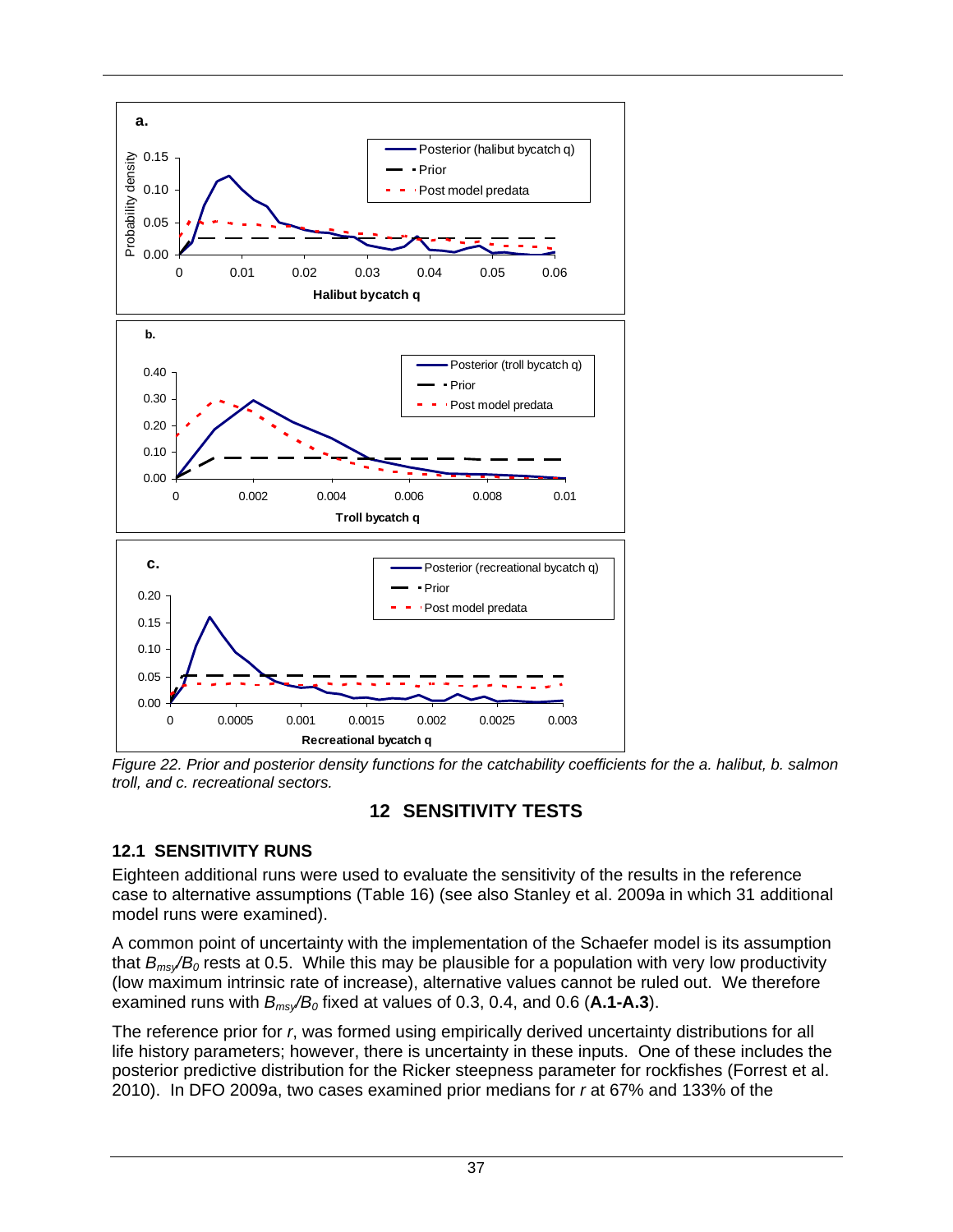Figure 22. Prior and posterior density functions for the catchability coefficients for the a. halibut, b. salmon troll, and c. recreational sectors.

# 12 SENSITIVITY TESTS

## 12.1 SENSITIVITY RUNS

Eighteen additional runs were used to evaluate the sensitivity of the results in the reference case to alternative assumptions (Table 16) (see also Stanley et al. 2009a in which 31 additional model runs were examined).

A common point of uncertainty with the implementation of the Schaefer model is its assumption that $B_{msy}/B_0$ rests at 0.5. While this may be plausible for a population with very low productivity (low maximum intrinsic rate of increase), alternative values cannot be ruled out. We therefore examined runs with $B_{msy}/B_0$ fixed at values of 0.3, 0.4, and 0.6 (**A.1-A.3**).

The reference prior for *r*, was formed using empirically derived uncertainty distributions for all life history parameters; however, there is uncertainty in these inputs. One of these includes the posterior predictive distribution for the Ricker steepness parameter for rockfishes (Forrest et al. 2010). In DFO 2009a, two cases examined prior medians for *r* at 67% and 133% of the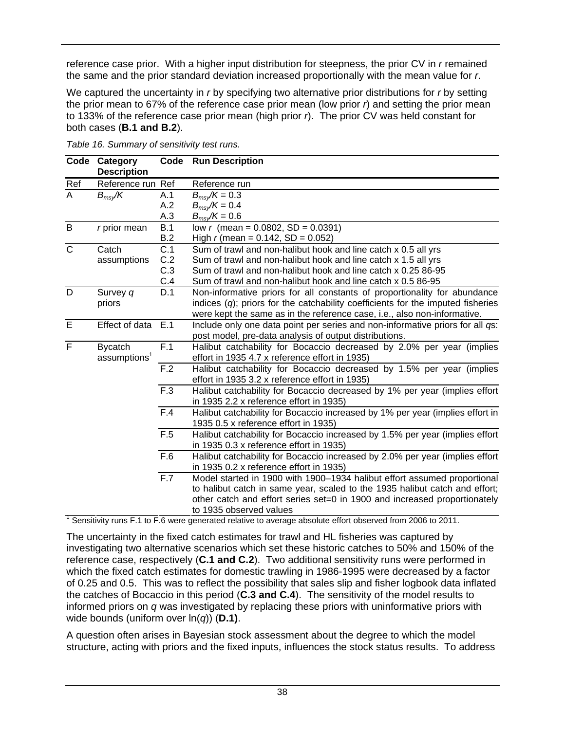reference case prior. With a higher input distribution for steepness, the prior CV in *r* remained the same and the prior standard deviation increased proportionally with the mean value for *r*.

We captured the uncertainty in *r* by specifying two alternative prior distributions for *r* by setting the prior mean to 67% of the reference case prior mean (low prior *r*) and setting the prior mean to 133% of the reference case prior mean (high prior *r*). The prior CV was held constant for both cases (**B.1 and B.2**).

*Table 16. Summary of sensitivity test runs.*

| Code | Category Description | Code | Run Description |
|---|---|---|---|
| Ref | Reference run | Ref | Reference run |
| A | $B_{msy}/K$ | A.1 | $B_{msy}/K = 0.3$ |
| | | A.2 | $B_{msy}/K = 0.4$ |
| | | A.3 | $B_{msy}/K = 0.6$ |
| B | *r* prior mean | B.1 | low *r* (mean = 0.0802, SD = 0.0391) |
| | | B.2 | High *r* (mean = 0.142, SD = 0.052) |
| C | Catch assumptions | C.1 | Sum of trawl and non-halibut hook and line catch x 0.5 all yrs |
| | | C.2 | Sum of trawl and non-halibut hook and line catch x 1.5 all yrs |
| | | C.3 | Sum of trawl and non-halibut hook and line catch x 0.25 86-95 |
| | | C.4 | Sum of trawl and non-halibut hook and line catch x 0.5 86-95 |
| D | Survey *q* priors | D.1 | Non-informative priors for all constants of proportionality for abundance indices (*q*); priors for the catchability coefficients for the imputed fisheries were kept the same as in the reference case, i.e., also non-informative. |
| E | Effect of data | E.1 | Include only one data point per series and non-informative priors for all *q*s: post model, pre-data analysis of output distributions. |
| F | Bycatch assumptions[1] | F.1 | Halibut catchability for Bocaccio decreased by 2.0% per year (implies effort in 1935 4.7 x reference effort in 1935) |
| | | F.2 | Halibut catchability for Bocaccio decreased by 1.5% per year (implies effort in 1935 3.2 x reference effort in 1935) |
| | | F.3 | Halibut catchability for Bocaccio decreased by 1% per year (implies effort in 1935 2.2 x reference effort in 1935) |
| | | F.4 | Halibut catchability for Bocaccio increased by 1% per year (implies effort in 1935 0.5 x reference effort in 1935) |
| | | F.5 | Halibut catchability for Bocaccio increased by 1.5% per year (implies effort in 1935 0.3 x reference effort in 1935) |
| | | F.6 | Halibut catchability for Bocaccio increased by 2.0% per year (implies effort in 1935 0.2 x reference effort in 1935) |
| | | F.7 | Model started in 1900 with 1900–1934 halibut effort assumed proportional to halibut catch in same year, scaled to the 1935 halibut catch and effort; other catch and effort series set=0 in 1900 and increased proportionately to 1935 observed values |

[1] Sensitivity runs F.1 to F.6 were generated relative to average absolute effort observed from 2006 to 2011.

The uncertainty in the fixed catch estimates for trawl and HL fisheries was captured by investigating two alternative scenarios which set these historic catches to 50% and 150% of the reference case, respectively (**C.1 and C.2**). Two additional sensitivity runs were performed in which the fixed catch estimates for domestic trawling in 1986-1995 were decreased by a factor of 0.25 and 0.5. This was to reflect the possibility that sales slip and fisher logbook data inflated the catches of Bocaccio in this period (**C.3 and C.4**). The sensitivity of the model results to informed priors on *q* was investigated by replacing these priors with uninformative priors with wide bounds (uniform over ln(*q*)) (**D.1)**.

A question often arises in Bayesian stock assessment about the degree to which the model structure, acting with priors and the fixed inputs, influences the stock status results. To address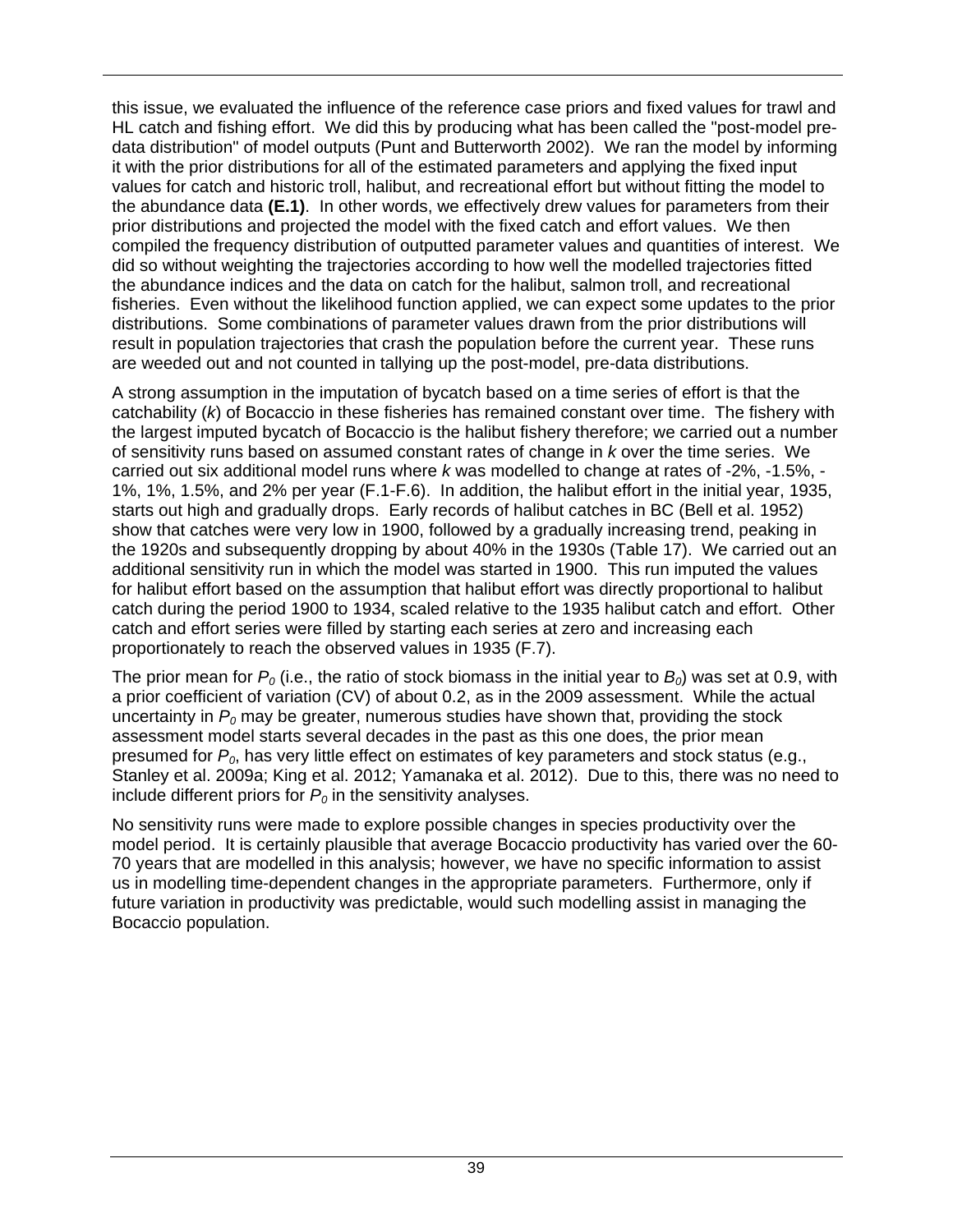this issue, we evaluated the influence of the reference case priors and fixed values for trawl and HL catch and fishing effort. We did this by producing what has been called the "post-model pre-data distribution" of model outputs (Punt and Butterworth 2002). We ran the model by informing it with the prior distributions for all of the estimated parameters and applying the fixed input values for catch and historic troll, halibut, and recreational effort but without fitting the model to the abundance data **(E.1)**. In other words, we effectively drew values for parameters from their prior distributions and projected the model with the fixed catch and effort values. We then compiled the frequency distribution of outputted parameter values and quantities of interest. We did so without weighting the trajectories according to how well the modelled trajectories fitted the abundance indices and the data on catch for the halibut, salmon troll, and recreational fisheries. Even without the likelihood function applied, we can expect some updates to the prior distributions. Some combinations of parameter values drawn from the prior distributions will result in population trajectories that crash the population before the current year. These runs are weeded out and not counted in tallying up the post-model, pre-data distributions.

A strong assumption in the imputation of bycatch based on a time series of effort is that the catchability (*k*) of Bocaccio in these fisheries has remained constant over time. The fishery with the largest imputed bycatch of Bocaccio is the halibut fishery therefore; we carried out a number of sensitivity runs based on assumed constant rates of change in *k* over the time series. We carried out six additional model runs where *k* was modelled to change at rates of -2%, -1.5%, -1%, 1%, 1.5%, and 2% per year (F.1-F.6). In addition, the halibut effort in the initial year, 1935, starts out high and gradually drops. Early records of halibut catches in BC (Bell et al. 1952) show that catches were very low in 1900, followed by a gradually increasing trend, peaking in the 1920s and subsequently dropping by about 40% in the 1930s (Table 17). We carried out an additional sensitivity run in which the model was started in 1900. This run imputed the values for halibut effort based on the assumption that halibut effort was directly proportional to halibut catch during the period 1900 to 1934, scaled relative to the 1935 halibut catch and effort. Other catch and effort series were filled by starting each series at zero and increasing each proportionately to reach the observed values in 1935 (F.7).

The prior mean for $P_0$ (i.e., the ratio of stock biomass in the initial year to $B_0$) was set at 0.9, with a prior coefficient of variation (CV) of about 0.2, as in the 2009 assessment. While the actual uncertainty in $P_0$ may be greater, numerous studies have shown that, providing the stock assessment model starts several decades in the past as this one does, the prior mean presumed for $P_0$, has very little effect on estimates of key parameters and stock status (e.g., Stanley et al. 2009a; King et al. 2012; Yamanaka et al. 2012). Due to this, there was no need to include different priors for $P_0$ in the sensitivity analyses.

No sensitivity runs were made to explore possible changes in species productivity over the model period. It is certainly plausible that average Bocaccio productivity has varied over the 60-70 years that are modelled in this analysis; however, we have no specific information to assist us in modelling time-dependent changes in the appropriate parameters. Furthermore, only if future variation in productivity was predictable, would such modelling assist in managing the Bocaccio population.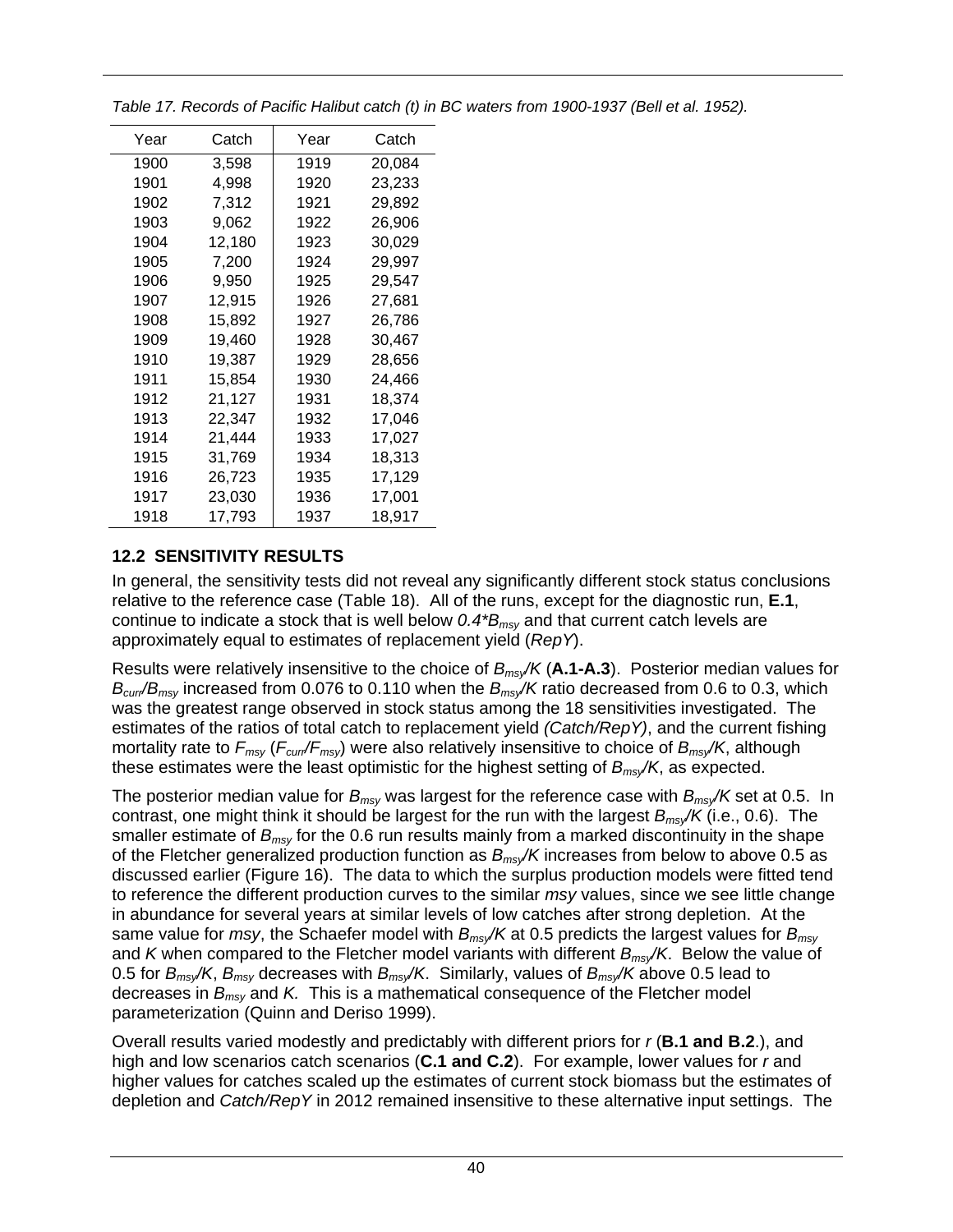*Table 17. Records of Pacific Halibut catch (t) in BC waters from 1900-1937 (Bell et al. 1952).*

| Year | Catch | Year | Catch |
|---|---|---|---|
| 1900 | 3,598 | 1919 | 20,084 |
| 1901 | 4,998 | 1920 | 23,233 |
| 1902 | 7,312 | 1921 | 29,892 |
| 1903 | 9,062 | 1922 | 26,906 |
| 1904 | 12,180 | 1923 | 30,029 |
| 1905 | 7,200 | 1924 | 29,997 |
| 1906 | 9,950 | 1925 | 29,547 |
| 1907 | 12,915 | 1926 | 27,681 |
| 1908 | 15,892 | 1927 | 26,786 |
| 1909 | 19,460 | 1928 | 30,467 |
| 1910 | 19,387 | 1929 | 28,656 |
| 1911 | 15,854 | 1930 | 24,466 |
| 1912 | 21,127 | 1931 | 18,374 |
| 1913 | 22,347 | 1932 | 17,046 |
| 1914 | 21,444 | 1933 | 17,027 |
| 1915 | 31,769 | 1934 | 18,313 |
| 1916 | 26,723 | 1935 | 17,129 |
| 1917 | 23,030 | 1936 | 17,001 |
| 1918 | 17,793 | 1937 | 18,917 |

## 12.2 SENSITIVITY RESULTS

In general, the sensitivity tests did not reveal any significantly different stock status conclusions relative to the reference case (Table 18). All of the runs, except for the diagnostic run, **E.1**, continue to indicate a stock that is well below $0.4*B_{msy}$ and that current catch levels are approximately equal to estimates of replacement yield (*RepY*).

Results were relatively insensitive to the choice of $B_{msy}/K$ (**A.1-A.3**). Posterior median values for $B_{curr}/B_{msy}$ increased from 0.076 to 0.110 when the $B_{msy}/K$ ratio decreased from 0.6 to 0.3, which was the greatest range observed in stock status among the 18 sensitivities investigated. The estimates of the ratios of total catch to replacement yield *(Catch/RepY)*, and the current fishing mortality rate to $F_{msy}$ ($F_{curr}/F_{msy}$) were also relatively insensitive to choice of $B_{msy}/K$, although these estimates were the least optimistic for the highest setting of $B_{msy}/K$, as expected.

The posterior median value for $B_{msy}$ was largest for the reference case with $B_{msy}/K$ set at 0.5. In contrast, one might think it should be largest for the run with the largest $B_{msy}/K$ (i.e., 0.6). The smaller estimate of $B_{msy}$ for the 0.6 run results mainly from a marked discontinuity in the shape of the Fletcher generalized production function as $B_{msy}/K$ increases from below to above 0.5 as discussed earlier (Figure 16). The data to which the surplus production models were fitted tend to reference the different production curves to the similar *msy* values, since we see little change in abundance for several years at similar levels of low catches after strong depletion. At the same value for *msy*, the Schaefer model with $B_{msy}/K$ at 0.5 predicts the largest values for $B_{msy}$ and $K$ when compared to the Fletcher model variants with different $B_{msy}/K$. Below the value of 0.5 for $B_{msy}/K$, $B_{msy}$ decreases with $B_{msy}/K$. Similarly, values of $B_{msy}/K$ above 0.5 lead to decreases in $B_{msy}$ and $K$. This is a mathematical consequence of the Fletcher model parameterization (Quinn and Deriso 1999).

Overall results varied modestly and predictably with different priors for $r$ (**B.1 and B.2**.), and high and low scenarios catch scenarios (**C.1 and C.2**). For example, lower values for $r$ and higher values for catches scaled up the estimates of current stock biomass but the estimates of depletion and *Catch/RepY* in 2012 remained insensitive to these alternative input settings. The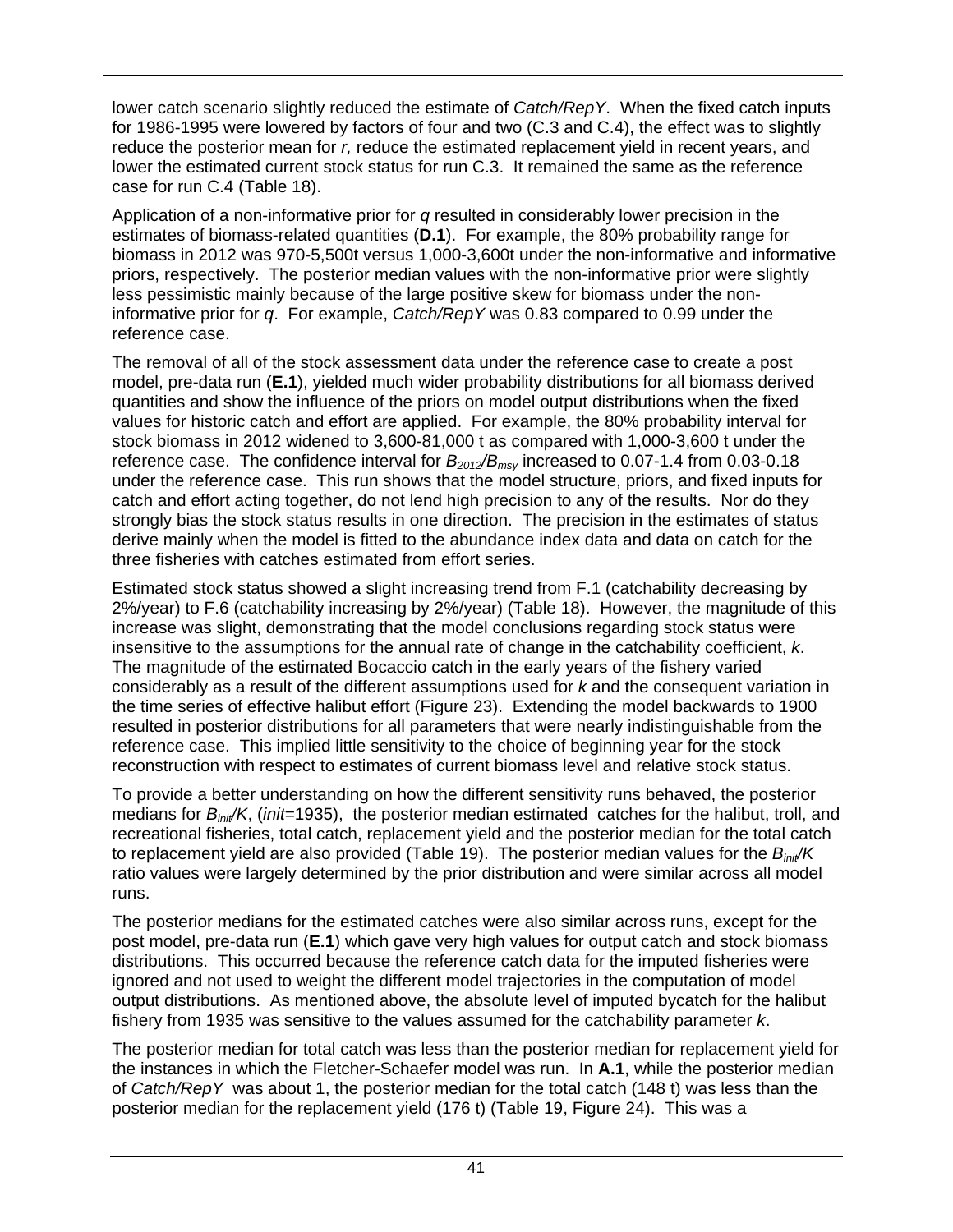lower catch scenario slightly reduced the estimate of *Catch/RepY*. When the fixed catch inputs for 1986-1995 were lowered by factors of four and two (C.3 and C.4), the effect was to slightly reduce the posterior mean for *r,* reduce the estimated replacement yield in recent years, and lower the estimated current stock status for run C.3. It remained the same as the reference case for run C.4 (Table 18).

Application of a non-informative prior for *q* resulted in considerably lower precision in the estimates of biomass-related quantities (**D.1**). For example, the 80% probability range for biomass in 2012 was 970-5,500t versus 1,000-3,600t under the non-informative and informative priors, respectively. The posterior median values with the non-informative prior were slightly less pessimistic mainly because of the large positive skew for biomass under the non-informative prior for *q*. For example, *Catch/RepY* was 0.83 compared to 0.99 under the reference case.

The removal of all of the stock assessment data under the reference case to create a post model, pre-data run (**E.1**), yielded much wider probability distributions for all biomass derived quantities and show the influence of the priors on model output distributions when the fixed values for historic catch and effort are applied. For example, the 80% probability interval for stock biomass in 2012 widened to 3,600-81,000 t as compared with 1,000-3,600 t under the reference case. The confidence interval for $B_{2012}/B_{msy}$ increased to 0.07-1.4 from 0.03-0.18 under the reference case. This run shows that the model structure, priors, and fixed inputs for catch and effort acting together, do not lend high precision to any of the results. Nor do they strongly bias the stock status results in one direction. The precision in the estimates of status derive mainly when the model is fitted to the abundance index data and data on catch for the three fisheries with catches estimated from effort series.

Estimated stock status showed a slight increasing trend from F.1 (catchability decreasing by 2%/year) to F.6 (catchability increasing by 2%/year) (Table 18). However, the magnitude of this increase was slight, demonstrating that the model conclusions regarding stock status were insensitive to the assumptions for the annual rate of change in the catchability coefficient, *k*. The magnitude of the estimated Bocaccio catch in the early years of the fishery varied considerably as a result of the different assumptions used for *k* and the consequent variation in the time series of effective halibut effort (Figure 23). Extending the model backwards to 1900 resulted in posterior distributions for all parameters that were nearly indistinguishable from the reference case. This implied little sensitivity to the choice of beginning year for the stock reconstruction with respect to estimates of current biomass level and relative stock status.

To provide a better understanding on how the different sensitivity runs behaved, the posterior medians for $B_{init}/K$, (*init*=1935), the posterior median estimated catches for the halibut, troll, and recreational fisheries, total catch, replacement yield and the posterior median for the total catch to replacement yield are also provided (Table 19). The posterior median values for the $B_{init}/K$ ratio values were largely determined by the prior distribution and were similar across all model runs.

The posterior medians for the estimated catches were also similar across runs, except for the post model, pre-data run (**E.1**) which gave very high values for output catch and stock biomass distributions. This occurred because the reference catch data for the imputed fisheries were ignored and not used to weight the different model trajectories in the computation of model output distributions. As mentioned above, the absolute level of imputed bycatch for the halibut fishery from 1935 was sensitive to the values assumed for the catchability parameter *k*.

The posterior median for total catch was less than the posterior median for replacement yield for the instances in which the Fletcher-Schaefer model was run. In **A.1**, while the posterior median of *Catch/RepY* was about 1, the posterior median for the total catch (148 t) was less than the posterior median for the replacement yield (176 t) (Table 19, Figure 24). This was a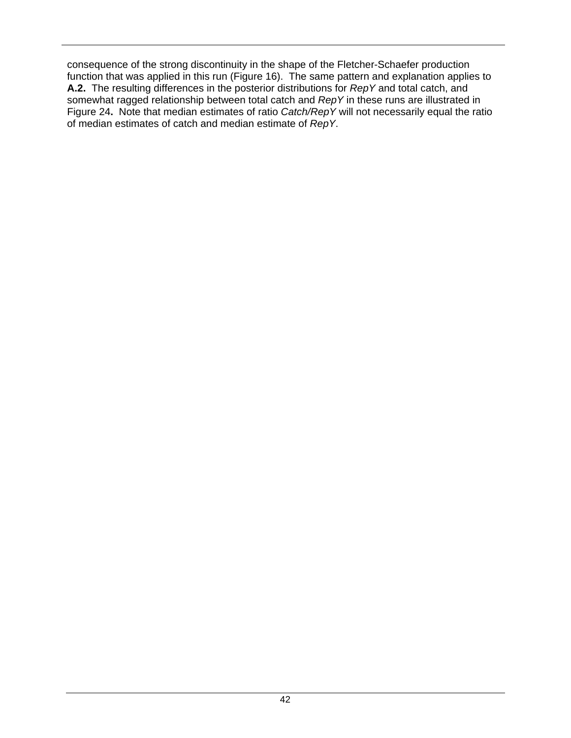consequence of the strong discontinuity in the shape of the Fletcher-Schaefer production function that was applied in this run (Figure 16). The same pattern and explanation applies to **A.2.** The resulting differences in the posterior distributions for *RepY* and total catch, and somewhat ragged relationship between total catch and *RepY* in these runs are illustrated in Figure 24**.** Note that median estimates of ratio *Catch/RepY* will not necessarily equal the ratio of median estimates of catch and median estimate of *RepY*.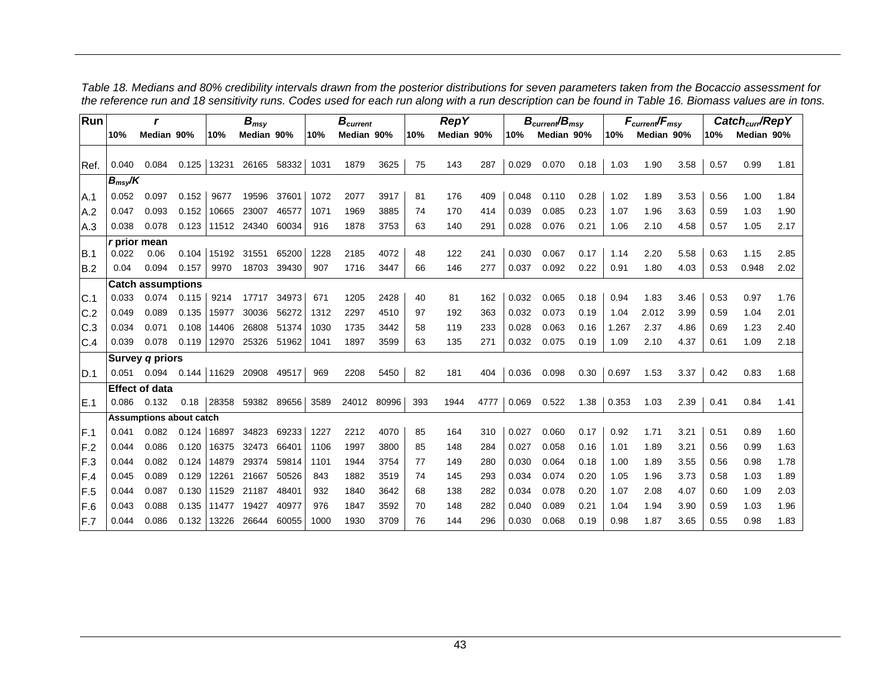*Table 18. Medians and 80% credibility intervals drawn from the posterior distributions for seven parameters taken from the Bocaccio assessment for the reference run and 18 sensitivity runs. Codes used for each run along with a run description can be found in Table 16. Biomass values are in tons.*

| Run | $r$ | | | $B_{msy}$ | | | $B_{current}$ | | | $RepY$ | | | $B_{current}/B_{msy}$ | | | $F_{current}/F_{msy}$ | | | $Catch_{curr}/RepY$ | | |
|---|---|---|---|---|---|---|---|---|---|---|---|---|---|---|---|---|---|---|---|---|---|
| | 10% | Median | 90% | 10% | Median | 90% | 10% | Median | 90% | 10% | Median | 90% | 10% | Median | 90% | 10% | Median | 90% | 10% | Median | 90% |
| Ref. | 0.040 | 0.084 | 0.125 | 13231 | 26165 | 58332 | 1031 | 1879 | 3625 | 75 | 143 | 287 | 0.029 | 0.070 | 0.18 | 1.03 | 1.90 | 3.58 | 0.57 | 0.99 | 1.81 |
| | **$B_{msy}/K$** | | | | | | | | | | | | | | | | | | | | |
| A.1 | 0.052 | 0.097 | 0.152 | 9677 | 19596 | 37601 | 1072 | 2077 | 3917 | 81 | 176 | 409 | 0.048 | 0.110 | 0.28 | 1.02 | 1.89 | 3.53 | 0.56 | 1.00 | 1.84 |
| A.2 | 0.047 | 0.093 | 0.152 | 10665 | 23007 | 46577 | 1071 | 1969 | 3885 | 74 | 170 | 414 | 0.039 | 0.085 | 0.23 | 1.07 | 1.96 | 3.63 | 0.59 | 1.03 | 1.90 |
| A.3 | 0.038 | 0.078 | 0.123 | 11512 | 24340 | 60034 | 916 | 1878 | 3753 | 63 | 140 | 291 | 0.028 | 0.076 | 0.21 | 1.06 | 2.10 | 4.58 | 0.57 | 1.05 | 2.17 |
| | **$r$ prior mean** | | | | | | | | | | | | | | | | | | | | |
| B.1 | 0.022 | 0.06 | 0.104 | 15192 | 31551 | 65200 | 1228 | 2185 | 4072 | 48 | 122 | 241 | 0.030 | 0.067 | 0.17 | 1.14 | 2.20 | 5.58 | 0.63 | 1.15 | 2.85 |
| B.2 | 0.04 | 0.094 | 0.157 | 9970 | 18703 | 39430 | 907 | 1716 | 3447 | 66 | 146 | 277 | 0.037 | 0.092 | 0.22 | 0.91 | 1.80 | 4.03 | 0.53 | 0.948 | 2.02 |
| | **Catch assumptions** | | | | | | | | | | | | | | | | | | | | |
| C.1 | 0.033 | 0.074 | 0.115 | 9214 | 17717 | 34973 | 671 | 1205 | 2428 | 40 | 81 | 162 | 0.032 | 0.065 | 0.18 | 0.94 | 1.83 | 3.46 | 0.53 | 0.97 | 1.76 |
| C.2 | 0.049 | 0.089 | 0.135 | 15977 | 30036 | 56272 | 1312 | 2297 | 4510 | 97 | 192 | 363 | 0.032 | 0.073 | 0.19 | 1.04 | 2.012 | 3.99 | 0.59 | 1.04 | 2.01 |
| C.3 | 0.034 | 0.071 | 0.108 | 14406 | 26808 | 51374 | 1030 | 1735 | 3442 | 58 | 119 | 233 | 0.028 | 0.063 | 0.16 | 1.267 | 2.37 | 4.86 | 0.69 | 1.23 | 2.40 |
| C.4 | 0.039 | 0.078 | 0.119 | 12970 | 25326 | 51962 | 1041 | 1897 | 3599 | 63 | 135 | 271 | 0.032 | 0.075 | 0.19 | 1.09 | 2.10 | 4.37 | 0.61 | 1.09 | 2.18 |
| | **Survey $q$ priors** | | | | | | | | | | | | | | | | | | | | |
| D.1 | 0.051 | 0.094 | 0.144 | 11629 | 20908 | 49517 | 969 | 2208 | 5450 | 82 | 181 | 404 | 0.036 | 0.098 | 0.30 | 0.697 | 1.53 | 3.37 | 0.42 | 0.83 | 1.68 |
| | **Effect of data** | | | | | | | | | | | | | | | | | | | | |
| E.1 | 0.086 | 0.132 | 0.18 | 28358 | 59382 | 89656 | 3589 | 24012 | 80996 | 393 | 1944 | 4777 | 0.069 | 0.522 | 1.38 | 0.353 | 1.03 | 2.39 | 0.41 | 0.84 | 1.41 |
| | **Assumptions about catch** | | | | | | | | | | | | | | | | | | | | |
| F.1 | 0.041 | 0.082 | 0.124 | 16897 | 34823 | 69233 | 1227 | 2212 | 4070 | 85 | 164 | 310 | 0.027 | 0.060 | 0.17 | 0.92 | 1.71 | 3.21 | 0.51 | 0.89 | 1.60 |
| F.2 | 0.044 | 0.086 | 0.120 | 16375 | 32473 | 66401 | 1106 | 1997 | 3800 | 85 | 148 | 284 | 0.027 | 0.058 | 0.16 | 1.01 | 1.89 | 3.21 | 0.56 | 0.99 | 1.63 |
| F.3 | 0.044 | 0.082 | 0.124 | 14879 | 29374 | 59814 | 1101 | 1944 | 3754 | 77 | 149 | 280 | 0.030 | 0.064 | 0.18 | 1.00 | 1.89 | 3.55 | 0.56 | 0.98 | 1.78 |
| F.4 | 0.045 | 0.089 | 0.129 | 12261 | 21667 | 50526 | 843 | 1882 | 3519 | 74 | 145 | 293 | 0.034 | 0.074 | 0.20 | 1.05 | 1.96 | 3.73 | 0.58 | 1.03 | 1.89 |
| F.5 | 0.044 | 0.087 | 0.130 | 11529 | 21187 | 48401 | 932 | 1840 | 3642 | 68 | 138 | 282 | 0.034 | 0.078 | 0.20 | 1.07 | 2.08 | 4.07 | 0.60 | 1.09 | 2.03 |
| F.6 | 0.043 | 0.088 | 0.135 | 11477 | 19427 | 40977 | 976 | 1847 | 3592 | 70 | 148 | 282 | 0.040 | 0.089 | 0.21 | 1.04 | 1.94 | 3.90 | 0.59 | 1.03 | 1.96 |
| F.7 | 0.044 | 0.086 | 0.132 | 13226 | 26644 | 60055 | 1000 | 1930 | 3709 | 76 | 144 | 296 | 0.030 | 0.068 | 0.19 | 0.98 | 1.87 | 3.65 | 0.55 | 0.98 | 1.83 |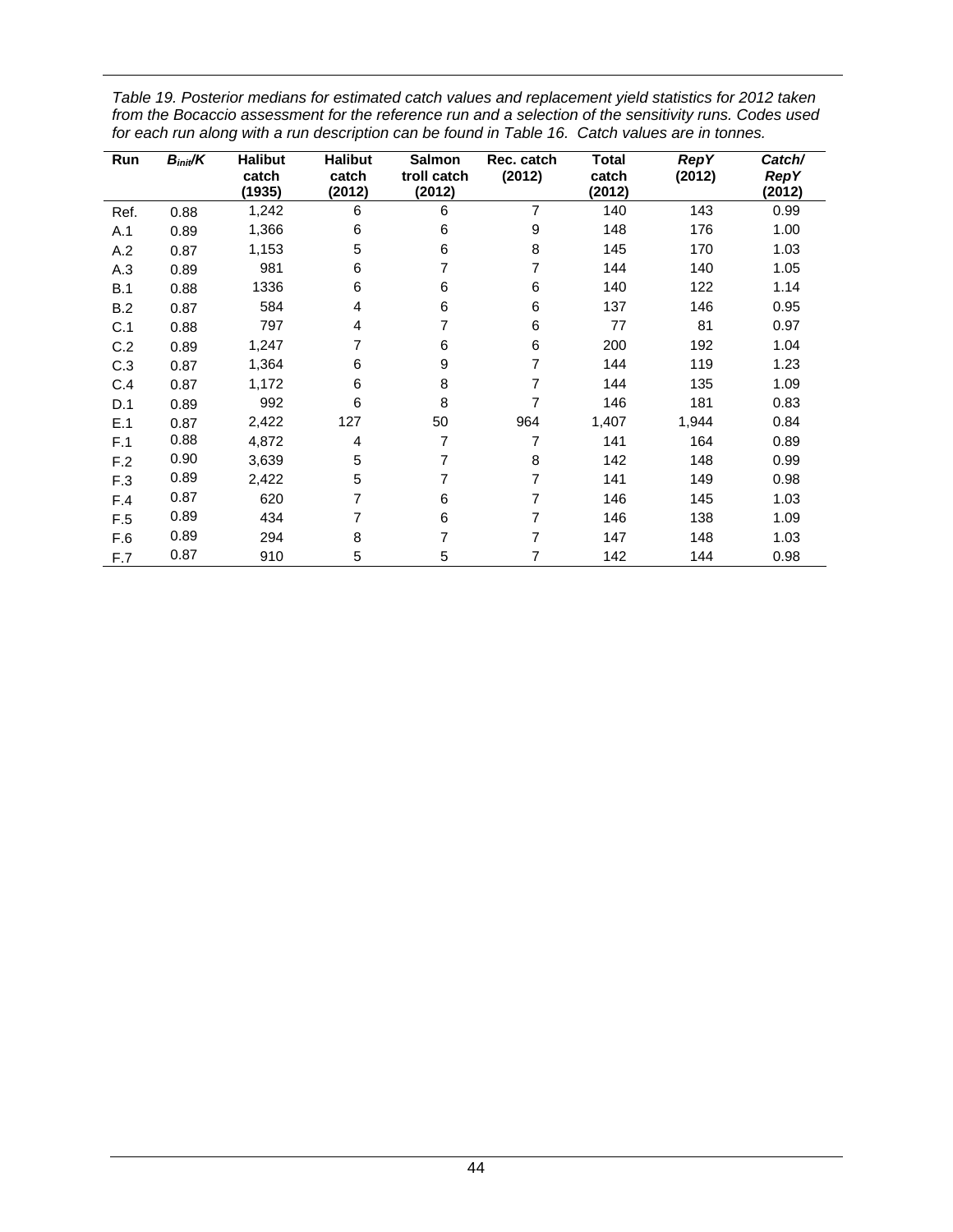*Table 19. Posterior medians for estimated catch values and replacement yield statistics for 2012 taken from the Bocaccio assessment for the reference run and a selection of the sensitivity runs. Codes used for each run along with a run description can be found in Table 16. Catch values are in tonnes.*

| Run | $B_{init}/K$ | Halibut catch (1935) | Halibut catch (2012) | Salmon troll catch (2012) | Rec. catch (2012) | Total catch (2012) | *RepY* (2012) | Catch/ *RepY* (2012) |
|---|---|---|---|---|---|---|---|---|
| Ref. | 0.88 | 1,242 | 6 | 6 | 7 | 140 | 143 | 0.99 |
| A.1 | 0.89 | 1,366 | 6 | 6 | 9 | 148 | 176 | 1.00 |
| A.2 | 0.87 | 1,153 | 5 | 6 | 8 | 145 | 170 | 1.03 |
| A.3 | 0.89 | 981 | 6 | 7 | 7 | 144 | 140 | 1.05 |
| B.1 | 0.88 | 1336 | 6 | 6 | 6 | 140 | 122 | 1.14 |
| B.2 | 0.87 | 584 | 4 | 6 | 6 | 137 | 146 | 0.95 |
| C.1 | 0.88 | 797 | 4 | 7 | 6 | 77 | 81 | 0.97 |
| C.2 | 0.89 | 1,247 | 7 | 6 | 6 | 200 | 192 | 1.04 |
| C.3 | 0.87 | 1,364 | 6 | 9 | 7 | 144 | 119 | 1.23 |
| C.4 | 0.87 | 1,172 | 6 | 8 | 7 | 144 | 135 | 1.09 |
| D.1 | 0.89 | 992 | 6 | 8 | 7 | 146 | 181 | 0.83 |
| E.1 | 0.87 | 2,422 | 127 | 50 | 964 | 1,407 | 1,944 | 0.84 |
| F.1 | 0.88 | 4,872 | 4 | 7 | 7 | 141 | 164 | 0.89 |
| F.2 | 0.90 | 3,639 | 5 | 7 | 8 | 142 | 148 | 0.99 |
| F.3 | 0.89 | 2,422 | 5 | 7 | 7 | 141 | 149 | 0.98 |
| F.4 | 0.87 | 620 | 7 | 6 | 7 | 146 | 145 | 1.03 |
| F.5 | 0.89 | 434 | 7 | 6 | 7 | 146 | 138 | 1.09 |
| F.6 | 0.89 | 294 | 8 | 7 | 7 | 147 | 148 | 1.03 |
| F.7 | 0.87 | 910 | 5 | 5 | 7 | 142 | 144 | 0.98 |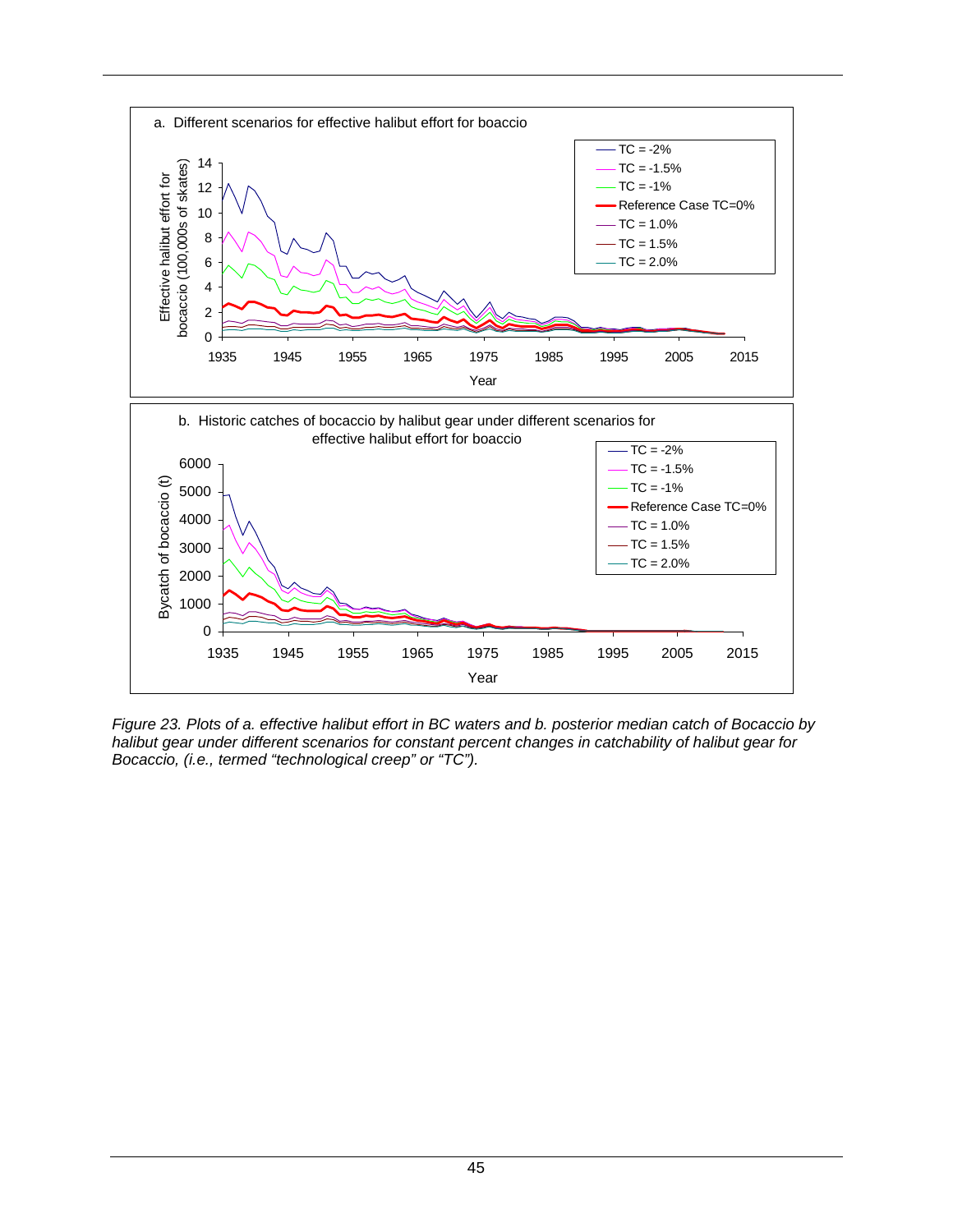*Figure 23. Plots of a. effective halibut effort in BC waters and b. posterior median catch of Bocaccio by halibut gear under different scenarios for constant percent changes in catchability of halibut gear for Bocaccio, (i.e., termed "technological creep" or "TC").*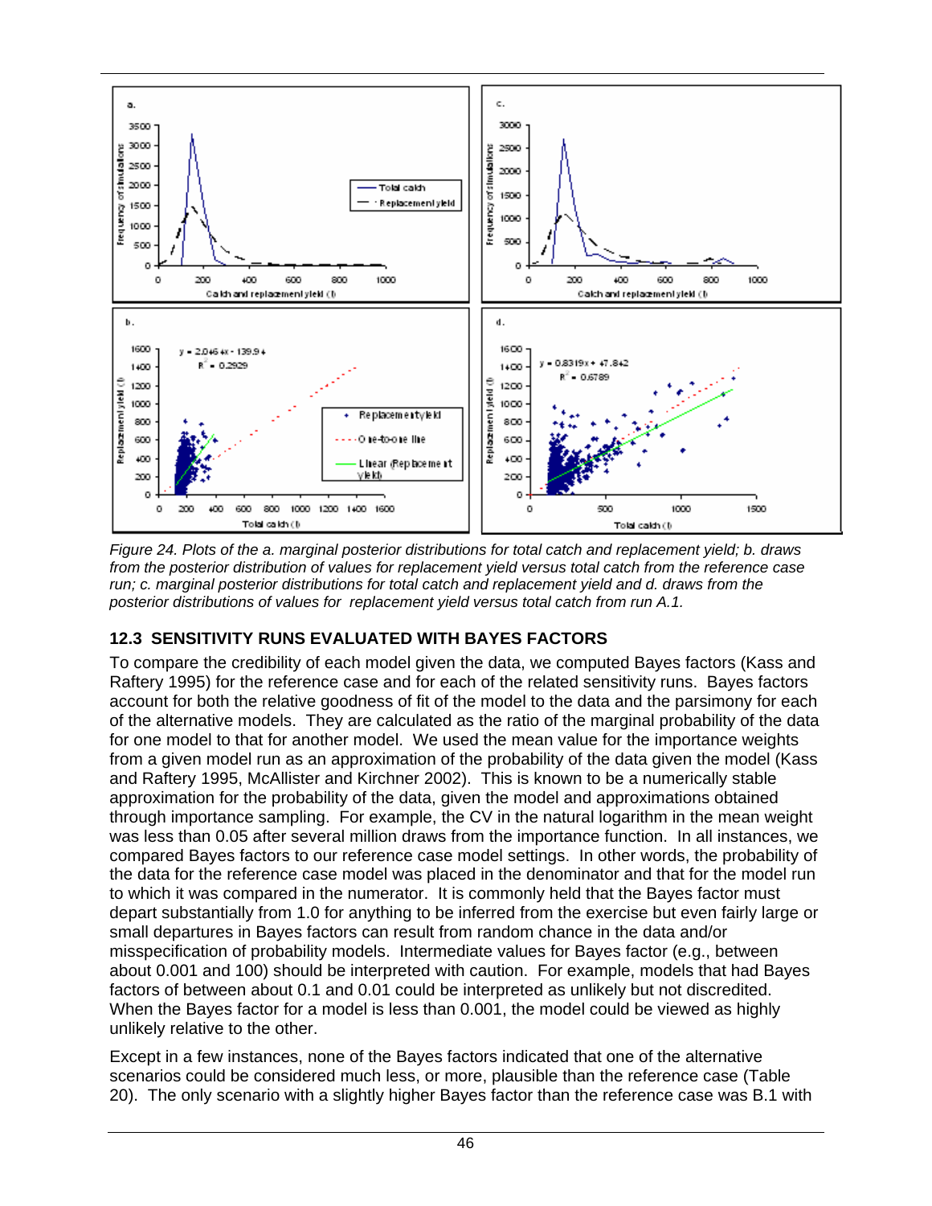Figure 24. Plots of the a. marginal posterior distributions for total catch and replacement yield; b. draws from the posterior distribution of values for replacement yield versus total catch from the reference case run; c. marginal posterior distributions for total catch and replacement yield and d. draws from the posterior distributions of values for replacement yield versus total catch from run A.1.

## 12.3 SENSITIVITY RUNS EVALUATED WITH BAYES FACTORS

To compare the credibility of each model given the data, we computed Bayes factors (Kass and Raftery 1995) for the reference case and for each of the related sensitivity runs. Bayes factors account for both the relative goodness of fit of the model to the data and the parsimony for each of the alternative models. They are calculated as the ratio of the marginal probability of the data for one model to that for another model. We used the mean value for the importance weights from a given model run as an approximation of the probability of the data given the model (Kass and Raftery 1995, McAllister and Kirchner 2002). This is known to be a numerically stable approximation for the probability of the data, given the model and approximations obtained through importance sampling. For example, the CV in the natural logarithm in the mean weight was less than 0.05 after several million draws from the importance function. In all instances, we compared Bayes factors to our reference case model settings. In other words, the probability of the data for the reference case model was placed in the denominator and that for the model run to which it was compared in the numerator. It is commonly held that the Bayes factor must depart substantially from 1.0 for anything to be inferred from the exercise but even fairly large or small departures in Bayes factors can result from random chance in the data and/or misspecification of probability models. Intermediate values for Bayes factor (e.g., between about 0.001 and 100) should be interpreted with caution. For example, models that had Bayes factors of between about 0.1 and 0.01 could be interpreted as unlikely but not discredited. When the Bayes factor for a model is less than 0.001, the model could be viewed as highly unlikely relative to the other.

Except in a few instances, none of the Bayes factors indicated that one of the alternative scenarios could be considered much less, or more, plausible than the reference case (Table 20). The only scenario with a slightly higher Bayes factor than the reference case was B.1 with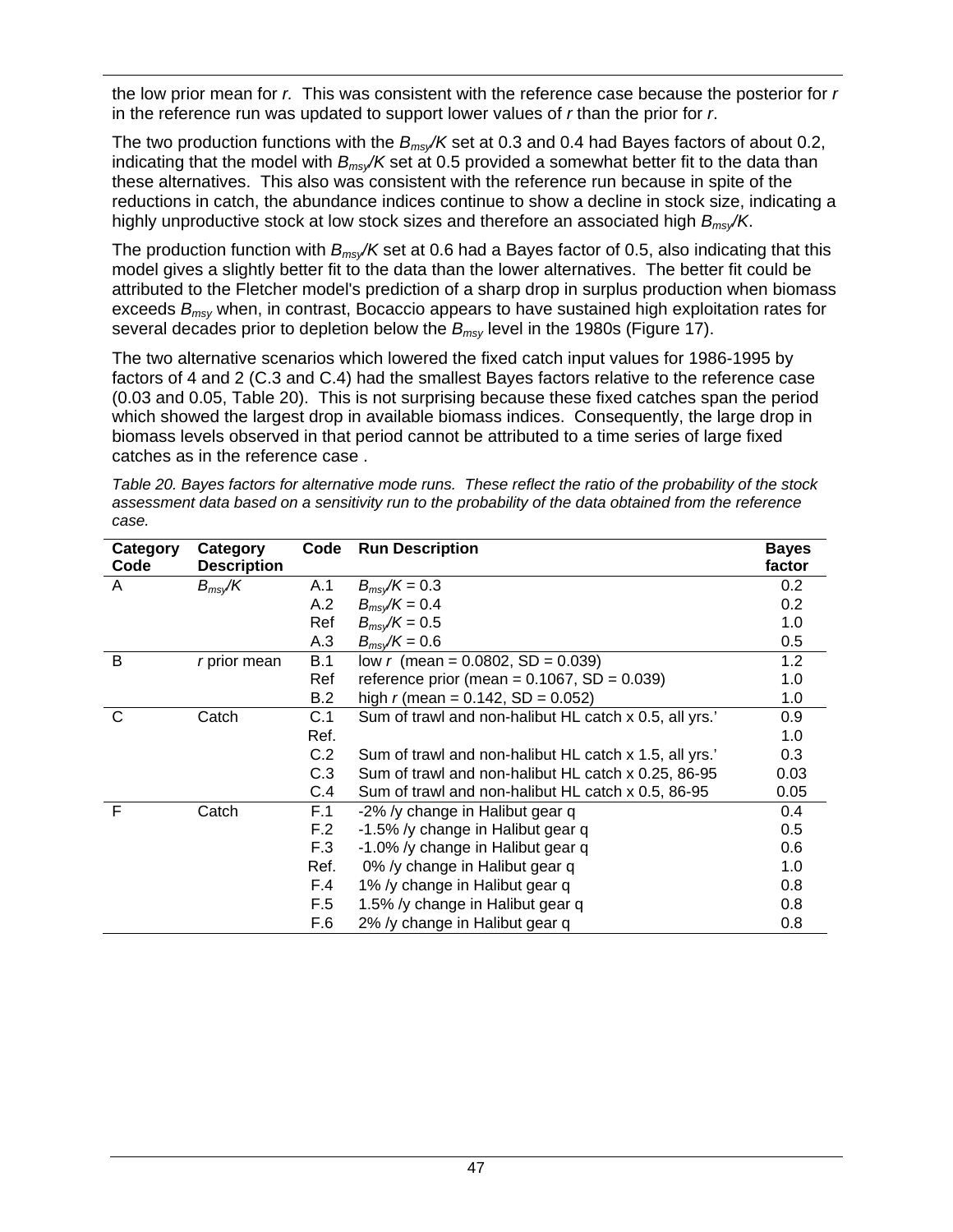the low prior mean for *r.* This was consistent with the reference case because the posterior for *r* in the reference run was updated to support lower values of *r* than the prior for *r*.

The two production functions with the $B_{msy}/K$ set at 0.3 and 0.4 had Bayes factors of about 0.2, indicating that the model with $B_{msy}/K$ set at 0.5 provided a somewhat better fit to the data than these alternatives. This also was consistent with the reference run because in spite of the reductions in catch, the abundance indices continue to show a decline in stock size, indicating a highly unproductive stock at low stock sizes and therefore an associated high $B_{msy}/K$.

The production function with $B_{msy}/K$ set at 0.6 had a Bayes factor of 0.5, also indicating that this model gives a slightly better fit to the data than the lower alternatives. The better fit could be attributed to the Fletcher model's prediction of a sharp drop in surplus production when biomass exceeds $B_{msy}$ when, in contrast, Bocaccio appears to have sustained high exploitation rates for several decades prior to depletion below the $B_{msy}$ level in the 1980s (Figure 17).

The two alternative scenarios which lowered the fixed catch input values for 1986-1995 by factors of 4 and 2 (C.3 and C.4) had the smallest Bayes factors relative to the reference case (0.03 and 0.05, Table 20). This is not surprising because these fixed catches span the period which showed the largest drop in available biomass indices. Consequently, the large drop in biomass levels observed in that period cannot be attributed to a time series of large fixed catches as in the reference case .

*Table 20. Bayes factors for alternative mode runs. These reflect the ratio of the probability of the stock assessment data based on a sensitivity run to the probability of the data obtained from the reference case.*

| Category Code | Category Description | Code | Run Description | Bayes factor |
|---|---|---|---|---|
| A | $B_{msy}/K$ | A.1 | $B_{msy}/K = 0.3$ | 0.2 |
| | | A.2 | $B_{msy}/K = 0.4$ | 0.2 |
| | | Ref | $B_{msy}/K = 0.5$ | 1.0 |
| | | A.3 | $B_{msy}/K = 0.6$ | 0.5 |
| B | *r* prior mean | B.1 | low *r* (mean = 0.0802, SD = 0.039) | 1.2 |
| | | Ref | reference prior (mean = 0.1067, SD = 0.039) | 1.0 |
| | | B.2 | high *r* (mean = 0.142, SD = 0.052) | 1.0 |
| C | Catch | C.1 | Sum of trawl and non-halibut HL catch x 0.5, all yrs.' | 0.9 |
| | | Ref. | | 1.0 |
| | | C.2 | Sum of trawl and non-halibut HL catch x 1.5, all yrs.' | 0.3 |
| | | C.3 | Sum of trawl and non-halibut HL catch x 0.25, 86-95 | 0.03 |
| | | C.4 | Sum of trawl and non-halibut HL catch x 0.5, 86-95 | 0.05 |
| F | Catch | F.1 | -2% /y change in Halibut gear q | 0.4 |
| | | F.2 | -1.5% /y change in Halibut gear q | 0.5 |
| | | F.3 | -1.0% /y change in Halibut gear q | 0.6 |
| | | Ref. | 0% /y change in Halibut gear q | 1.0 |
| | | F.4 | 1% /y change in Halibut gear q | 0.8 |
| | | F.5 | 1.5% /y change in Halibut gear q | 0.8 |
| | | F.6 | 2% /y change in Halibut gear q | 0.8 |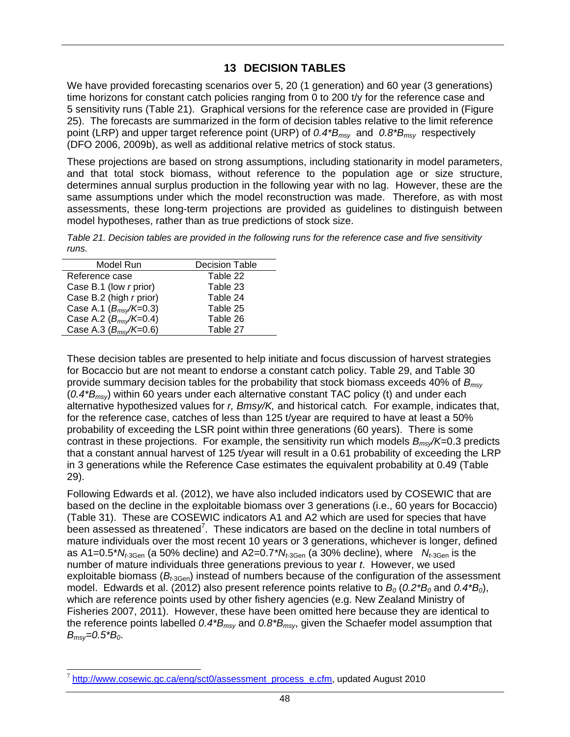## 13 DECISION TABLES

We have provided forecasting scenarios over 5, 20 (1 generation) and 60 year (3 generations) time horizons for constant catch policies ranging from 0 to 200 t/y for the reference case and 5 sensitivity runs (Table 21). Graphical versions for the reference case are provided in (Figure 25). The forecasts are summarized in the form of decision tables relative to the limit reference point (LRP) and upper target reference point (URP) of $0.4*B_{msy}$ and $0.8*B_{msy}$ respectively (DFO 2006, 2009b), as well as additional relative metrics of stock status.

These projections are based on strong assumptions, including stationarity in model parameters, and that total stock biomass, without reference to the population age or size structure, determines annual surplus production in the following year with no lag. However, these are the same assumptions under which the model reconstruction was made. Therefore, as with most assessments, these long-term projections are provided as guidelines to distinguish between model hypotheses, rather than as true predictions of stock size.

*Table 21. Decision tables are provided in the following runs for the reference case and five sensitivity runs.*

| Model Run | Decision Table |
|---|---|
| Reference case | Table 22 |
| Case B.1 (low $r$ prior) | Table 23 |
| Case B.2 (high $r$ prior) | Table 24 |
| Case A.1 ($B_{msy}/K$=0.3) | Table 25 |
| Case A.2 ($B_{msy}/K$=0.4) | Table 26 |
| Case A.3 ($B_{msy}/K$=0.6) | Table 27 |

These decision tables are presented to help initiate and focus discussion of harvest strategies for Bocaccio but are not meant to endorse a constant catch policy. Table 29, and Table 30 provide summary decision tables for the probability that stock biomass exceeds 40% of $B_{msy}$ ($0.4*B_{msy}$) within 60 years under each alternative constant TAC policy (t) and under each alternative hypothesized values for *r, Bmsy/K,* and historical catch*.* For example, indicates that, for the reference case, catches of less than 125 t/year are required to have at least a 50% probability of exceeding the LSR point within three generations (60 years). There is some contrast in these projections. For example, the sensitivity run which models $B_{msy}/K$=0.3 predicts that a constant annual harvest of 125 t/year will result in a 0.61 probability of exceeding the LRP in 3 generations while the Reference Case estimates the equivalent probability at 0.49 (Table 29).

Following Edwards et al. (2012), we have also included indicators used by COSEWIC that are based on the decline in the exploitable biomass over 3 generations (i.e., 60 years for Bocaccio) (Table 31). These are COSEWIC indicators A1 and A2 which are used for species that have been assessed as threatened[7]. These indicators are based on the decline in total numbers of mature individuals over the most recent 10 years or 3 generations, whichever is longer, defined as A1=$0.5*N_{t\text{-3Gen}}$ (a 50% decline) and A2=$0.7*N_{t\text{-3Gen}}$ (a 30% decline), where $N_{t\text{-3Gen}}$ is the number of mature individuals three generations previous to year $t$. However, we used exploitable biomass ($B_{t\text{-3Gen}}$) instead of numbers because of the configuration of the assessment model. Edwards et al. (2012) also present reference points relative to $B_0$ ($0.2*B_0$ and $0.4*B_0$), which are reference points used by other fishery agencies (e.g. New Zealand Ministry of Fisheries 2007, 2011). However, these have been omitted here because they are identical to the reference points labelled $0.4*B_{msy}$ and $0.8*B_{msy}$, given the Schaefer model assumption that $B_{msy}=0.5*B_0$.

[7] http://www.cosewic.gc.ca/eng/sct0/assessment_process_e.cfm, updated August 2010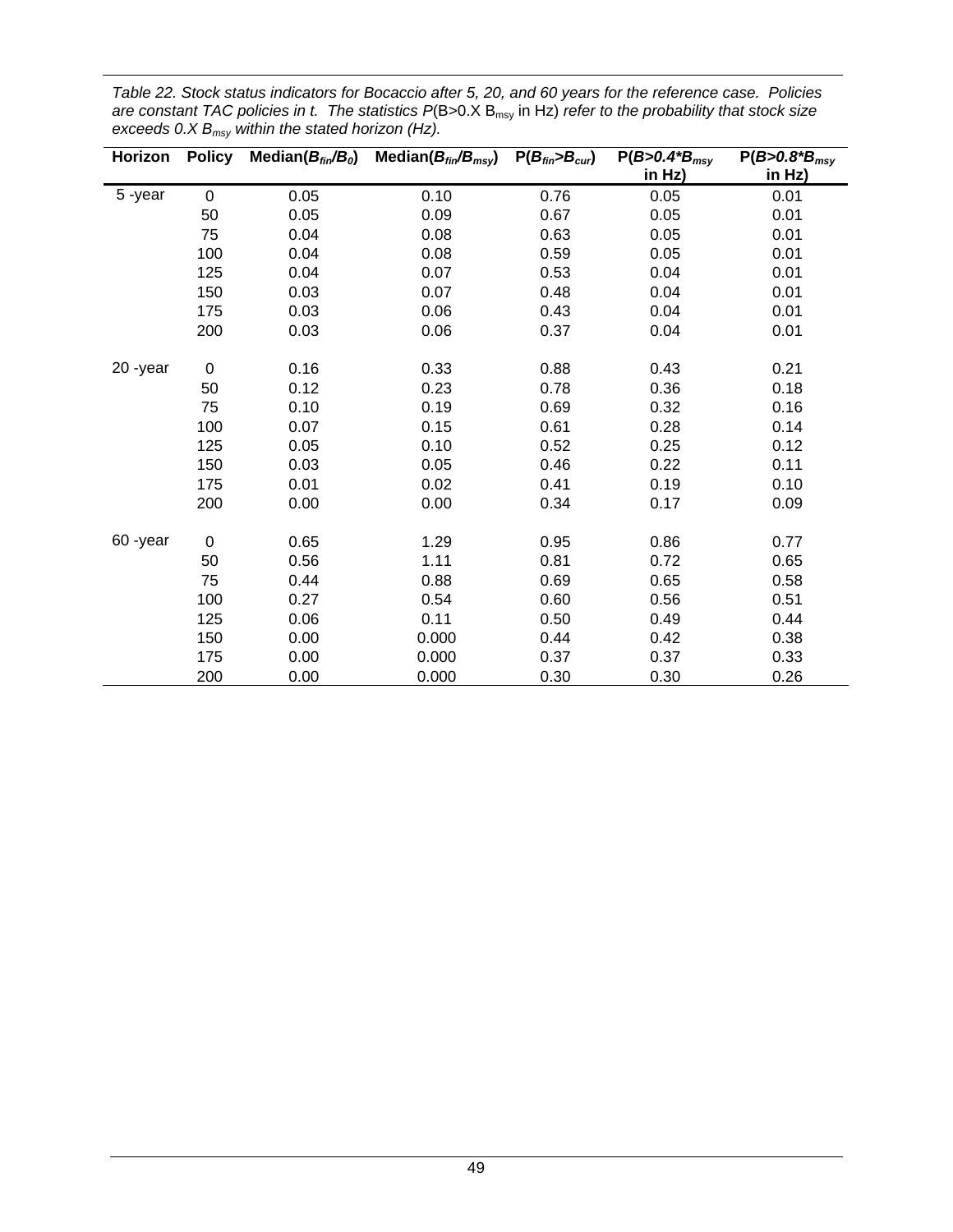*Table 22. Stock status indicators for Bocaccio after 5, 20, and 60 years for the reference case. Policies are constant TAC policies in t. The statistics* $P$(B>0.X $B_{msy}$ in Hz) *refer to the probability that stock size exceeds 0.X* $B_{msy}$ *within the stated horizon (Hz).*

| Horizon | Policy | Median($B_{fin}/B_0$) | Median($B_{fin}/B_{msy}$) | P($B_{fin}$>$B_{cur}$) | P($B$>0.4*$B_{msy}$ in Hz) | P($B$>0.8*$B_{msy}$ in Hz) |
|---|---|---|---|---|---|---|
| 5 -year | 0 | 0.05 | 0.10 | 0.76 | 0.05 | 0.01 |
| | 50 | 0.05 | 0.09 | 0.67 | 0.05 | 0.01 |
| | 75 | 0.04 | 0.08 | 0.63 | 0.05 | 0.01 |
| | 100 | 0.04 | 0.08 | 0.59 | 0.05 | 0.01 |
| | 125 | 0.04 | 0.07 | 0.53 | 0.04 | 0.01 |
| | 150 | 0.03 | 0.07 | 0.48 | 0.04 | 0.01 |
| | 175 | 0.03 | 0.06 | 0.43 | 0.04 | 0.01 |
| | 200 | 0.03 | 0.06 | 0.37 | 0.04 | 0.01 |
| 20 -year | 0 | 0.16 | 0.33 | 0.88 | 0.43 | 0.21 |
| | 50 | 0.12 | 0.23 | 0.78 | 0.36 | 0.18 |
| | 75 | 0.10 | 0.19 | 0.69 | 0.32 | 0.16 |
| | 100 | 0.07 | 0.15 | 0.61 | 0.28 | 0.14 |
| | 125 | 0.05 | 0.10 | 0.52 | 0.25 | 0.12 |
| | 150 | 0.03 | 0.05 | 0.46 | 0.22 | 0.11 |
| | 175 | 0.01 | 0.02 | 0.41 | 0.19 | 0.10 |
| | 200 | 0.00 | 0.00 | 0.34 | 0.17 | 0.09 |
| 60 -year | 0 | 0.65 | 1.29 | 0.95 | 0.86 | 0.77 |
| | 50 | 0.56 | 1.11 | 0.81 | 0.72 | 0.65 |
| | 75 | 0.44 | 0.88 | 0.69 | 0.65 | 0.58 |
| | 100 | 0.27 | 0.54 | 0.60 | 0.56 | 0.51 |
| | 125 | 0.06 | 0.11 | 0.50 | 0.49 | 0.44 |
| | 150 | 0.00 | 0.000 | 0.44 | 0.42 | 0.38 |
| | 175 | 0.00 | 0.000 | 0.37 | 0.37 | 0.33 |
| | 200 | 0.00 | 0.000 | 0.30 | 0.30 | 0.26 |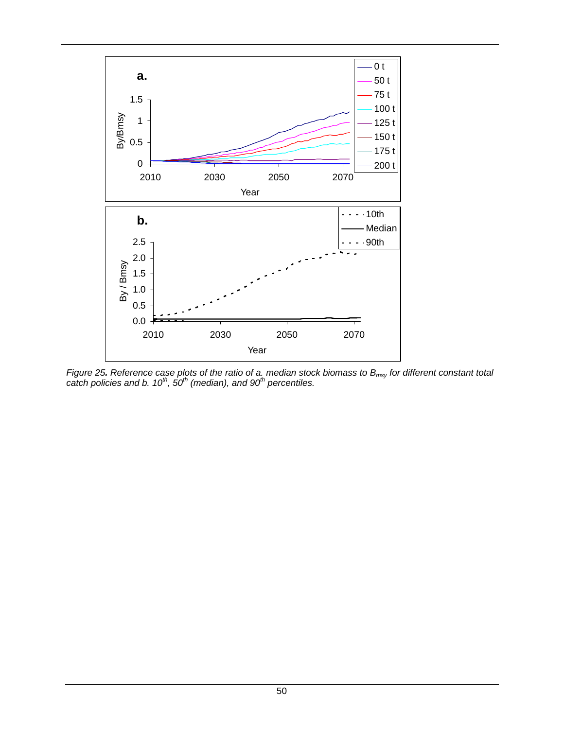*Figure 25. Reference case plots of the ratio of a. median stock biomass to $B_{msy}$ for different constant total catch policies and b. 10[th], 50[th] (median), and 90[th] percentiles.*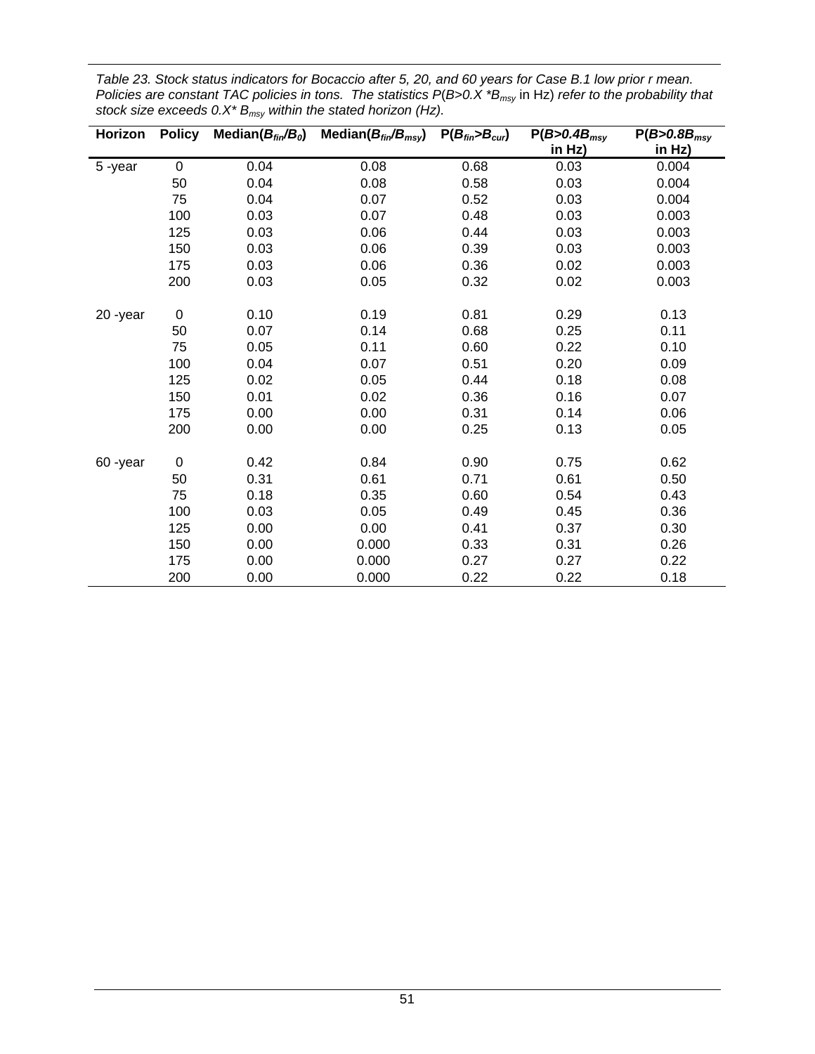*Table 23. Stock status indicators for Bocaccio after 5, 20, and 60 years for Case B.1 low prior r mean. Policies are constant TAC policies in tons. The statistics P($B>0.X*B_{msy}$ in Hz) refer to the probability that stock size exceeds $0.X*B_{msy}$ within the stated horizon (Hz).*

| Horizon | Policy | Median($B_{fin}/B_0$) | Median($B_{fin}/B_{msy}$) | P($B_{fin}>B_{cur}$) | P($B>0.4B_{msy}$ in Hz) | P($B>0.8B_{msy}$ in Hz) |
|---|---|---|---|---|---|---|
| 5 -year | 0 | 0.04 | 0.08 | 0.68 | 0.03 | 0.004 |
| | 50 | 0.04 | 0.08 | 0.58 | 0.03 | 0.004 |
| | 75 | 0.04 | 0.07 | 0.52 | 0.03 | 0.004 |
| | 100 | 0.03 | 0.07 | 0.48 | 0.03 | 0.003 |
| | 125 | 0.03 | 0.06 | 0.44 | 0.03 | 0.003 |
| | 150 | 0.03 | 0.06 | 0.39 | 0.03 | 0.003 |
| | 175 | 0.03 | 0.06 | 0.36 | 0.02 | 0.003 |
| | 200 | 0.03 | 0.05 | 0.32 | 0.02 | 0.003 |
| 20 -year | 0 | 0.10 | 0.19 | 0.81 | 0.29 | 0.13 |
| | 50 | 0.07 | 0.14 | 0.68 | 0.25 | 0.11 |
| | 75 | 0.05 | 0.11 | 0.60 | 0.22 | 0.10 |
| | 100 | 0.04 | 0.07 | 0.51 | 0.20 | 0.09 |
| | 125 | 0.02 | 0.05 | 0.44 | 0.18 | 0.08 |
| | 150 | 0.01 | 0.02 | 0.36 | 0.16 | 0.07 |
| | 175 | 0.00 | 0.00 | 0.31 | 0.14 | 0.06 |
| | 200 | 0.00 | 0.00 | 0.25 | 0.13 | 0.05 |
| 60 -year | 0 | 0.42 | 0.84 | 0.90 | 0.75 | 0.62 |
| | 50 | 0.31 | 0.61 | 0.71 | 0.61 | 0.50 |
| | 75 | 0.18 | 0.35 | 0.60 | 0.54 | 0.43 |
| | 100 | 0.03 | 0.05 | 0.49 | 0.45 | 0.36 |
| | 125 | 0.00 | 0.00 | 0.41 | 0.37 | 0.30 |
| | 150 | 0.00 | 0.000 | 0.33 | 0.31 | 0.26 |
| | 175 | 0.00 | 0.000 | 0.27 | 0.27 | 0.22 |
| | 200 | 0.00 | 0.000 | 0.22 | 0.22 | 0.18 |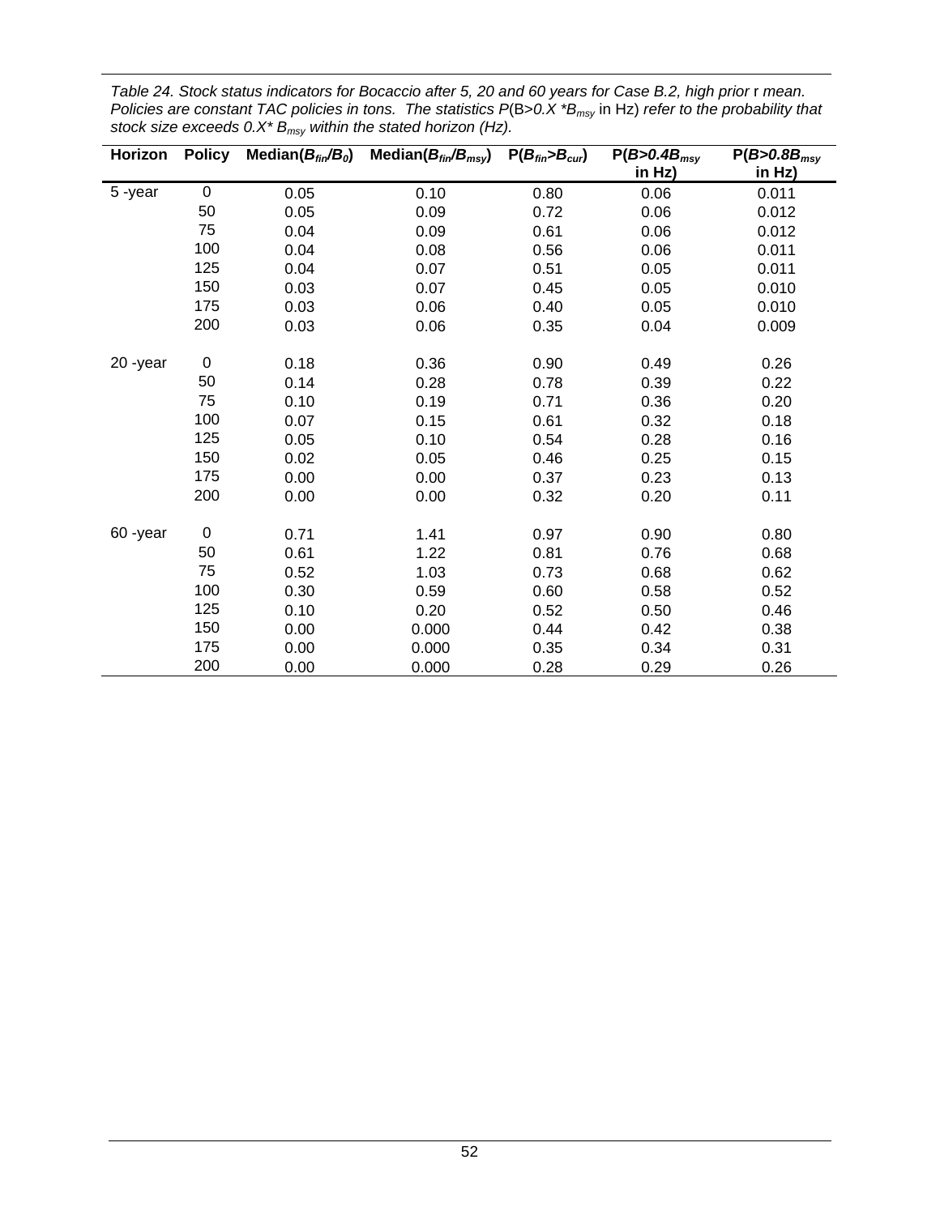*Table 24. Stock status indicators for Bocaccio after 5, 20 and 60 years for Case B.2, high prior* r *mean. Policies are constant TAC policies in tons. The statistics P*(B>*0.X* \**$B_{msy}$* in Hz) *refer to the probability that stock size exceeds 0.X\* $B_{msy}$ within the stated horizon (Hz).*

| Horizon | Policy | Median($B_{fin}/B_0$) | Median($B_{fin}/B_{msy}$) | P($B_{fin}$>$B_{cur}$) | P($B$>0.4$B_{msy}$ in Hz) | P($B$>0.8$B_{msy}$ in Hz) |
|---|---|---|---|---|---|---|
| 5 -year | 0 | 0.05 | 0.10 | 0.80 | 0.06 | 0.011 |
| | 50 | 0.05 | 0.09 | 0.72 | 0.06 | 0.012 |
| | 75 | 0.04 | 0.09 | 0.61 | 0.06 | 0.012 |
| | 100 | 0.04 | 0.08 | 0.56 | 0.06 | 0.011 |
| | 125 | 0.04 | 0.07 | 0.51 | 0.05 | 0.011 |
| | 150 | 0.03 | 0.07 | 0.45 | 0.05 | 0.010 |
| | 175 | 0.03 | 0.06 | 0.40 | 0.05 | 0.010 |
| | 200 | 0.03 | 0.06 | 0.35 | 0.04 | 0.009 |
| 20 -year | 0 | 0.18 | 0.36 | 0.90 | 0.49 | 0.26 |
| | 50 | 0.14 | 0.28 | 0.78 | 0.39 | 0.22 |
| | 75 | 0.10 | 0.19 | 0.71 | 0.36 | 0.20 |
| | 100 | 0.07 | 0.15 | 0.61 | 0.32 | 0.18 |
| | 125 | 0.05 | 0.10 | 0.54 | 0.28 | 0.16 |
| | 150 | 0.02 | 0.05 | 0.46 | 0.25 | 0.15 |
| | 175 | 0.00 | 0.00 | 0.37 | 0.23 | 0.13 |
| | 200 | 0.00 | 0.00 | 0.32 | 0.20 | 0.11 |
| 60 -year | 0 | 0.71 | 1.41 | 0.97 | 0.90 | 0.80 |
| | 50 | 0.61 | 1.22 | 0.81 | 0.76 | 0.68 |
| | 75 | 0.52 | 1.03 | 0.73 | 0.68 | 0.62 |
| | 100 | 0.30 | 0.59 | 0.60 | 0.58 | 0.52 |
| | 125 | 0.10 | 0.20 | 0.52 | 0.50 | 0.46 |
| | 150 | 0.00 | 0.000 | 0.44 | 0.42 | 0.38 |
| | 175 | 0.00 | 0.000 | 0.35 | 0.34 | 0.31 |
| | 200 | 0.00 | 0.000 | 0.28 | 0.29 | 0.26 |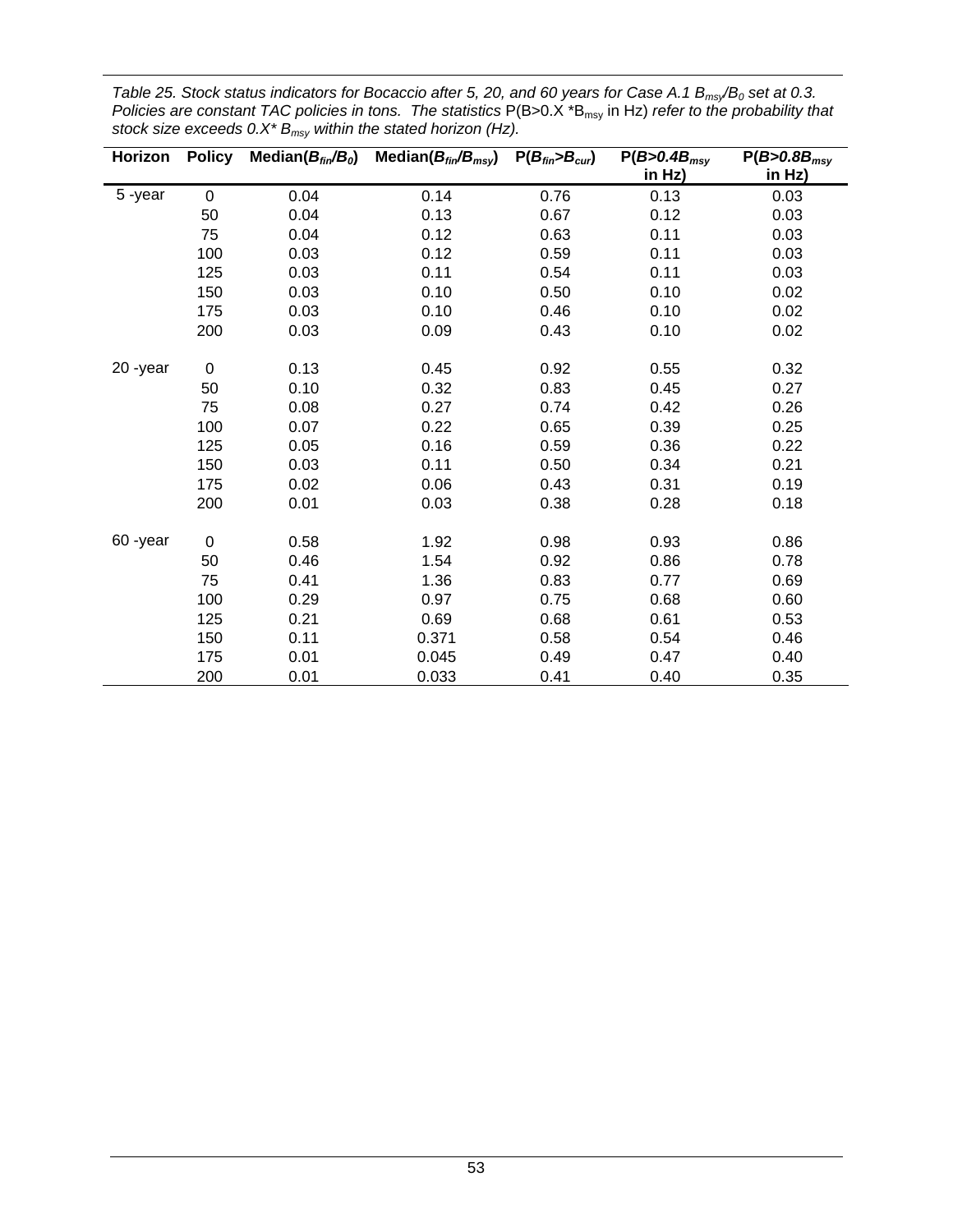*Table 25. Stock status indicators for Bocaccio after 5, 20, and 60 years for Case A.1 $B_{msy}/B_0$ set at 0.3. Policies are constant TAC policies in tons. The statistics* P(B>0.X *$B_{msy}$ in Hz) *refer to the probability that stock size exceeds 0.X* $B_{msy}$ *within the stated horizon (Hz).*

| Horizon | Policy | Median($B_{fin}/B_0$) | Median($B_{fin}/B_{msy}$) | P($B_{fin}$>$B_{cur}$) | P(*B>0.4B*$_{msy}$ in Hz) | P(*B>0.8B*$_{msy}$ in Hz) |
|---|---|---|---|---|---|---|
| 5 -year | 0 | 0.04 | 0.14 | 0.76 | 0.13 | 0.03 |
| | 50 | 0.04 | 0.13 | 0.67 | 0.12 | 0.03 |
| | 75 | 0.04 | 0.12 | 0.63 | 0.11 | 0.03 |
| | 100 | 0.03 | 0.12 | 0.59 | 0.11 | 0.03 |
| | 125 | 0.03 | 0.11 | 0.54 | 0.11 | 0.03 |
| | 150 | 0.03 | 0.10 | 0.50 | 0.10 | 0.02 |
| | 175 | 0.03 | 0.10 | 0.46 | 0.10 | 0.02 |
| | 200 | 0.03 | 0.09 | 0.43 | 0.10 | 0.02 |
| 20 -year | 0 | 0.13 | 0.45 | 0.92 | 0.55 | 0.32 |
| | 50 | 0.10 | 0.32 | 0.83 | 0.45 | 0.27 |
| | 75 | 0.08 | 0.27 | 0.74 | 0.42 | 0.26 |
| | 100 | 0.07 | 0.22 | 0.65 | 0.39 | 0.25 |
| | 125 | 0.05 | 0.16 | 0.59 | 0.36 | 0.22 |
| | 150 | 0.03 | 0.11 | 0.50 | 0.34 | 0.21 |
| | 175 | 0.02 | 0.06 | 0.43 | 0.31 | 0.19 |
| | 200 | 0.01 | 0.03 | 0.38 | 0.28 | 0.18 |
| 60 -year | 0 | 0.58 | 1.92 | 0.98 | 0.93 | 0.86 |
| | 50 | 0.46 | 1.54 | 0.92 | 0.86 | 0.78 |
| | 75 | 0.41 | 1.36 | 0.83 | 0.77 | 0.69 |
| | 100 | 0.29 | 0.97 | 0.75 | 0.68 | 0.60 |
| | 125 | 0.21 | 0.69 | 0.68 | 0.61 | 0.53 |
| | 150 | 0.11 | 0.371 | 0.58 | 0.54 | 0.46 |
| | 175 | 0.01 | 0.045 | 0.49 | 0.47 | 0.40 |
| | 200 | 0.01 | 0.033 | 0.41 | 0.40 | 0.35 |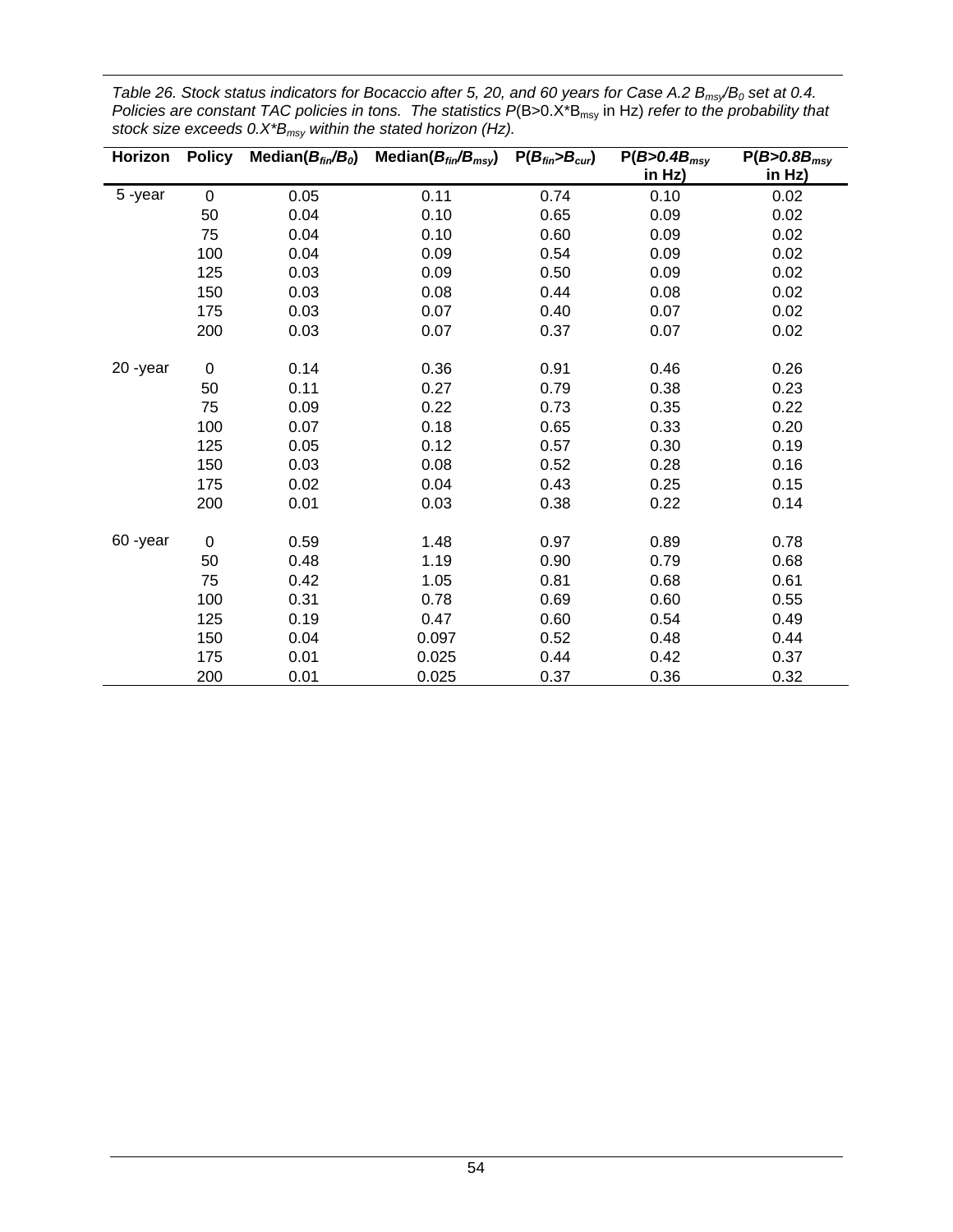*Table 26. Stock status indicators for Bocaccio after 5, 20, and 60 years for Case A.2 $B_{msy}/B_0$ set at 0.4. Policies are constant TAC policies in tons. The statistics P(B>0.X\*$B_{msy}$ in Hz) refer to the probability that stock size exceeds 0.X\*$B_{msy}$ within the stated horizon (Hz).*

| Horizon | Policy | Median($B_{fin}/B_0$) | Median($B_{fin}/B_{msy}$) | P($B_{fin}$>$B_{cur}$) | P($B$>0.4$B_{msy}$ in Hz) | P($B$>0.8$B_{msy}$ in Hz) |
|---|---|---|---|---|---|---|
| 5 -year | 0 | 0.05 | 0.11 | 0.74 | 0.10 | 0.02 |
| | 50 | 0.04 | 0.10 | 0.65 | 0.09 | 0.02 |
| | 75 | 0.04 | 0.10 | 0.60 | 0.09 | 0.02 |
| | 100 | 0.04 | 0.09 | 0.54 | 0.09 | 0.02 |
| | 125 | 0.03 | 0.09 | 0.50 | 0.09 | 0.02 |
| | 150 | 0.03 | 0.08 | 0.44 | 0.08 | 0.02 |
| | 175 | 0.03 | 0.07 | 0.40 | 0.07 | 0.02 |
| | 200 | 0.03 | 0.07 | 0.37 | 0.07 | 0.02 |
| 20 -year | 0 | 0.14 | 0.36 | 0.91 | 0.46 | 0.26 |
| | 50 | 0.11 | 0.27 | 0.79 | 0.38 | 0.23 |
| | 75 | 0.09 | 0.22 | 0.73 | 0.35 | 0.22 |
| | 100 | 0.07 | 0.18 | 0.65 | 0.33 | 0.20 |
| | 125 | 0.05 | 0.12 | 0.57 | 0.30 | 0.19 |
| | 150 | 0.03 | 0.08 | 0.52 | 0.28 | 0.16 |
| | 175 | 0.02 | 0.04 | 0.43 | 0.25 | 0.15 |
| | 200 | 0.01 | 0.03 | 0.38 | 0.22 | 0.14 |
| 60 -year | 0 | 0.59 | 1.48 | 0.97 | 0.89 | 0.78 |
| | 50 | 0.48 | 1.19 | 0.90 | 0.79 | 0.68 |
| | 75 | 0.42 | 1.05 | 0.81 | 0.68 | 0.61 |
| | 100 | 0.31 | 0.78 | 0.69 | 0.60 | 0.55 |
| | 125 | 0.19 | 0.47 | 0.60 | 0.54 | 0.49 |
| | 150 | 0.04 | 0.097 | 0.52 | 0.48 | 0.44 |
| | 175 | 0.01 | 0.025 | 0.44 | 0.42 | 0.37 |
| | 200 | 0.01 | 0.025 | 0.37 | 0.36 | 0.32 |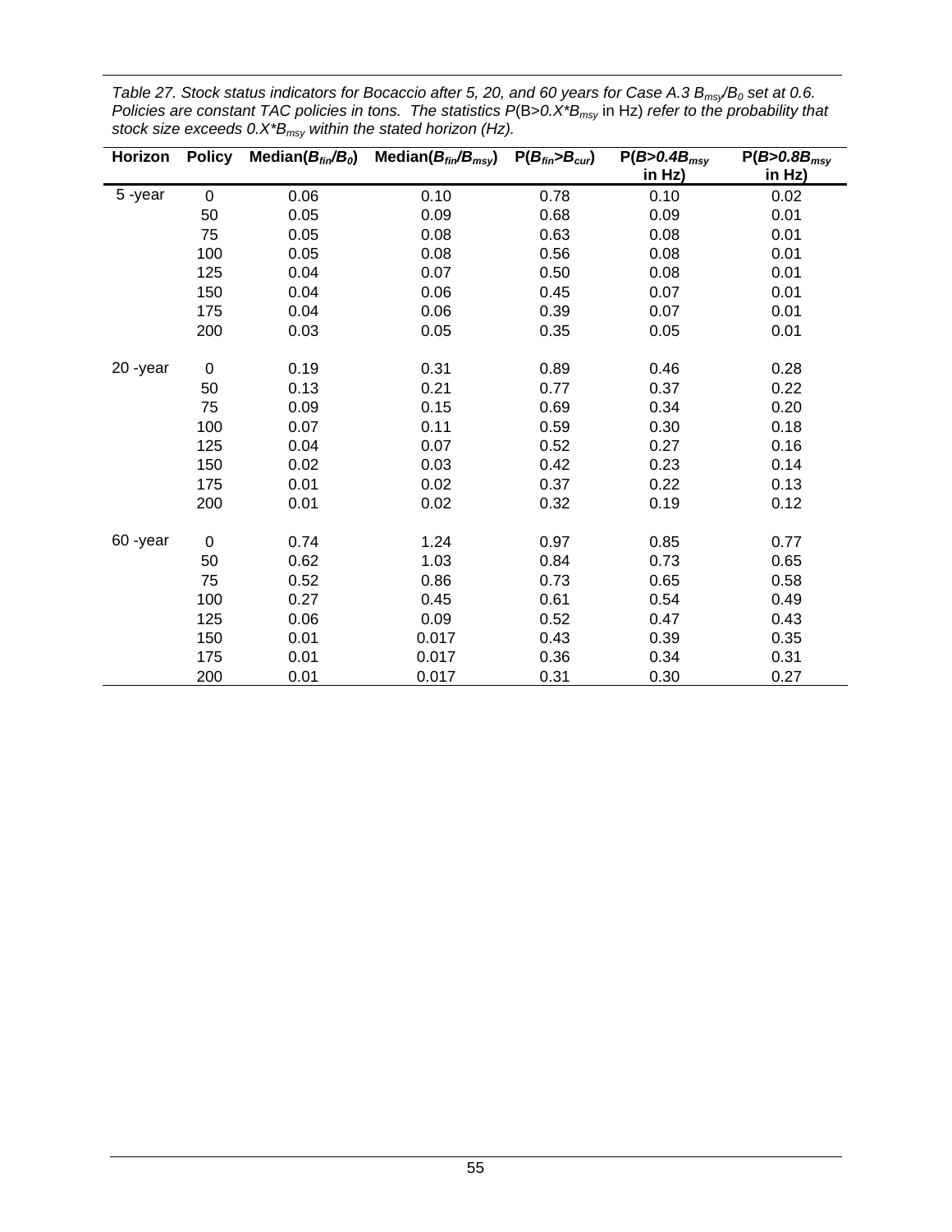*Table 27. Stock status indicators for Bocaccio after 5, 20, and 60 years for Case A.3 $B_{msy}/B_0$ set at 0.6. Policies are constant TAC policies in tons. The statistics P(B>0.X\*$B_{msy}$ in Hz) refer to the probability that stock size exceeds 0.X\*$B_{msy}$ within the stated horizon (Hz).*

| Horizon | Policy | Median($B_{fin}/B_0$) | Median($B_{fin}/B_{msy}$) | P($B_{fin}$>$B_{cur}$) | P($B$>0.4$B_{msy}$ in Hz) | P($B$>0.8$B_{msy}$ in Hz) |
|---|---|---|---|---|---|---|
| 5 -year | 0 | 0.06 | 0.10 | 0.78 | 0.10 | 0.02 |
| | 50 | 0.05 | 0.09 | 0.68 | 0.09 | 0.01 |
| | 75 | 0.05 | 0.08 | 0.63 | 0.08 | 0.01 |
| | 100 | 0.05 | 0.08 | 0.56 | 0.08 | 0.01 |
| | 125 | 0.04 | 0.07 | 0.50 | 0.08 | 0.01 |
| | 150 | 0.04 | 0.06 | 0.45 | 0.07 | 0.01 |
| | 175 | 0.04 | 0.06 | 0.39 | 0.07 | 0.01 |
| | 200 | 0.03 | 0.05 | 0.35 | 0.05 | 0.01 |
| 20 -year | 0 | 0.19 | 0.31 | 0.89 | 0.46 | 0.28 |
| | 50 | 0.13 | 0.21 | 0.77 | 0.37 | 0.22 |
| | 75 | 0.09 | 0.15 | 0.69 | 0.34 | 0.20 |
| | 100 | 0.07 | 0.11 | 0.59 | 0.30 | 0.18 |
| | 125 | 0.04 | 0.07 | 0.52 | 0.27 | 0.16 |
| | 150 | 0.02 | 0.03 | 0.42 | 0.23 | 0.14 |
| | 175 | 0.01 | 0.02 | 0.37 | 0.22 | 0.13 |
| | 200 | 0.01 | 0.02 | 0.32 | 0.19 | 0.12 |
| 60 -year | 0 | 0.74 | 1.24 | 0.97 | 0.85 | 0.77 |
| | 50 | 0.62 | 1.03 | 0.84 | 0.73 | 0.65 |
| | 75 | 0.52 | 0.86 | 0.73 | 0.65 | 0.58 |
| | 100 | 0.27 | 0.45 | 0.61 | 0.54 | 0.49 |
| | 125 | 0.06 | 0.09 | 0.52 | 0.47 | 0.43 |
| | 150 | 0.01 | 0.017 | 0.43 | 0.39 | 0.35 |
| | 175 | 0.01 | 0.017 | 0.36 | 0.34 | 0.31 |
| | 200 | 0.01 | 0.017 | 0.31 | 0.30 | 0.27 |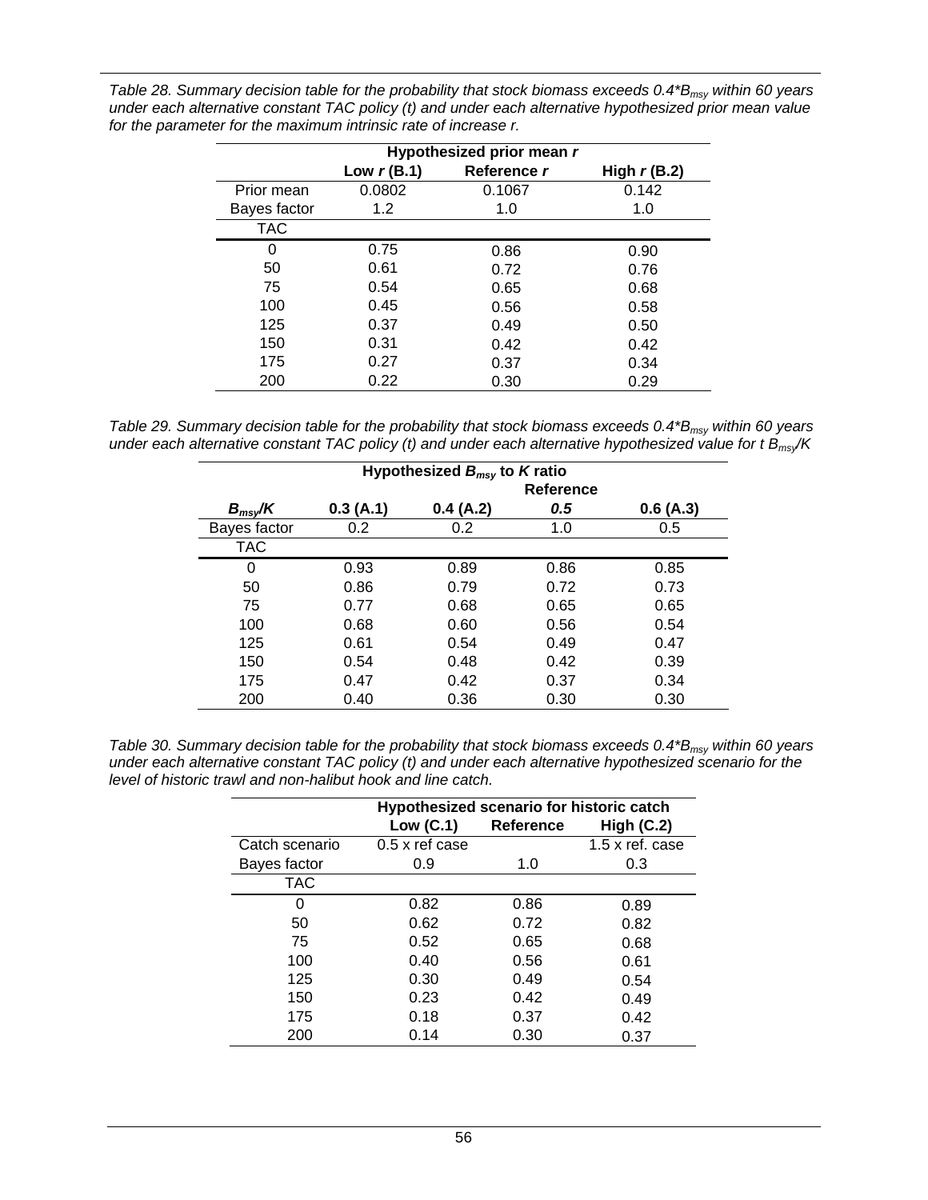*Table 28. Summary decision table for the probability that stock biomass exceeds 0.4\*$B_{msy}$ within 60 years under each alternative constant TAC policy (t) and under each alternative hypothesized prior mean value for the parameter for the maximum intrinsic rate of increase r.*

| | Hypothesized prior mean *r* | | |
|---|---|---|---|
| | **Low *r* (B.1)** | **Reference *r*** | **High *r* (B.2)** |
| Prior mean | 0.0802 | 0.1067 | 0.142 |
| Bayes factor | 1.2 | 1.0 | 1.0 |
| TAC | | | |
| 0 | 0.75 | 0.86 | 0.90 |
| 50 | 0.61 | 0.72 | 0.76 |
| 75 | 0.54 | 0.65 | 0.68 |
| 100 | 0.45 | 0.56 | 0.58 |
| 125 | 0.37 | 0.49 | 0.50 |
| 150 | 0.31 | 0.42 | 0.42 |
| 175 | 0.27 | 0.37 | 0.34 |
| 200 | 0.22 | 0.30 | 0.29 |

*Table 29. Summary decision table for the probability that stock biomass exceeds 0.4\*$B_{msy}$ within 60 years under each alternative constant TAC policy (t) and under each alternative hypothesized value for t $B_{msy}/K$*

| | Hypothesized $B_{msy}$ to *K* ratio | | | |
|---|---|---|---|---|
| | | | **Reference** | |
| **$B_{msy}/K$** | **0.3 (A.1)** | **0.4 (A.2)** | ***0.5*** | **0.6 (A.3)** |
| Bayes factor | 0.2 | 0.2 | 1.0 | 0.5 |
| TAC | | | | |
| 0 | 0.93 | 0.89 | 0.86 | 0.85 |
| 50 | 0.86 | 0.79 | 0.72 | 0.73 |
| 75 | 0.77 | 0.68 | 0.65 | 0.65 |
| 100 | 0.68 | 0.60 | 0.56 | 0.54 |
| 125 | 0.61 | 0.54 | 0.49 | 0.47 |
| 150 | 0.54 | 0.48 | 0.42 | 0.39 |
| 175 | 0.47 | 0.42 | 0.37 | 0.34 |
| 200 | 0.40 | 0.36 | 0.30 | 0.30 |

*Table 30. Summary decision table for the probability that stock biomass exceeds 0.4\*$B_{msy}$ within 60 years under each alternative constant TAC policy (t) and under each alternative hypothesized scenario for the level of historic trawl and non-halibut hook and line catch.*

| | Hypothesized scenario for historic catch | | |
|---|---|---|---|
| | **Low (C.1)** | **Reference** | **High (C.2)** |
| Catch scenario | 0.5 x ref case | | 1.5 x ref. case |
| Bayes factor | 0.9 | 1.0 | 0.3 |
| TAC | | | |
| 0 | 0.82 | 0.86 | 0.89 |
| 50 | 0.62 | 0.72 | 0.82 |
| 75 | 0.52 | 0.65 | 0.68 |
| 100 | 0.40 | 0.56 | 0.61 |
| 125 | 0.30 | 0.49 | 0.54 |
| 150 | 0.23 | 0.42 | 0.49 |
| 175 | 0.18 | 0.37 | 0.42 |
| 200 | 0.14 | 0.30 | 0.37 |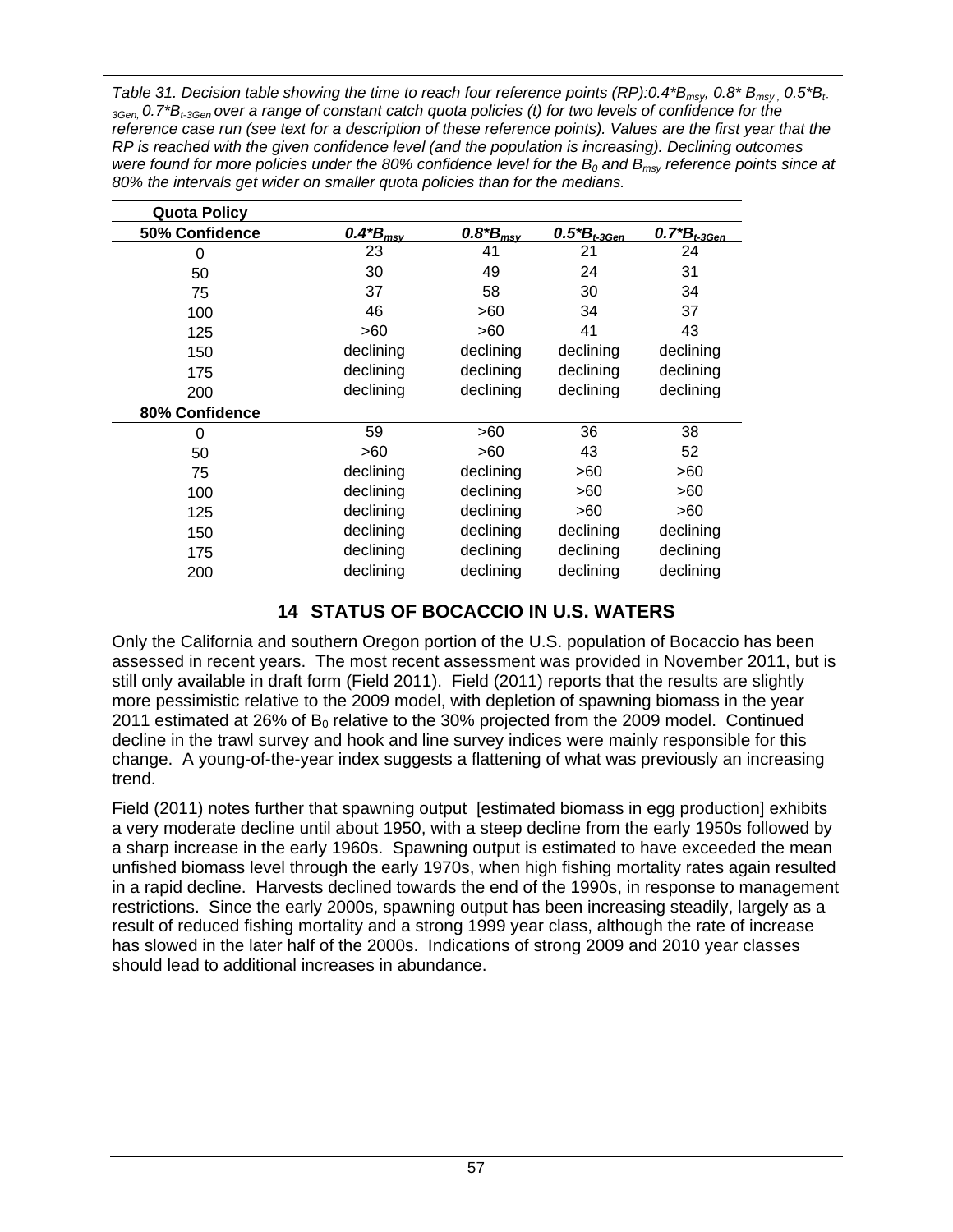*Table 31. Decision table showing the time to reach four reference points (RP):$0.4*B_{msy}$, $0.8*B_{msy}$, $0.5*B_{t-3Gen}$, $0.7*B_{t-3Gen}$ over a range of constant catch quota policies (t) for two levels of confidence for the reference case run (see text for a description of these reference points). Values are the first year that the RP is reached with the given confidence level (and the population is increasing). Declining outcomes were found for more policies under the 80% confidence level for the $B_0$ and $B_{msy}$ reference points since at 80% the intervals get wider on smaller quota policies than for the medians.*

| Quota Policy | | | | |
|---|---|---|---|---|
| **50% Confidence** | $0.4*B_{msy}$ | $0.8*B_{msy}$ | $0.5*B_{t-3Gen}$ | $0.7*B_{t-3Gen}$ |
| 0 | 23 | 41 | 21 | 24 |
| 50 | 30 | 49 | 24 | 31 |
| 75 | 37 | 58 | 30 | 34 |
| 100 | 46 | >60 | 34 | 37 |
| 125 | >60 | >60 | 41 | 43 |
| 150 | declining | declining | declining | declining |
| 175 | declining | declining | declining | declining |
| 200 | declining | declining | declining | declining |
| **80% Confidence** | | | | |
| 0 | 59 | >60 | 36 | 38 |
| 50 | >60 | >60 | 43 | 52 |
| 75 | declining | declining | >60 | >60 |
| 100 | declining | declining | >60 | >60 |
| 125 | declining | declining | >60 | >60 |
| 150 | declining | declining | declining | declining |
| 175 | declining | declining | declining | declining |
| 200 | declining | declining | declining | declining |

# 14 STATUS OF BOCACCIO IN U.S. WATERS

Only the California and southern Oregon portion of the U.S. population of Bocaccio has been assessed in recent years. The most recent assessment was provided in November 2011, but is still only available in draft form (Field 2011). Field (2011) reports that the results are slightly more pessimistic relative to the 2009 model, with depletion of spawning biomass in the year 2011 estimated at 26% of $B_0$ relative to the 30% projected from the 2009 model. Continued decline in the trawl survey and hook and line survey indices were mainly responsible for this change. A young-of-the-year index suggests a flattening of what was previously an increasing trend.

Field (2011) notes further that spawning output [estimated biomass in egg production] exhibits a very moderate decline until about 1950, with a steep decline from the early 1950s followed by a sharp increase in the early 1960s. Spawning output is estimated to have exceeded the mean unfished biomass level through the early 1970s, when high fishing mortality rates again resulted in a rapid decline. Harvests declined towards the end of the 1990s, in response to management restrictions. Since the early 2000s, spawning output has been increasing steadily, largely as a result of reduced fishing mortality and a strong 1999 year class, although the rate of increase has slowed in the later half of the 2000s. Indications of strong 2009 and 2010 year classes should lead to additional increases in abundance.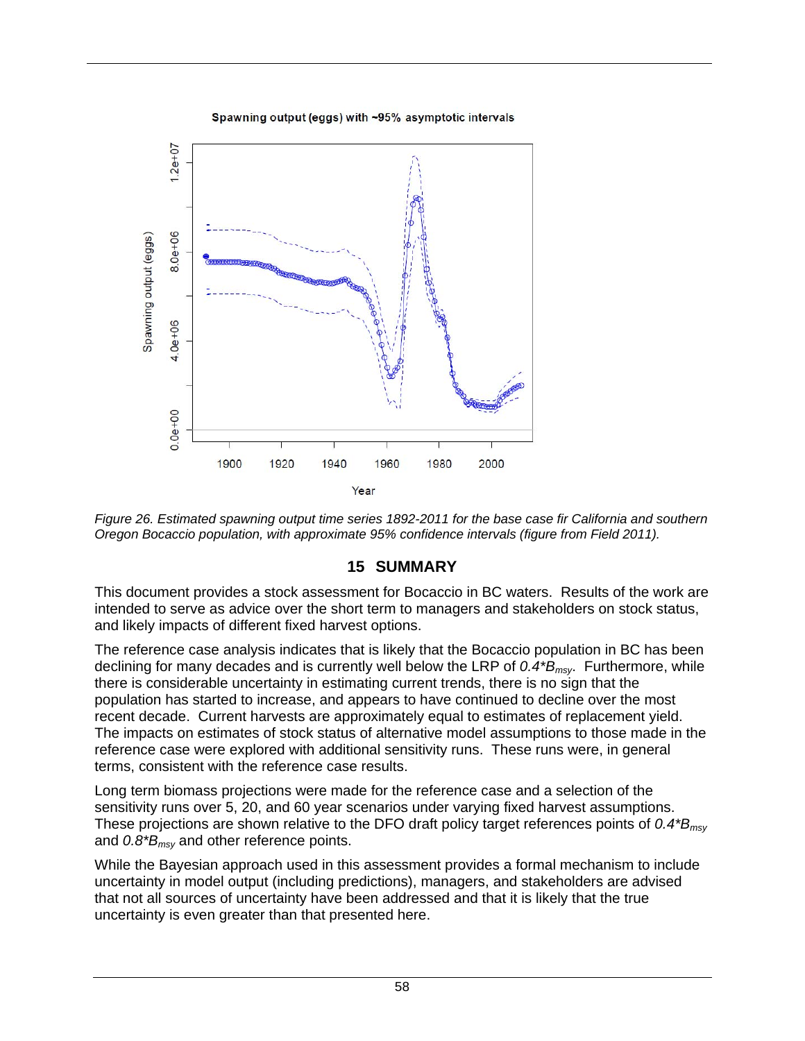Figure 26. Estimated spawning output time series 1892-2011 for the base case fir California and southern Oregon Bocaccio population, with approximate 95% confidence intervals (figure from Field 2011).

## 15 SUMMARY

This document provides a stock assessment for Bocaccio in BC waters. Results of the work are intended to serve as advice over the short term to managers and stakeholders on stock status, and likely impacts of different fixed harvest options.

The reference case analysis indicates that is likely that the Bocaccio population in BC has been declining for many decades and is currently well below the LRP of $0.4*B_{msy}$. Furthermore, while there is considerable uncertainty in estimating current trends, there is no sign that the population has started to increase, and appears to have continued to decline over the most recent decade. Current harvests are approximately equal to estimates of replacement yield. The impacts on estimates of stock status of alternative model assumptions to those made in the reference case were explored with additional sensitivity runs. These runs were, in general terms, consistent with the reference case results.

Long term biomass projections were made for the reference case and a selection of the sensitivity runs over 5, 20, and 60 year scenarios under varying fixed harvest assumptions. These projections are shown relative to the DFO draft policy target references points of $0.4*B_{msy}$ and $0.8*B_{msy}$ and other reference points.

While the Bayesian approach used in this assessment provides a formal mechanism to include uncertainty in model output (including predictions), managers, and stakeholders are advised that not all sources of uncertainty have been addressed and that it is likely that the true uncertainty is even greater than that presented here.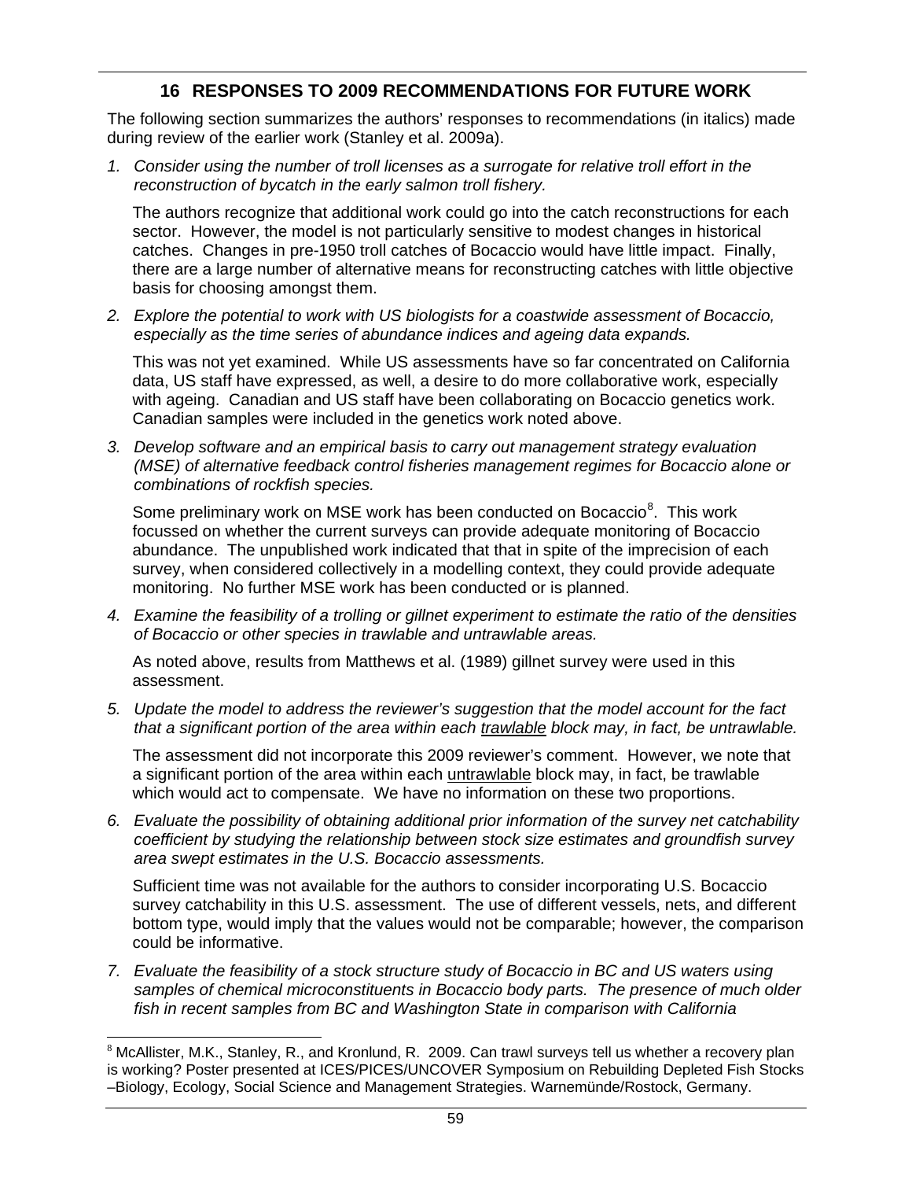# 16 RESPONSES TO 2009 RECOMMENDATIONS FOR FUTURE WORK

The following section summarizes the authors' responses to recommendations (in italics) made during review of the earlier work (Stanley et al. 2009a).

1. *Consider using the number of troll licenses as a surrogate for relative troll effort in the reconstruction of bycatch in the early salmon troll fishery.*

   The authors recognize that additional work could go into the catch reconstructions for each sector. However, the model is not particularly sensitive to modest changes in historical catches. Changes in pre-1950 troll catches of Bocaccio would have little impact. Finally, there are a large number of alternative means for reconstructing catches with little objective basis for choosing amongst them.

2. *Explore the potential to work with US biologists for a coastwide assessment of Bocaccio, especially as the time series of abundance indices and ageing data expands.*

   This was not yet examined. While US assessments have so far concentrated on California data, US staff have expressed, as well, a desire to do more collaborative work, especially with ageing. Canadian and US staff have been collaborating on Bocaccio genetics work. Canadian samples were included in the genetics work noted above.

3. *Develop software and an empirical basis to carry out management strategy evaluation (MSE) of alternative feedback control fisheries management regimes for Bocaccio alone or combinations of rockfish species.*

   Some preliminary work on MSE work has been conducted on Bocaccio[8]. This work focussed on whether the current surveys can provide adequate monitoring of Bocaccio abundance. The unpublished work indicated that that in spite of the imprecision of each survey, when considered collectively in a modelling context, they could provide adequate monitoring. No further MSE work has been conducted or is planned.

4. *Examine the feasibility of a trolling or gillnet experiment to estimate the ratio of the densities of Bocaccio or other species in trawlable and untrawlable areas.*

   As noted above, results from Matthews et al. (1989) gillnet survey were used in this assessment.

5. *Update the model to address the reviewer's suggestion that the model account for the fact that a significant portion of the area within each trawlable block may, in fact, be untrawlable.*

   The assessment did not incorporate this 2009 reviewer's comment. However, we note that a significant portion of the area within each untrawlable block may, in fact, be trawlable which would act to compensate. We have no information on these two proportions.

6. *Evaluate the possibility of obtaining additional prior information of the survey net catchability coefficient by studying the relationship between stock size estimates and groundfish survey area swept estimates in the U.S. Bocaccio assessments.*

   Sufficient time was not available for the authors to consider incorporating U.S. Bocaccio survey catchability in this U.S. assessment. The use of different vessels, nets, and different bottom type, would imply that the values would not be comparable; however, the comparison could be informative.

7. *Evaluate the feasibility of a stock structure study of Bocaccio in BC and US waters using samples of chemical microconstituents in Bocaccio body parts. The presence of much older fish in recent samples from BC and Washington State in comparison with California*

[8] McAllister, M.K., Stanley, R., and Kronlund, R. 2009. Can trawl surveys tell us whether a recovery plan is working? Poster presented at ICES/PICES/UNCOVER Symposium on Rebuilding Depleted Fish Stocks –Biology, Ecology, Social Science and Management Strategies. Warnemünde/Rostock, Germany.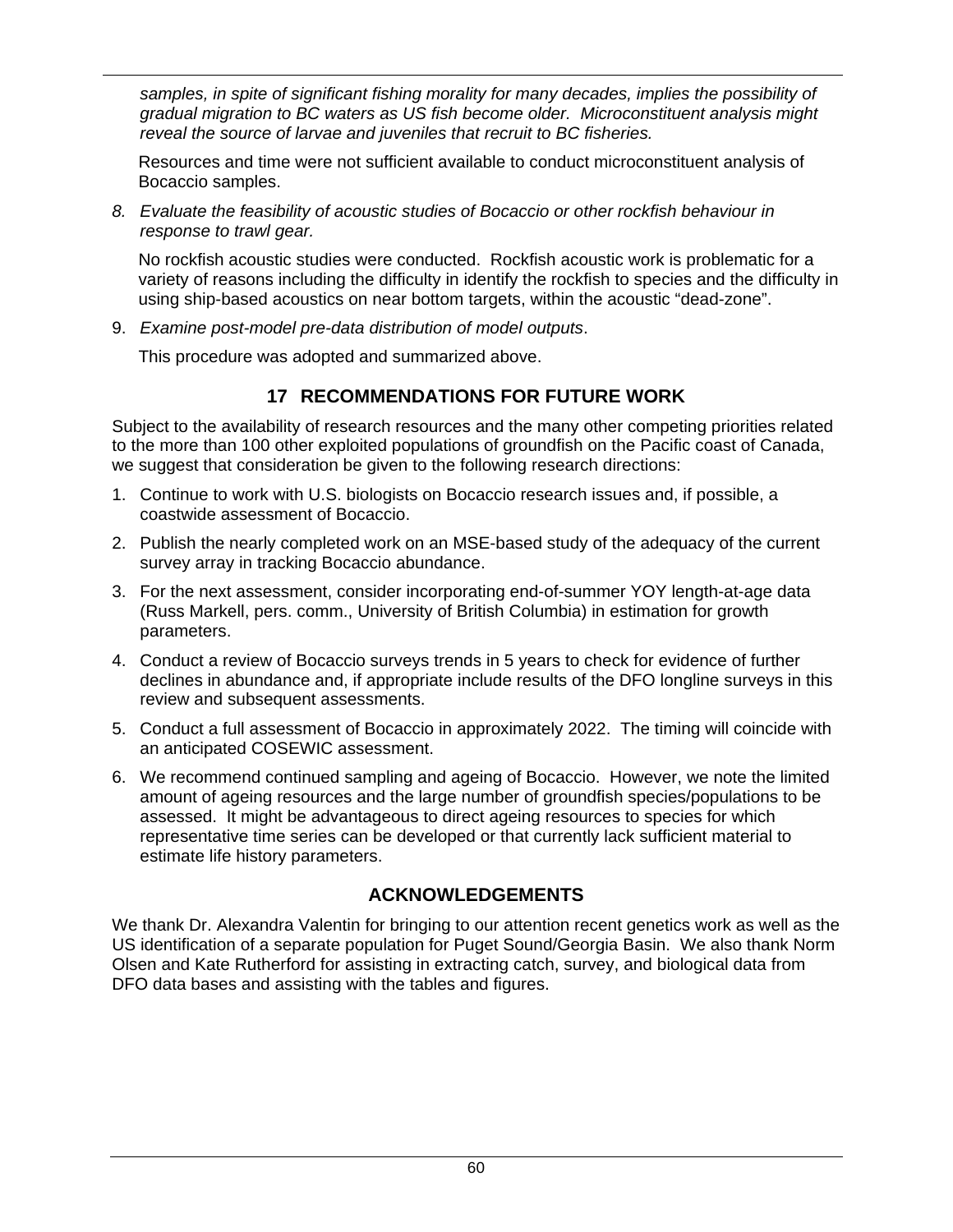*samples, in spite of significant fishing morality for many decades, implies the possibility of gradual migration to BC waters as US fish become older. Microconstituent analysis might reveal the source of larvae and juveniles that recruit to BC fisheries.*

Resources and time were not sufficient available to conduct microconstituent analysis of Bocaccio samples.

8. *Evaluate the feasibility of acoustic studies of Bocaccio or other rockfish behaviour in response to trawl gear.*

   No rockfish acoustic studies were conducted. Rockfish acoustic work is problematic for a variety of reasons including the difficulty in identify the rockfish to species and the difficulty in using ship-based acoustics on near bottom targets, within the acoustic "dead-zone".

9. *Examine post-model pre-data distribution of model outputs*.

   This procedure was adopted and summarized above.

## 17 RECOMMENDATIONS FOR FUTURE WORK

Subject to the availability of research resources and the many other competing priorities related to the more than 100 other exploited populations of groundfish on the Pacific coast of Canada, we suggest that consideration be given to the following research directions:

1. Continue to work with U.S. biologists on Bocaccio research issues and, if possible, a coastwide assessment of Bocaccio.
2. Publish the nearly completed work on an MSE-based study of the adequacy of the current survey array in tracking Bocaccio abundance.
3. For the next assessment, consider incorporating end-of-summer YOY length-at-age data (Russ Markell, pers. comm., University of British Columbia) in estimation for growth parameters.
4. Conduct a review of Bocaccio surveys trends in 5 years to check for evidence of further declines in abundance and, if appropriate include results of the DFO longline surveys in this review and subsequent assessments.
5. Conduct a full assessment of Bocaccio in approximately 2022. The timing will coincide with an anticipated COSEWIC assessment.
6. We recommend continued sampling and ageing of Bocaccio. However, we note the limited amount of ageing resources and the large number of groundfish species/populations to be assessed. It might be advantageous to direct ageing resources to species for which representative time series can be developed or that currently lack sufficient material to estimate life history parameters.

## ACKNOWLEDGEMENTS

We thank Dr. Alexandra Valentin for bringing to our attention recent genetics work as well as the US identification of a separate population for Puget Sound/Georgia Basin. We also thank Norm Olsen and Kate Rutherford for assisting in extracting catch, survey, and biological data from DFO data bases and assisting with the tables and figures.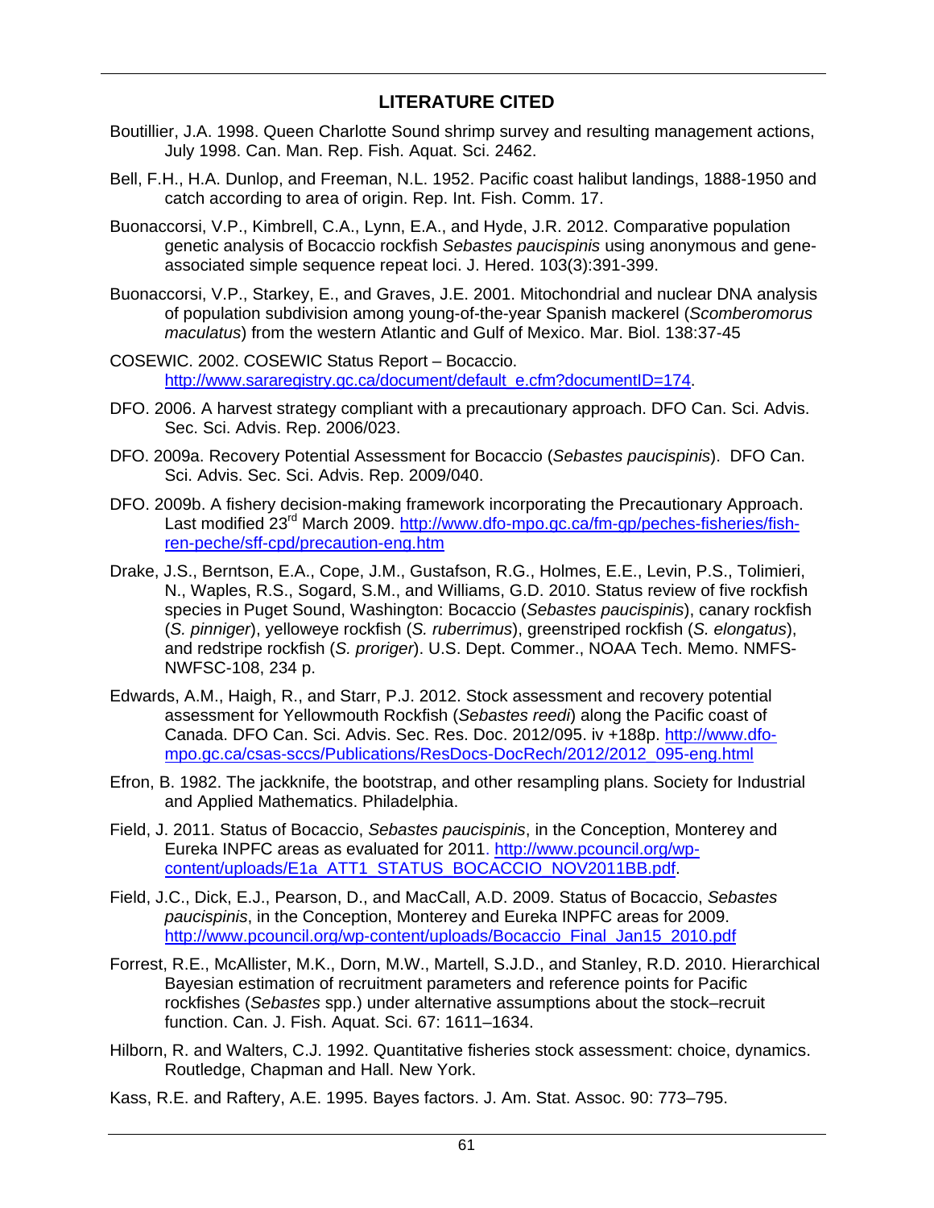## LITERATURE CITED

Boutillier, J.A. 1998. Queen Charlotte Sound shrimp survey and resulting management actions, July 1998. Can. Man. Rep. Fish. Aquat. Sci. 2462.

Bell, F.H., H.A. Dunlop, and Freeman, N.L. 1952. Pacific coast halibut landings, 1888-1950 and catch according to area of origin. Rep. Int. Fish. Comm. 17.

Buonaccorsi, V.P., Kimbrell, C.A., Lynn, E.A., and Hyde, J.R. 2012. Comparative population genetic analysis of Bocaccio rockfish *Sebastes paucispinis* using anonymous and gene-associated simple sequence repeat loci. J. Hered. 103(3):391-399.

Buonaccorsi, V.P., Starkey, E., and Graves, J.E. 2001. Mitochondrial and nuclear DNA analysis of population subdivision among young-of-the-year Spanish mackerel (*Scomberomorus maculatus*) from the western Atlantic and Gulf of Mexico. Mar. Biol. 138:37-45

COSEWIC. 2002. COSEWIC Status Report – Bocaccio. http://www.sararegistry.gc.ca/document/default_e.cfm?documentID=174.

DFO. 2006. A harvest strategy compliant with a precautionary approach. DFO Can. Sci. Advis. Sec. Sci. Advis. Rep. 2006/023.

DFO. 2009a. Recovery Potential Assessment for Bocaccio (*Sebastes paucispinis*). DFO Can. Sci. Advis. Sec. Sci. Advis. Rep. 2009/040.

DFO. 2009b. A fishery decision-making framework incorporating the Precautionary Approach. Last modified 23rd March 2009. http://www.dfo-mpo.gc.ca/fm-gp/peches-fisheries/fish-ren-peche/sff-cpd/precaution-eng.htm

Drake, J.S., Berntson, E.A., Cope, J.M., Gustafson, R.G., Holmes, E.E., Levin, P.S., Tolimieri, N., Waples, R.S., Sogard, S.M., and Williams, G.D. 2010. Status review of five rockfish species in Puget Sound, Washington: Bocaccio (*Sebastes paucispinis*), canary rockfish (*S. pinniger*), yelloweye rockfish (*S. ruberrimus*), greenstriped rockfish (*S. elongatus*), and redstripe rockfish (*S. proriger*). U.S. Dept. Commer., NOAA Tech. Memo. NMFS-NWFSC-108, 234 p.

Edwards, A.M., Haigh, R., and Starr, P.J. 2012. Stock assessment and recovery potential assessment for Yellowmouth Rockfish (*Sebastes reedi*) along the Pacific coast of Canada. DFO Can. Sci. Advis. Sec. Res. Doc. 2012/095. iv +188p. http://www.dfo-mpo.gc.ca/csas-sccs/Publications/ResDocs-DocRech/2012/2012_095-eng.html

Efron, B. 1982. The jackknife, the bootstrap, and other resampling plans. Society for Industrial and Applied Mathematics. Philadelphia.

Field, J. 2011. Status of Bocaccio, *Sebastes paucispinis*, in the Conception, Monterey and Eureka INPFC areas as evaluated for 2011. http://www.pcouncil.org/wp-content/uploads/E1a_ATT1_STATUS_BOCACCIO_NOV2011BB.pdf.

Field, J.C., Dick, E.J., Pearson, D., and MacCall, A.D. 2009. Status of Bocaccio, *Sebastes paucispinis*, in the Conception, Monterey and Eureka INPFC areas for 2009. http://www.pcouncil.org/wp-content/uploads/Bocaccio_Final_Jan15_2010.pdf

Forrest, R.E., McAllister, M.K., Dorn, M.W., Martell, S.J.D., and Stanley, R.D. 2010. Hierarchical Bayesian estimation of recruitment parameters and reference points for Pacific rockfishes (*Sebastes* spp.) under alternative assumptions about the stock–recruit function. Can. J. Fish. Aquat. Sci. 67: 1611–1634.

Hilborn, R. and Walters, C.J. 1992. Quantitative fisheries stock assessment: choice, dynamics. Routledge, Chapman and Hall. New York.

Kass, R.E. and Raftery, A.E. 1995. Bayes factors. J. Am. Stat. Assoc. 90: 773–795.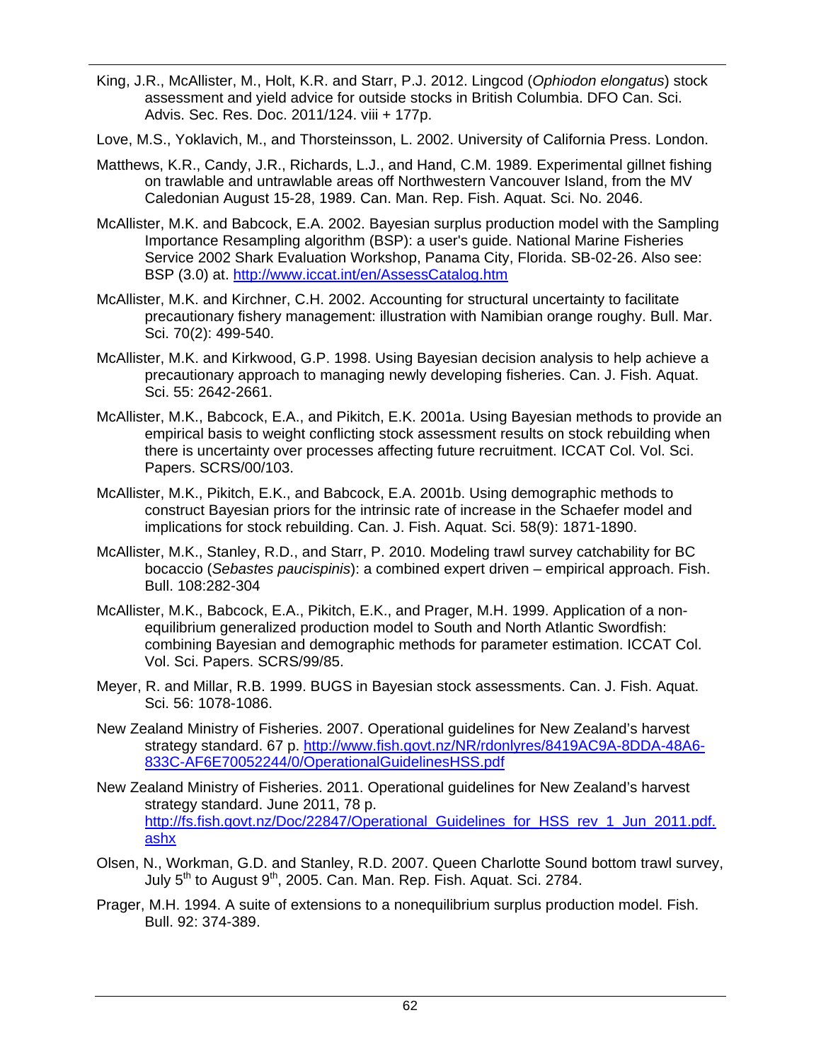King, J.R., McAllister, M., Holt, K.R. and Starr, P.J. 2012. Lingcod (*Ophiodon elongatus*) stock assessment and yield advice for outside stocks in British Columbia. DFO Can. Sci. Advis. Sec. Res. Doc. 2011/124. viii + 177p.

Love, M.S., Yoklavich, M., and Thorsteinsson, L. 2002. University of California Press. London.

Matthews, K.R., Candy, J.R., Richards, L.J., and Hand, C.M. 1989. Experimental gillnet fishing on trawlable and untrawlable areas off Northwestern Vancouver Island, from the MV Caledonian August 15-28, 1989. Can. Man. Rep. Fish. Aquat. Sci. No. 2046.

McAllister, M.K. and Babcock, E.A. 2002. Bayesian surplus production model with the Sampling Importance Resampling algorithm (BSP): a user's guide. National Marine Fisheries Service 2002 Shark Evaluation Workshop, Panama City, Florida. SB-02-26. Also see: BSP (3.0) at. http://www.iccat.int/en/AssessCatalog.htm

McAllister, M.K. and Kirchner, C.H. 2002. Accounting for structural uncertainty to facilitate precautionary fishery management: illustration with Namibian orange roughy. Bull. Mar. Sci. 70(2): 499-540.

McAllister, M.K. and Kirkwood, G.P. 1998. Using Bayesian decision analysis to help achieve a precautionary approach to managing newly developing fisheries. Can. J. Fish. Aquat. Sci. 55: 2642-2661.

McAllister, M.K., Babcock, E.A., and Pikitch, E.K. 2001a. Using Bayesian methods to provide an empirical basis to weight conflicting stock assessment results on stock rebuilding when there is uncertainty over processes affecting future recruitment. ICCAT Col. Vol. Sci. Papers. SCRS/00/103.

McAllister, M.K., Pikitch, E.K., and Babcock, E.A. 2001b. Using demographic methods to construct Bayesian priors for the intrinsic rate of increase in the Schaefer model and implications for stock rebuilding. Can. J. Fish. Aquat. Sci. 58(9): 1871-1890.

McAllister, M.K., Stanley, R.D., and Starr, P. 2010. Modeling trawl survey catchability for BC bocaccio (*Sebastes paucispinis*): a combined expert driven – empirical approach. Fish. Bull. 108:282-304

McAllister, M.K., Babcock, E.A., Pikitch, E.K., and Prager, M.H. 1999. Application of a non-equilibrium generalized production model to South and North Atlantic Swordfish: combining Bayesian and demographic methods for parameter estimation. ICCAT Col. Vol. Sci. Papers. SCRS/99/85.

Meyer, R. and Millar, R.B. 1999. BUGS in Bayesian stock assessments. Can. J. Fish. Aquat. Sci. 56: 1078-1086.

New Zealand Ministry of Fisheries. 2007. Operational guidelines for New Zealand's harvest strategy standard. 67 p. http://www.fish.govt.nz/NR/rdonlyres/8419AC9A-8DDA-48A6-833C-AF6E70052244/0/OperationalGuidelinesHSS.pdf

New Zealand Ministry of Fisheries. 2011. Operational guidelines for New Zealand's harvest strategy standard. June 2011, 78 p. http://fs.fish.govt.nz/Doc/22847/Operational_Guidelines_for_HSS_rev_1_Jun_2011.pdf.ashx

Olsen, N., Workman, G.D. and Stanley, R.D. 2007. Queen Charlotte Sound bottom trawl survey, July 5th to August 9th, 2005. Can. Man. Rep. Fish. Aquat. Sci. 2784.

Prager, M.H. 1994. A suite of extensions to a nonequilibrium surplus production model. Fish. Bull. 92: 374-389.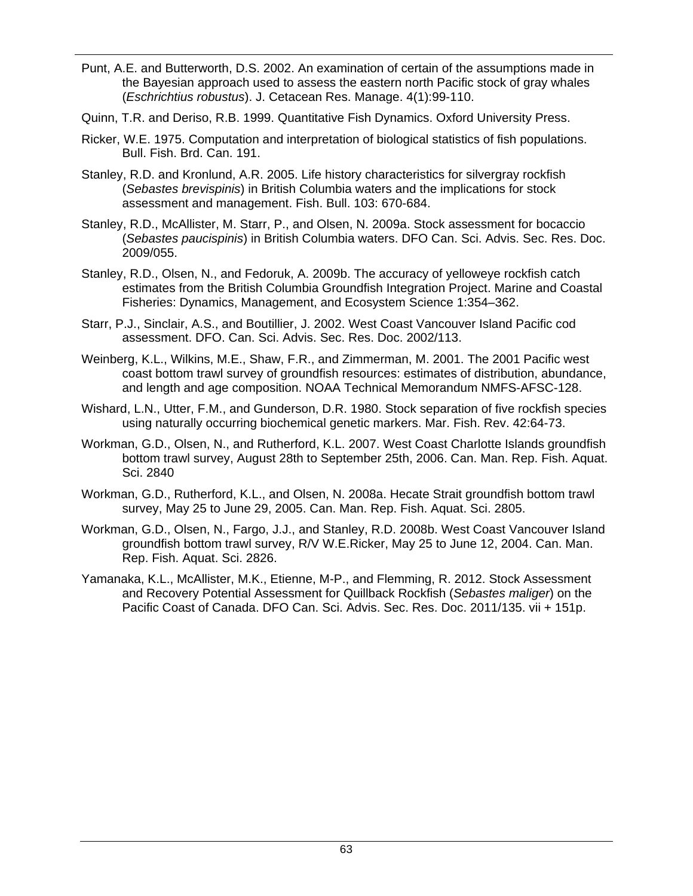Punt, A.E. and Butterworth, D.S. 2002. An examination of certain of the assumptions made in the Bayesian approach used to assess the eastern north Pacific stock of gray whales (*Eschrichtius robustus*). J. Cetacean Res. Manage. 4(1):99-110.

Quinn, T.R. and Deriso, R.B. 1999. Quantitative Fish Dynamics. Oxford University Press.

Ricker, W.E. 1975. Computation and interpretation of biological statistics of fish populations. Bull. Fish. Brd. Can. 191.

Stanley, R.D. and Kronlund, A.R. 2005. Life history characteristics for silvergray rockfish (*Sebastes brevispinis*) in British Columbia waters and the implications for stock assessment and management. Fish. Bull. 103: 670-684.

Stanley, R.D., McAllister, M. Starr, P., and Olsen, N. 2009a. Stock assessment for bocaccio (*Sebastes paucispinis*) in British Columbia waters. DFO Can. Sci. Advis. Sec. Res. Doc. 2009/055.

Stanley, R.D., Olsen, N., and Fedoruk, A. 2009b. The accuracy of yelloweye rockfish catch estimates from the British Columbia Groundfish Integration Project. Marine and Coastal Fisheries: Dynamics, Management, and Ecosystem Science 1:354–362.

Starr, P.J., Sinclair, A.S., and Boutillier, J. 2002. West Coast Vancouver Island Pacific cod assessment. DFO. Can. Sci. Advis. Sec. Res. Doc. 2002/113.

Weinberg, K.L., Wilkins, M.E., Shaw, F.R., and Zimmerman, M. 2001. The 2001 Pacific west coast bottom trawl survey of groundfish resources: estimates of distribution, abundance, and length and age composition. NOAA Technical Memorandum NMFS-AFSC-128.

Wishard, L.N., Utter, F.M., and Gunderson, D.R. 1980. Stock separation of five rockfish species using naturally occurring biochemical genetic markers. Mar. Fish. Rev. 42:64-73.

Workman, G.D., Olsen, N., and Rutherford, K.L. 2007. West Coast Charlotte Islands groundfish bottom trawl survey, August 28th to September 25th, 2006. Can. Man. Rep. Fish. Aquat. Sci. 2840

Workman, G.D., Rutherford, K.L., and Olsen, N. 2008a. Hecate Strait groundfish bottom trawl survey, May 25 to June 29, 2005. Can. Man. Rep. Fish. Aquat. Sci. 2805.

Workman, G.D., Olsen, N., Fargo, J.J., and Stanley, R.D. 2008b. West Coast Vancouver Island groundfish bottom trawl survey, R/V W.E.Ricker, May 25 to June 12, 2004. Can. Man. Rep. Fish. Aquat. Sci. 2826.

Yamanaka, K.L., McAllister, M.K., Etienne, M-P., and Flemming, R. 2012. Stock Assessment and Recovery Potential Assessment for Quillback Rockfish (*Sebastes maliger*) on the Pacific Coast of Canada. DFO Can. Sci. Advis. Sec. Res. Doc. 2011/135. vii + 151p.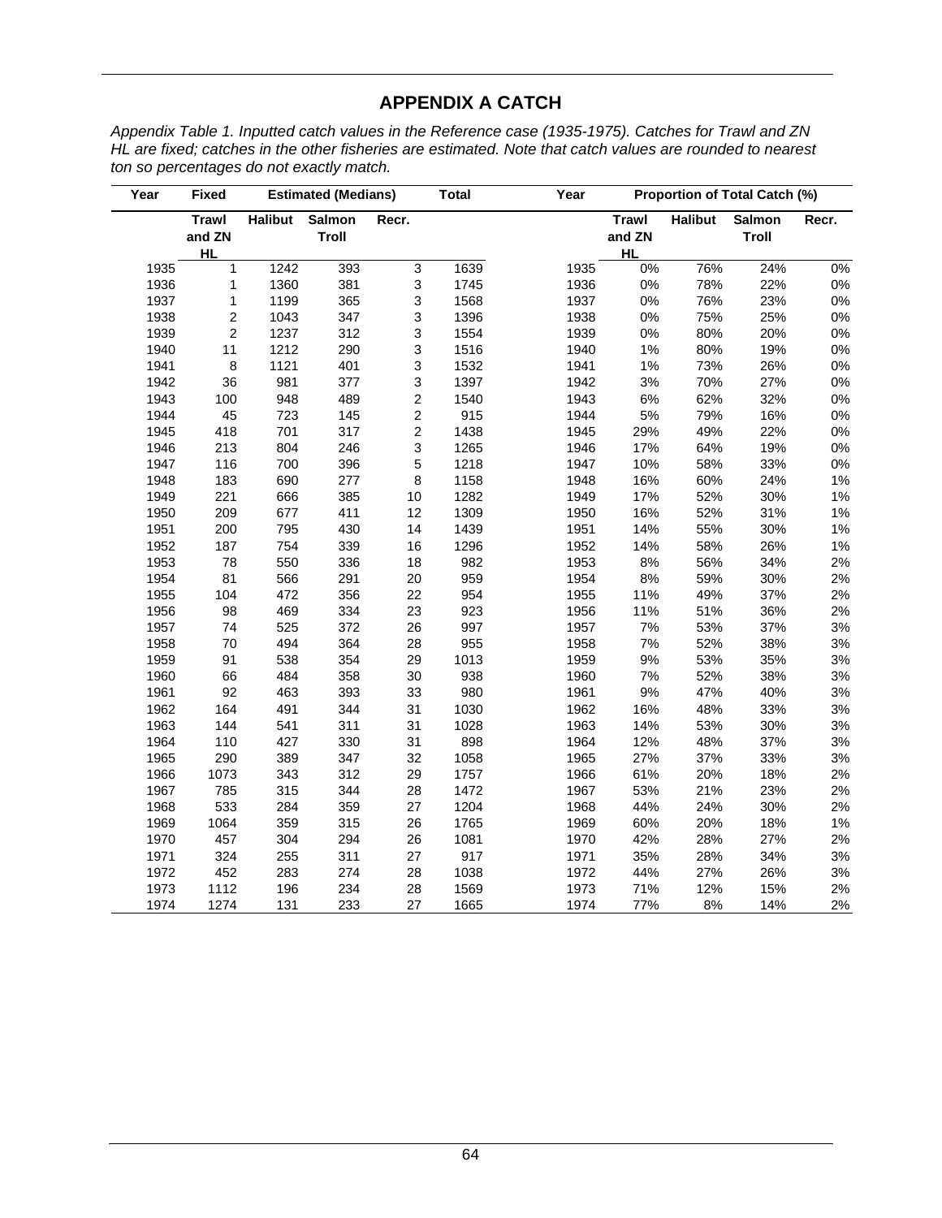# APPENDIX A CATCH

*Appendix Table 1. Inputted catch values in the Reference case (1935-1975). Catches for Trawl and ZN HL are fixed; catches in the other fisheries are estimated. Note that catch values are rounded to nearest ton so percentages do not exactly match.*

| Year | Fixed | Estimated (Medians) | | | Total | Year | Proportion of Total Catch (%) | | | |
|---|---|---|---|---|---|---|---|---|---|---|
| | **Trawl and ZN HL** | **Halibut** | **Salmon Troll** | **Recr.** | | | **Trawl and ZN HL** | **Halibut** | **Salmon Troll** | **Recr.** |
| 1935 | 1 | 1242 | 393 | 3 | 1639 | 1935 | 0% | 76% | 24% | 0% |
| 1936 | 1 | 1360 | 381 | 3 | 1745 | 1936 | 0% | 78% | 22% | 0% |
| 1937 | 1 | 1199 | 365 | 3 | 1568 | 1937 | 0% | 76% | 23% | 0% |
| 1938 | 2 | 1043 | 347 | 3 | 1396 | 1938 | 0% | 75% | 25% | 0% |
| 1939 | 2 | 1237 | 312 | 3 | 1554 | 1939 | 0% | 80% | 20% | 0% |
| 1940 | 11 | 1212 | 290 | 3 | 1516 | 1940 | 1% | 80% | 19% | 0% |
| 1941 | 8 | 1121 | 401 | 3 | 1532 | 1941 | 1% | 73% | 26% | 0% |
| 1942 | 36 | 981 | 377 | 3 | 1397 | 1942 | 3% | 70% | 27% | 0% |
| 1943 | 100 | 948 | 489 | 2 | 1540 | 1943 | 6% | 62% | 32% | 0% |
| 1944 | 45 | 723 | 145 | 2 | 915 | 1944 | 5% | 79% | 16% | 0% |
| 1945 | 418 | 701 | 317 | 2 | 1438 | 1945 | 29% | 49% | 22% | 0% |
| 1946 | 213 | 804 | 246 | 3 | 1265 | 1946 | 17% | 64% | 19% | 0% |
| 1947 | 116 | 700 | 396 | 5 | 1218 | 1947 | 10% | 58% | 33% | 0% |
| 1948 | 183 | 690 | 277 | 8 | 1158 | 1948 | 16% | 60% | 24% | 1% |
| 1949 | 221 | 666 | 385 | 10 | 1282 | 1949 | 17% | 52% | 30% | 1% |
| 1950 | 209 | 677 | 411 | 12 | 1309 | 1950 | 16% | 52% | 31% | 1% |
| 1951 | 200 | 795 | 430 | 14 | 1439 | 1951 | 14% | 55% | 30% | 1% |
| 1952 | 187 | 754 | 339 | 16 | 1296 | 1952 | 14% | 58% | 26% | 1% |
| 1953 | 78 | 550 | 336 | 18 | 982 | 1953 | 8% | 56% | 34% | 2% |
| 1954 | 81 | 566 | 291 | 20 | 959 | 1954 | 8% | 59% | 30% | 2% |
| 1955 | 104 | 472 | 356 | 22 | 954 | 1955 | 11% | 49% | 37% | 2% |
| 1956 | 98 | 469 | 334 | 23 | 923 | 1956 | 11% | 51% | 36% | 2% |
| 1957 | 74 | 525 | 372 | 26 | 997 | 1957 | 7% | 53% | 37% | 3% |
| 1958 | 70 | 494 | 364 | 28 | 955 | 1958 | 7% | 52% | 38% | 3% |
| 1959 | 91 | 538 | 354 | 29 | 1013 | 1959 | 9% | 53% | 35% | 3% |
| 1960 | 66 | 484 | 358 | 30 | 938 | 1960 | 7% | 52% | 38% | 3% |
| 1961 | 92 | 463 | 393 | 33 | 980 | 1961 | 9% | 47% | 40% | 3% |
| 1962 | 164 | 491 | 344 | 31 | 1030 | 1962 | 16% | 48% | 33% | 3% |
| 1963 | 144 | 541 | 311 | 31 | 1028 | 1963 | 14% | 53% | 30% | 3% |
| 1964 | 110 | 427 | 330 | 31 | 898 | 1964 | 12% | 48% | 37% | 3% |
| 1965 | 290 | 389 | 347 | 32 | 1058 | 1965 | 27% | 37% | 33% | 3% |
| 1966 | 1073 | 343 | 312 | 29 | 1757 | 1966 | 61% | 20% | 18% | 2% |
| 1967 | 785 | 315 | 344 | 28 | 1472 | 1967 | 53% | 21% | 23% | 2% |
| 1968 | 533 | 284 | 359 | 27 | 1204 | 1968 | 44% | 24% | 30% | 2% |
| 1969 | 1064 | 359 | 315 | 26 | 1765 | 1969 | 60% | 20% | 18% | 1% |
| 1970 | 457 | 304 | 294 | 26 | 1081 | 1970 | 42% | 28% | 27% | 2% |
| 1971 | 324 | 255 | 311 | 27 | 917 | 1971 | 35% | 28% | 34% | 3% |
| 1972 | 452 | 283 | 274 | 28 | 1038 | 1972 | 44% | 27% | 26% | 3% |
| 1973 | 1112 | 196 | 234 | 28 | 1569 | 1973 | 71% | 12% | 15% | 2% |
| 1974 | 1274 | 131 | 233 | 27 | 1665 | 1974 | 77% | 8% | 14% | 2% |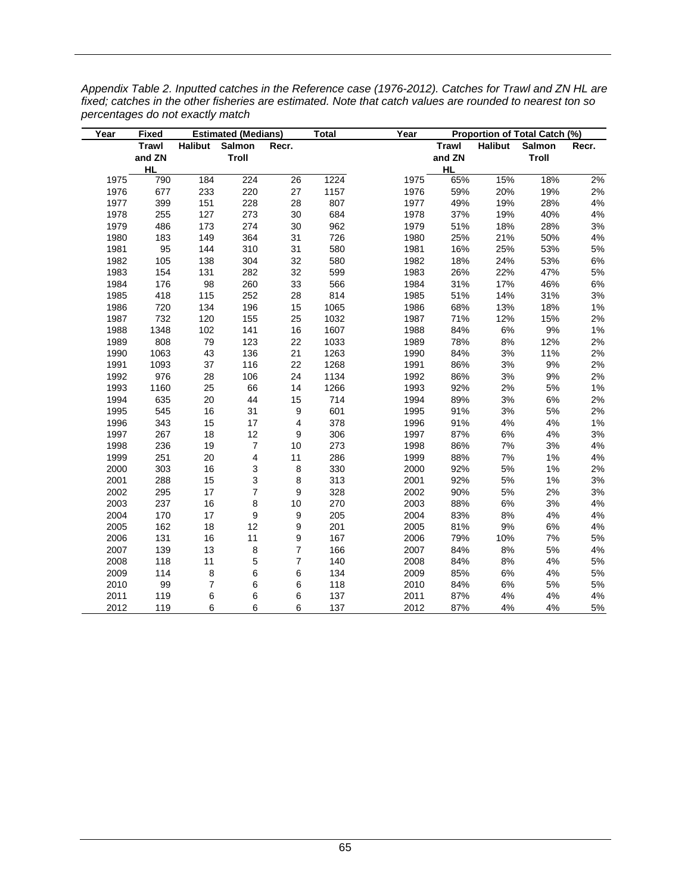*Appendix Table 2. Inputted catches in the Reference case (1976-2012). Catches for Trawl and ZN HL are fixed; catches in the other fisheries are estimated. Note that catch values are rounded to nearest ton so percentages do not exactly match*

| Year | Fixed | Estimated (Medians) | | | Total | Year | Proportion of Total Catch (%) | | | |
|---|---|---|---|---|---|---|---|---|---|---|
| | Trawl and ZN HL | Halibut | Salmon Troll | Recr. | | | Trawl and ZN HL | Halibut | Salmon Troll | Recr. |
| 1975 | 790 | 184 | 224 | 26 | 1224 | 1975 | 65% | 15% | 18% | 2% |
| 1976 | 677 | 233 | 220 | 27 | 1157 | 1976 | 59% | 20% | 19% | 2% |
| 1977 | 399 | 151 | 228 | 28 | 807 | 1977 | 49% | 19% | 28% | 4% |
| 1978 | 255 | 127 | 273 | 30 | 684 | 1978 | 37% | 19% | 40% | 4% |
| 1979 | 486 | 173 | 274 | 30 | 962 | 1979 | 51% | 18% | 28% | 3% |
| 1980 | 183 | 149 | 364 | 31 | 726 | 1980 | 25% | 21% | 50% | 4% |
| 1981 | 95 | 144 | 310 | 31 | 580 | 1981 | 16% | 25% | 53% | 5% |
| 1982 | 105 | 138 | 304 | 32 | 580 | 1982 | 18% | 24% | 53% | 6% |
| 1983 | 154 | 131 | 282 | 32 | 599 | 1983 | 26% | 22% | 47% | 5% |
| 1984 | 176 | 98 | 260 | 33 | 566 | 1984 | 31% | 17% | 46% | 6% |
| 1985 | 418 | 115 | 252 | 28 | 814 | 1985 | 51% | 14% | 31% | 3% |
| 1986 | 720 | 134 | 196 | 15 | 1065 | 1986 | 68% | 13% | 18% | 1% |
| 1987 | 732 | 120 | 155 | 25 | 1032 | 1987 | 71% | 12% | 15% | 2% |
| 1988 | 1348 | 102 | 141 | 16 | 1607 | 1988 | 84% | 6% | 9% | 1% |
| 1989 | 808 | 79 | 123 | 22 | 1033 | 1989 | 78% | 8% | 12% | 2% |
| 1990 | 1063 | 43 | 136 | 21 | 1263 | 1990 | 84% | 3% | 11% | 2% |
| 1991 | 1093 | 37 | 116 | 22 | 1268 | 1991 | 86% | 3% | 9% | 2% |
| 1992 | 976 | 28 | 106 | 24 | 1134 | 1992 | 86% | 3% | 9% | 2% |
| 1993 | 1160 | 25 | 66 | 14 | 1266 | 1993 | 92% | 2% | 5% | 1% |
| 1994 | 635 | 20 | 44 | 15 | 714 | 1994 | 89% | 3% | 6% | 2% |
| 1995 | 545 | 16 | 31 | 9 | 601 | 1995 | 91% | 3% | 5% | 2% |
| 1996 | 343 | 15 | 17 | 4 | 378 | 1996 | 91% | 4% | 4% | 1% |
| 1997 | 267 | 18 | 12 | 9 | 306 | 1997 | 87% | 6% | 4% | 3% |
| 1998 | 236 | 19 | 7 | 10 | 273 | 1998 | 86% | 7% | 3% | 4% |
| 1999 | 251 | 20 | 4 | 11 | 286 | 1999 | 88% | 7% | 1% | 4% |
| 2000 | 303 | 16 | 3 | 8 | 330 | 2000 | 92% | 5% | 1% | 2% |
| 2001 | 288 | 15 | 3 | 8 | 313 | 2001 | 92% | 5% | 1% | 3% |
| 2002 | 295 | 17 | 7 | 9 | 328 | 2002 | 90% | 5% | 2% | 3% |
| 2003 | 237 | 16 | 8 | 10 | 270 | 2003 | 88% | 6% | 3% | 4% |
| 2004 | 170 | 17 | 9 | 9 | 205 | 2004 | 83% | 8% | 4% | 4% |
| 2005 | 162 | 18 | 12 | 9 | 201 | 2005 | 81% | 9% | 6% | 4% |
| 2006 | 131 | 16 | 11 | 9 | 167 | 2006 | 79% | 10% | 7% | 5% |
| 2007 | 139 | 13 | 8 | 7 | 166 | 2007 | 84% | 8% | 5% | 4% |
| 2008 | 118 | 11 | 5 | 7 | 140 | 2008 | 84% | 8% | 4% | 5% |
| 2009 | 114 | 8 | 6 | 6 | 134 | 2009 | 85% | 6% | 4% | 5% |
| 2010 | 99 | 7 | 6 | 6 | 118 | 2010 | 84% | 6% | 5% | 5% |
| 2011 | 119 | 6 | 6 | 6 | 137 | 2011 | 87% | 4% | 4% | 4% |
| 2012 | 119 | 6 | 6 | 6 | 137 | 2012 | 87% | 4% | 4% | 5% |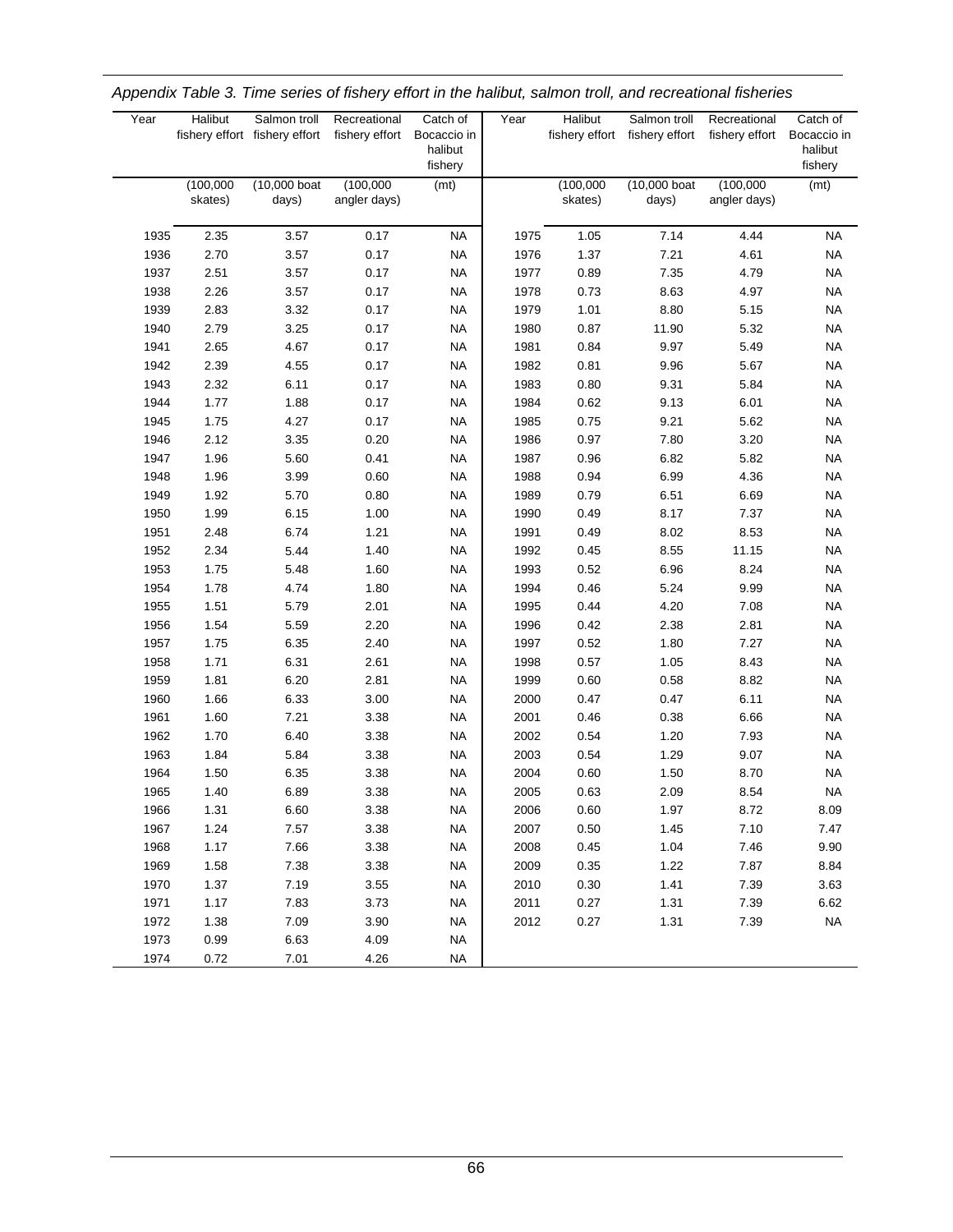*Appendix Table 3. Time series of fishery effort in the halibut, salmon troll, and recreational fisheries*

| Year | Halibut fishery effort | Salmon troll fishery effort | Recreational fishery effort | Catch of Bocaccio in halibut fishery | Year | Halibut fishery effort | Salmon troll fishery effort | Recreational fishery effort | Catch of Bocaccio in halibut fishery |
|---|---|---|---|---|---|---|---|---|---|
| | (100,000 skates) | (10,000 boat days) | (100,000 angler days) | (mt) | | (100,000 skates) | (10,000 boat days) | (100,000 angler days) | (mt) |
| 1935 | 2.35 | 3.57 | 0.17 | NA | 1975 | 1.05 | 7.14 | 4.44 | NA |
| 1936 | 2.70 | 3.57 | 0.17 | NA | 1976 | 1.37 | 7.21 | 4.61 | NA |
| 1937 | 2.51 | 3.57 | 0.17 | NA | 1977 | 0.89 | 7.35 | 4.79 | NA |
| 1938 | 2.26 | 3.57 | 0.17 | NA | 1978 | 0.73 | 8.63 | 4.97 | NA |
| 1939 | 2.83 | 3.32 | 0.17 | NA | 1979 | 1.01 | 8.80 | 5.15 | NA |
| 1940 | 2.79 | 3.25 | 0.17 | NA | 1980 | 0.87 | 11.90 | 5.32 | NA |
| 1941 | 2.65 | 4.67 | 0.17 | NA | 1981 | 0.84 | 9.97 | 5.49 | NA |
| 1942 | 2.39 | 4.55 | 0.17 | NA | 1982 | 0.81 | 9.96 | 5.67 | NA |
| 1943 | 2.32 | 6.11 | 0.17 | NA | 1983 | 0.80 | 9.31 | 5.84 | NA |
| 1944 | 1.77 | 1.88 | 0.17 | NA | 1984 | 0.62 | 9.13 | 6.01 | NA |
| 1945 | 1.75 | 4.27 | 0.17 | NA | 1985 | 0.75 | 9.21 | 5.62 | NA |
| 1946 | 2.12 | 3.35 | 0.20 | NA | 1986 | 0.97 | 7.80 | 3.20 | NA |
| 1947 | 1.96 | 5.60 | 0.41 | NA | 1987 | 0.96 | 6.82 | 5.82 | NA |
| 1948 | 1.96 | 3.99 | 0.60 | NA | 1988 | 0.94 | 6.99 | 4.36 | NA |
| 1949 | 1.92 | 5.70 | 0.80 | NA | 1989 | 0.79 | 6.51 | 6.69 | NA |
| 1950 | 1.99 | 6.15 | 1.00 | NA | 1990 | 0.49 | 8.17 | 7.37 | NA |
| 1951 | 2.48 | 6.74 | 1.21 | NA | 1991 | 0.49 | 8.02 | 8.53 | NA |
| 1952 | 2.34 | 5.44 | 1.40 | NA | 1992 | 0.45 | 8.55 | 11.15 | NA |
| 1953 | 1.75 | 5.48 | 1.60 | NA | 1993 | 0.52 | 6.96 | 8.24 | NA |
| 1954 | 1.78 | 4.74 | 1.80 | NA | 1994 | 0.46 | 5.24 | 9.99 | NA |
| 1955 | 1.51 | 5.79 | 2.01 | NA | 1995 | 0.44 | 4.20 | 7.08 | NA |
| 1956 | 1.54 | 5.59 | 2.20 | NA | 1996 | 0.42 | 2.38 | 2.81 | NA |
| 1957 | 1.75 | 6.35 | 2.40 | NA | 1997 | 0.52 | 1.80 | 7.27 | NA |
| 1958 | 1.71 | 6.31 | 2.61 | NA | 1998 | 0.57 | 1.05 | 8.43 | NA |
| 1959 | 1.81 | 6.20 | 2.81 | NA | 1999 | 0.60 | 0.58 | 8.82 | NA |
| 1960 | 1.66 | 6.33 | 3.00 | NA | 2000 | 0.47 | 0.47 | 6.11 | NA |
| 1961 | 1.60 | 7.21 | 3.38 | NA | 2001 | 0.46 | 0.38 | 6.66 | NA |
| 1962 | 1.70 | 6.40 | 3.38 | NA | 2002 | 0.54 | 1.20 | 7.93 | NA |
| 1963 | 1.84 | 5.84 | 3.38 | NA | 2003 | 0.54 | 1.29 | 9.07 | NA |
| 1964 | 1.50 | 6.35 | 3.38 | NA | 2004 | 0.60 | 1.50 | 8.70 | NA |
| 1965 | 1.40 | 6.89 | 3.38 | NA | 2005 | 0.63 | 2.09 | 8.54 | NA |
| 1966 | 1.31 | 6.60 | 3.38 | NA | 2006 | 0.60 | 1.97 | 8.72 | 8.09 |
| 1967 | 1.24 | 7.57 | 3.38 | NA | 2007 | 0.50 | 1.45 | 7.10 | 7.47 |
| 1968 | 1.17 | 7.66 | 3.38 | NA | 2008 | 0.45 | 1.04 | 7.46 | 9.90 |
| 1969 | 1.58 | 7.38 | 3.38 | NA | 2009 | 0.35 | 1.22 | 7.87 | 8.84 |
| 1970 | 1.37 | 7.19 | 3.55 | NA | 2010 | 0.30 | 1.41 | 7.39 | 3.63 |
| 1971 | 1.17 | 7.83 | 3.73 | NA | 2011 | 0.27 | 1.31 | 7.39 | 6.62 |
| 1972 | 1.38 | 7.09 | 3.90 | NA | 2012 | 0.27 | 1.31 | 7.39 | NA |
| 1973 | 0.99 | 6.63 | 4.09 | NA | | | | | |
| 1974 | 0.72 | 7.01 | 4.26 | NA | | | | | |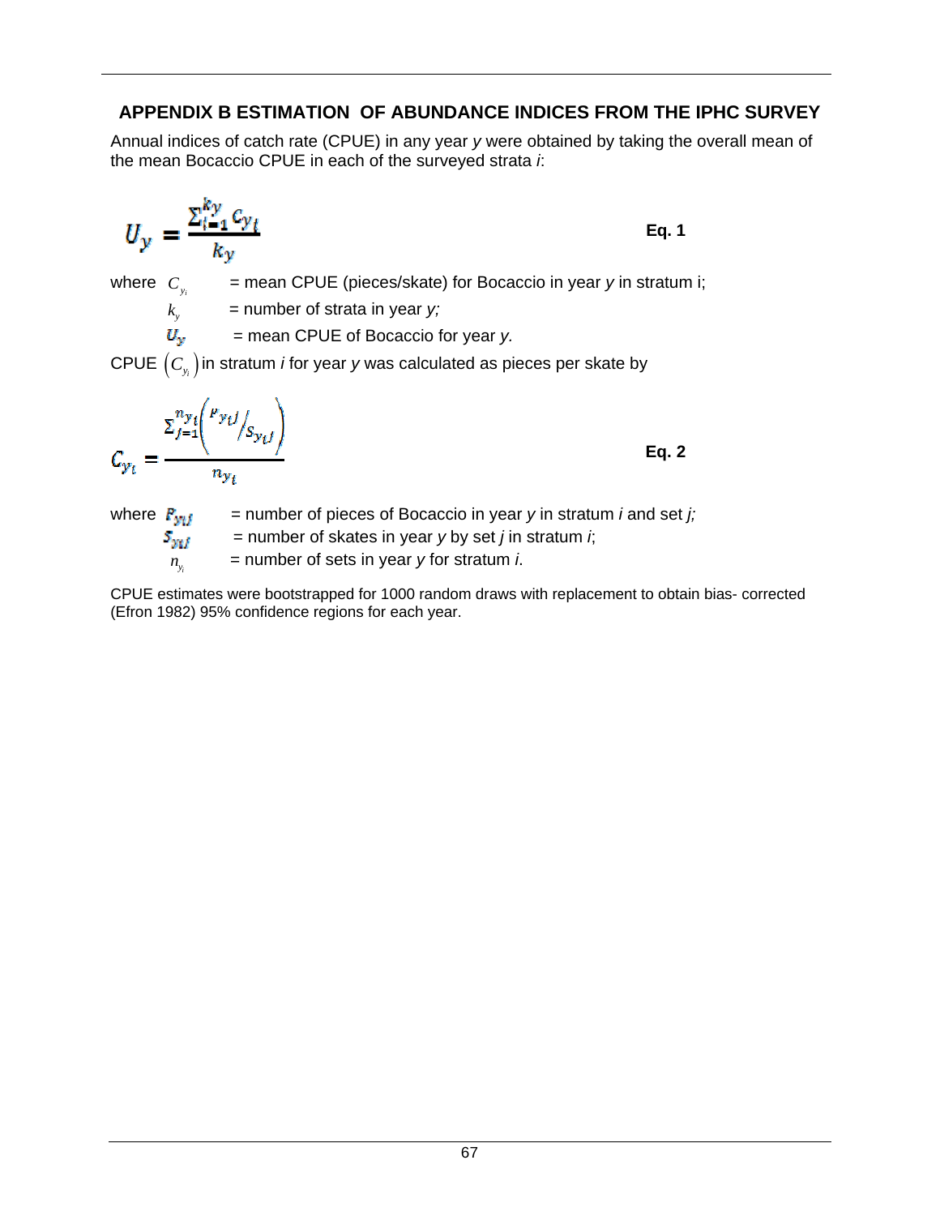## APPENDIX B ESTIMATION OF ABUNDANCE INDICES FROM THE IPHC SURVEY

Annual indices of catch rate (CPUE) in any year *y* were obtained by taking the overall mean of the mean Bocaccio CPUE in each of the surveyed strata *i*:

$$U_y = \frac{\sum_{i=1}^{k_y} C_{y_i}}{k_y} \qquad \textbf{Eq. 1}$$

where $C_{y_i}$ = mean CPUE (pieces/skate) for Bocaccio in year *y* in stratum i;

$k_y$ = number of strata in year *y;*

$U_y$ = mean CPUE of Bocaccio for year *y.*

CPUE $\left(C_{y_i}\right)$ in stratum *i* for year *y* was calculated as pieces per skate by

$$C_{y_i} = \frac{\sum_{j=1}^{n_{y_i}} \left( {}^{P_{y_i j}} \big/ {}_{S_{y_i j}} \right)}{n_{y_i}} \qquad \textbf{Eq. 2}$$

where $P_{y_i j}$ = number of pieces of Bocaccio in year *y* in stratum *i* and set *j;*

$S_{y_i j}$ = number of skates in year *y* by set *j* in stratum *i*;

$n_{y_i}$ = number of sets in year *y* for stratum *i*.

CPUE estimates were bootstrapped for 1000 random draws with replacement to obtain bias- corrected (Efron 1982) 95% confidence regions for each year.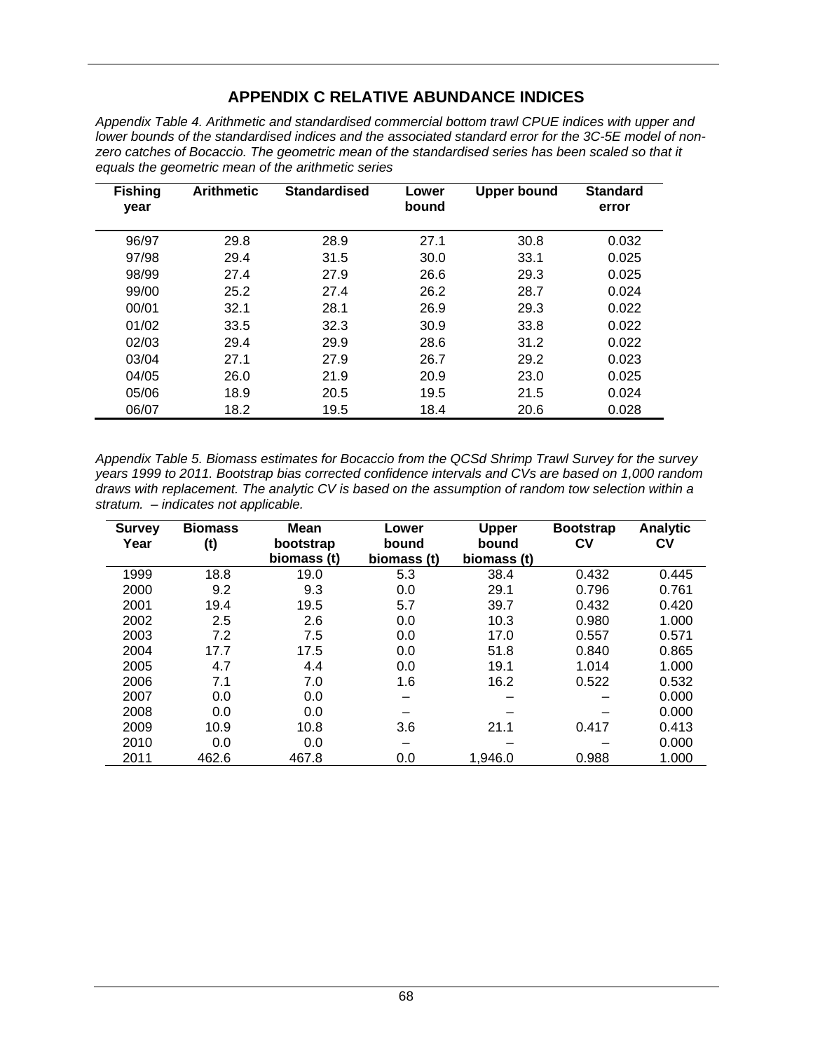# APPENDIX C RELATIVE ABUNDANCE INDICES

*Appendix Table 4. Arithmetic and standardised commercial bottom trawl CPUE indices with upper and lower bounds of the standardised indices and the associated standard error for the 3C-5E model of non-zero catches of Bocaccio. The geometric mean of the standardised series has been scaled so that it equals the geometric mean of the arithmetic series*

| Fishing year | Arithmetic | Standardised | Lower bound | Upper bound | Standard error |
|---|---|---|---|---|---|
| 96/97 | 29.8 | 28.9 | 27.1 | 30.8 | 0.032 |
| 97/98 | 29.4 | 31.5 | 30.0 | 33.1 | 0.025 |
| 98/99 | 27.4 | 27.9 | 26.6 | 29.3 | 0.025 |
| 99/00 | 25.2 | 27.4 | 26.2 | 28.7 | 0.024 |
| 00/01 | 32.1 | 28.1 | 26.9 | 29.3 | 0.022 |
| 01/02 | 33.5 | 32.3 | 30.9 | 33.8 | 0.022 |
| 02/03 | 29.4 | 29.9 | 28.6 | 31.2 | 0.022 |
| 03/04 | 27.1 | 27.9 | 26.7 | 29.2 | 0.023 |
| 04/05 | 26.0 | 21.9 | 20.9 | 23.0 | 0.025 |
| 05/06 | 18.9 | 20.5 | 19.5 | 21.5 | 0.024 |
| 06/07 | 18.2 | 19.5 | 18.4 | 20.6 | 0.028 |

*Appendix Table 5. Biomass estimates for Bocaccio from the QCSd Shrimp Trawl Survey for the survey years 1999 to 2011. Bootstrap bias corrected confidence intervals and CVs are based on 1,000 random draws with replacement. The analytic CV is based on the assumption of random tow selection within a stratum. – indicates not applicable.*

| Survey Year | Biomass (t) | Mean bootstrap biomass (t) | Lower bound biomass (t) | Upper bound biomass (t) | Bootstrap CV | Analytic CV |
|---|---|---|---|---|---|---|
| 1999 | 18.8 | 19.0 | 5.3 | 38.4 | 0.432 | 0.445 |
| 2000 | 9.2 | 9.3 | 0.0 | 29.1 | 0.796 | 0.761 |
| 2001 | 19.4 | 19.5 | 5.7 | 39.7 | 0.432 | 0.420 |
| 2002 | 2.5 | 2.6 | 0.0 | 10.3 | 0.980 | 1.000 |
| 2003 | 7.2 | 7.5 | 0.0 | 17.0 | 0.557 | 0.571 |
| 2004 | 17.7 | 17.5 | 0.0 | 51.8 | 0.840 | 0.865 |
| 2005 | 4.7 | 4.4 | 0.0 | 19.1 | 1.014 | 1.000 |
| 2006 | 7.1 | 7.0 | 1.6 | 16.2 | 0.522 | 0.532 |
| 2007 | 0.0 | 0.0 | – | – | – | 0.000 |
| 2008 | 0.0 | 0.0 | – | – | – | 0.000 |
| 2009 | 10.9 | 10.8 | 3.6 | 21.1 | 0.417 | 0.413 |
| 2010 | 0.0 | 0.0 | – | – | – | 0.000 |
| 2011 | 462.6 | 467.8 | 0.0 | 1,946.0 | 0.988 | 1.000 |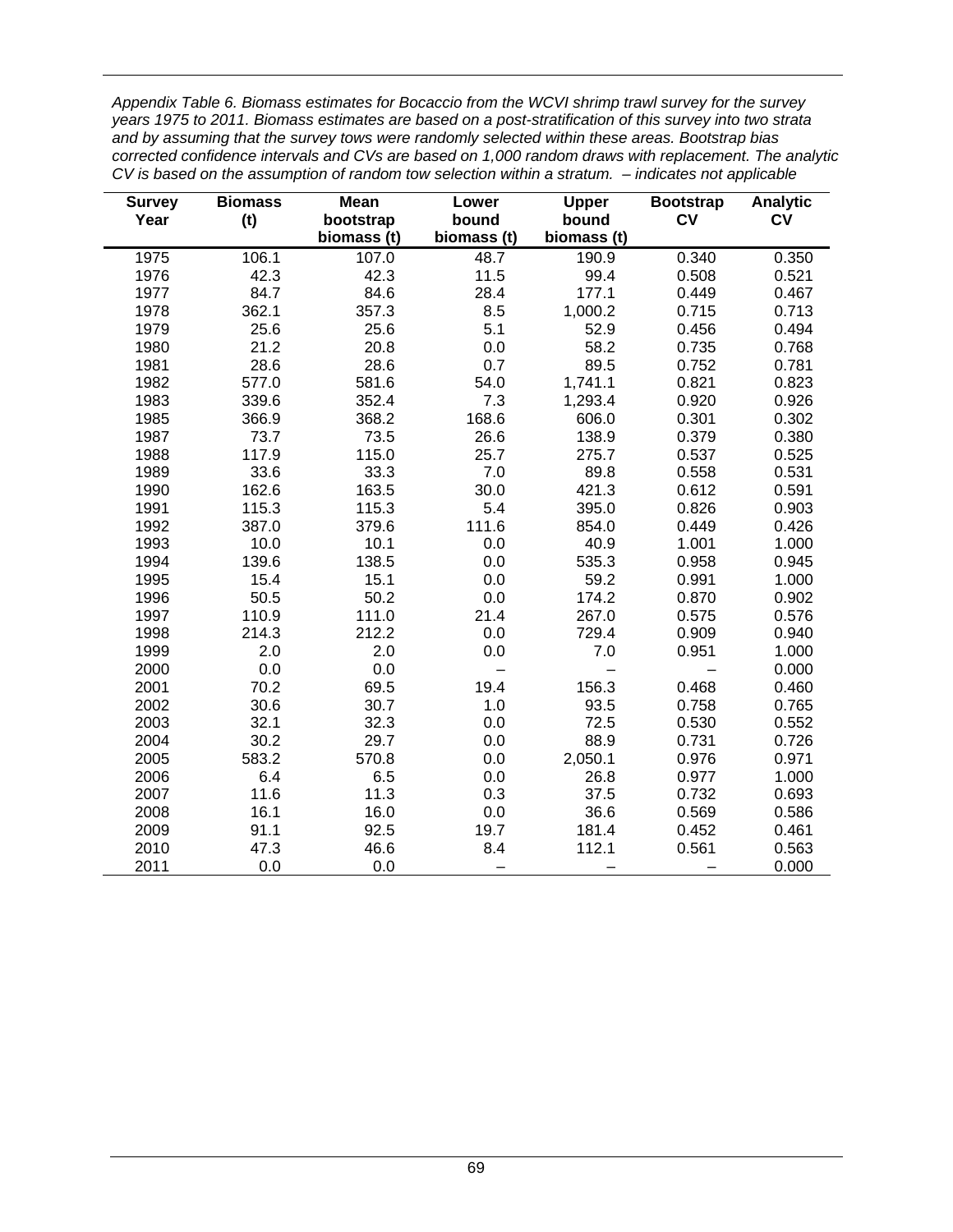*Appendix Table 6. Biomass estimates for Bocaccio from the WCVI shrimp trawl survey for the survey years 1975 to 2011. Biomass estimates are based on a post-stratification of this survey into two strata and by assuming that the survey tows were randomly selected within these areas. Bootstrap bias corrected confidence intervals and CVs are based on 1,000 random draws with replacement. The analytic CV is based on the assumption of random tow selection within a stratum. – indicates not applicable*

| Survey Year | Biomass (t) | Mean bootstrap biomass (t) | Lower bound biomass (t) | Upper bound biomass (t) | Bootstrap CV | Analytic CV |
|---|---|---|---|---|---|---|
| 1975 | 106.1 | 107.0 | 48.7 | 190.9 | 0.340 | 0.350 |
| 1976 | 42.3 | 42.3 | 11.5 | 99.4 | 0.508 | 0.521 |
| 1977 | 84.7 | 84.6 | 28.4 | 177.1 | 0.449 | 0.467 |
| 1978 | 362.1 | 357.3 | 8.5 | 1,000.2 | 0.715 | 0.713 |
| 1979 | 25.6 | 25.6 | 5.1 | 52.9 | 0.456 | 0.494 |
| 1980 | 21.2 | 20.8 | 0.0 | 58.2 | 0.735 | 0.768 |
| 1981 | 28.6 | 28.6 | 0.7 | 89.5 | 0.752 | 0.781 |
| 1982 | 577.0 | 581.6 | 54.0 | 1,741.1 | 0.821 | 0.823 |
| 1983 | 339.6 | 352.4 | 7.3 | 1,293.4 | 0.920 | 0.926 |
| 1985 | 366.9 | 368.2 | 168.6 | 606.0 | 0.301 | 0.302 |
| 1987 | 73.7 | 73.5 | 26.6 | 138.9 | 0.379 | 0.380 |
| 1988 | 117.9 | 115.0 | 25.7 | 275.7 | 0.537 | 0.525 |
| 1989 | 33.6 | 33.3 | 7.0 | 89.8 | 0.558 | 0.531 |
| 1990 | 162.6 | 163.5 | 30.0 | 421.3 | 0.612 | 0.591 |
| 1991 | 115.3 | 115.3 | 5.4 | 395.0 | 0.826 | 0.903 |
| 1992 | 387.0 | 379.6 | 111.6 | 854.0 | 0.449 | 0.426 |
| 1993 | 10.0 | 10.1 | 0.0 | 40.9 | 1.001 | 1.000 |
| 1994 | 139.6 | 138.5 | 0.0 | 535.3 | 0.958 | 0.945 |
| 1995 | 15.4 | 15.1 | 0.0 | 59.2 | 0.991 | 1.000 |
| 1996 | 50.5 | 50.2 | 0.0 | 174.2 | 0.870 | 0.902 |
| 1997 | 110.9 | 111.0 | 21.4 | 267.0 | 0.575 | 0.576 |
| 1998 | 214.3 | 212.2 | 0.0 | 729.4 | 0.909 | 0.940 |
| 1999 | 2.0 | 2.0 | 0.0 | 7.0 | 0.951 | 1.000 |
| 2000 | 0.0 | 0.0 | – | – | – | 0.000 |
| 2001 | 70.2 | 69.5 | 19.4 | 156.3 | 0.468 | 0.460 |
| 2002 | 30.6 | 30.7 | 1.0 | 93.5 | 0.758 | 0.765 |
| 2003 | 32.1 | 32.3 | 0.0 | 72.5 | 0.530 | 0.552 |
| 2004 | 30.2 | 29.7 | 0.0 | 88.9 | 0.731 | 0.726 |
| 2005 | 583.2 | 570.8 | 0.0 | 2,050.1 | 0.976 | 0.971 |
| 2006 | 6.4 | 6.5 | 0.0 | 26.8 | 0.977 | 1.000 |
| 2007 | 11.6 | 11.3 | 0.3 | 37.5 | 0.732 | 0.693 |
| 2008 | 16.1 | 16.0 | 0.0 | 36.6 | 0.569 | 0.586 |
| 2009 | 91.1 | 92.5 | 19.7 | 181.4 | 0.452 | 0.461 |
| 2010 | 47.3 | 46.6 | 8.4 | 112.1 | 0.561 | 0.563 |
| 2011 | 0.0 | 0.0 | – | – | – | 0.000 |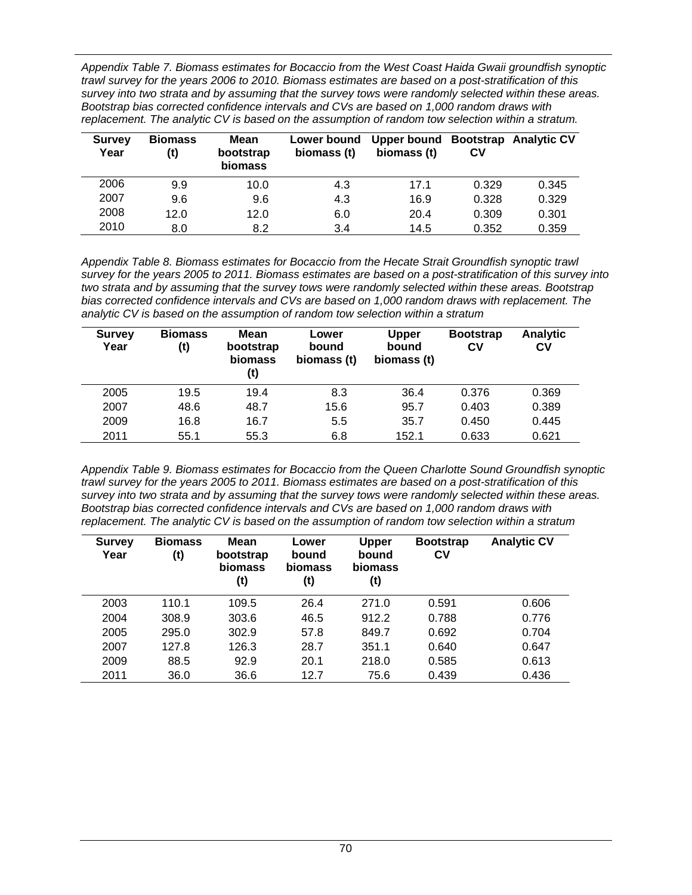*Appendix Table 7. Biomass estimates for Bocaccio from the West Coast Haida Gwaii groundfish synoptic trawl survey for the years 2006 to 2010. Biomass estimates are based on a post-stratification of this survey into two strata and by assuming that the survey tows were randomly selected within these areas. Bootstrap bias corrected confidence intervals and CVs are based on 1,000 random draws with replacement. The analytic CV is based on the assumption of random tow selection within a stratum.*

| Survey Year | Biomass (t) | Mean bootstrap biomass | Lower bound biomass (t) | Upper bound biomass (t) | Bootstrap CV | Analytic CV |
|---|---|---|---|---|---|---|
| 2006 | 9.9 | 10.0 | 4.3 | 17.1 | 0.329 | 0.345 |
| 2007 | 9.6 | 9.6 | 4.3 | 16.9 | 0.328 | 0.329 |
| 2008 | 12.0 | 12.0 | 6.0 | 20.4 | 0.309 | 0.301 |
| 2010 | 8.0 | 8.2 | 3.4 | 14.5 | 0.352 | 0.359 |

*Appendix Table 8. Biomass estimates for Bocaccio from the Hecate Strait Groundfish synoptic trawl survey for the years 2005 to 2011. Biomass estimates are based on a post-stratification of this survey into two strata and by assuming that the survey tows were randomly selected within these areas. Bootstrap bias corrected confidence intervals and CVs are based on 1,000 random draws with replacement. The analytic CV is based on the assumption of random tow selection within a stratum*

| Survey Year | Biomass (t) | Mean bootstrap biomass (t) | Lower bound biomass (t) | Upper bound biomass (t) | Bootstrap CV | Analytic CV |
|---|---|---|---|---|---|---|
| 2005 | 19.5 | 19.4 | 8.3 | 36.4 | 0.376 | 0.369 |
| 2007 | 48.6 | 48.7 | 15.6 | 95.7 | 0.403 | 0.389 |
| 2009 | 16.8 | 16.7 | 5.5 | 35.7 | 0.450 | 0.445 |
| 2011 | 55.1 | 55.3 | 6.8 | 152.1 | 0.633 | 0.621 |

*Appendix Table 9. Biomass estimates for Bocaccio from the Queen Charlotte Sound Groundfish synoptic trawl survey for the years 2005 to 2011. Biomass estimates are based on a post-stratification of this survey into two strata and by assuming that the survey tows were randomly selected within these areas. Bootstrap bias corrected confidence intervals and CVs are based on 1,000 random draws with replacement. The analytic CV is based on the assumption of random tow selection within a stratum*

| Survey Year | Biomass (t) | Mean bootstrap biomass (t) | Lower bound biomass (t) | Upper bound biomass (t) | Bootstrap CV | Analytic CV |
|---|---|---|---|---|---|---|
| 2003 | 110.1 | 109.5 | 26.4 | 271.0 | 0.591 | 0.606 |
| 2004 | 308.9 | 303.6 | 46.5 | 912.2 | 0.788 | 0.776 |
| 2005 | 295.0 | 302.9 | 57.8 | 849.7 | 0.692 | 0.704 |
| 2007 | 127.8 | 126.3 | 28.7 | 351.1 | 0.640 | 0.647 |
| 2009 | 88.5 | 92.9 | 20.1 | 218.0 | 0.585 | 0.613 |
| 2011 | 36.0 | 36.6 | 12.7 | 75.6 | 0.439 | 0.436 |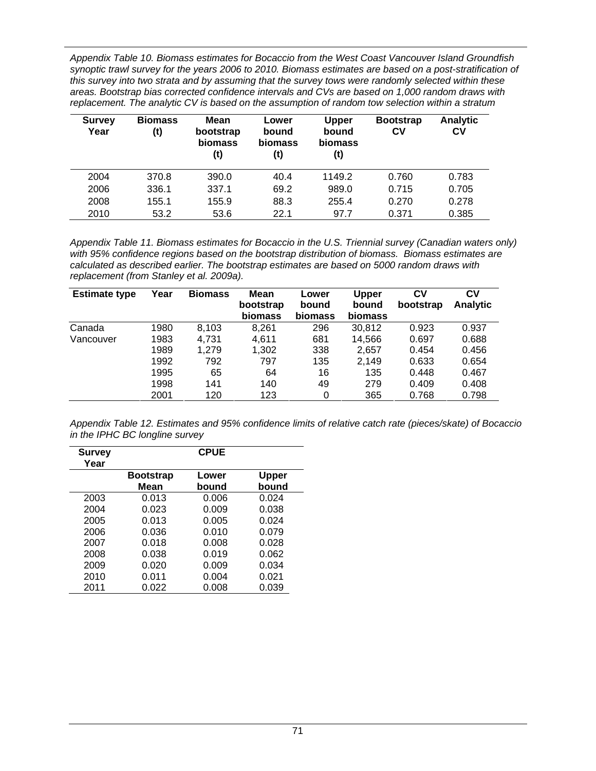*Appendix Table 10. Biomass estimates for Bocaccio from the West Coast Vancouver Island Groundfish synoptic trawl survey for the years 2006 to 2010. Biomass estimates are based on a post-stratification of this survey into two strata and by assuming that the survey tows were randomly selected within these areas. Bootstrap bias corrected confidence intervals and CVs are based on 1,000 random draws with replacement. The analytic CV is based on the assumption of random tow selection within a stratum*

| Survey Year | Biomass (t) | Mean bootstrap biomass (t) | Lower bound biomass (t) | Upper bound biomass (t) | Bootstrap CV | Analytic CV |
|---|---|---|---|---|---|---|
| 2004 | 370.8 | 390.0 | 40.4 | 1149.2 | 0.760 | 0.783 |
| 2006 | 336.1 | 337.1 | 69.2 | 989.0 | 0.715 | 0.705 |
| 2008 | 155.1 | 155.9 | 88.3 | 255.4 | 0.270 | 0.278 |
| 2010 | 53.2 | 53.6 | 22.1 | 97.7 | 0.371 | 0.385 |

*Appendix Table 11. Biomass estimates for Bocaccio in the U.S. Triennial survey (Canadian waters only) with 95% confidence regions based on the bootstrap distribution of biomass. Biomass estimates are calculated as described earlier. The bootstrap estimates are based on 5000 random draws with replacement (from Stanley et al. 2009a).*

| Estimate type | Year | Biomass | Mean bootstrap biomass | Lower bound biomass | Upper bound biomass | CV bootstrap | CV Analytic |
|---|---|---|---|---|---|---|---|
| Canada | 1980 | 8,103 | 8,261 | 296 | 30,812 | 0.923 | 0.937 |
| Vancouver | 1983 | 4,731 | 4,611 | 681 | 14,566 | 0.697 | 0.688 |
| | 1989 | 1,279 | 1,302 | 338 | 2,657 | 0.454 | 0.456 |
| | 1992 | 792 | 797 | 135 | 2,149 | 0.633 | 0.654 |
| | 1995 | 65 | 64 | 16 | 135 | 0.448 | 0.467 |
| | 1998 | 141 | 140 | 49 | 279 | 0.409 | 0.408 |
| | 2001 | 120 | 123 | 0 | 365 | 0.768 | 0.798 |

*Appendix Table 12. Estimates and 95% confidence limits of relative catch rate (pieces/skate) of Bocaccio in the IPHC BC longline survey*

| Survey Year | CPUE | | |
|---|---|---|---|
| | **Bootstrap Mean** | **Lower bound** | **Upper bound** |
| 2003 | 0.013 | 0.006 | 0.024 |
| 2004 | 0.023 | 0.009 | 0.038 |
| 2005 | 0.013 | 0.005 | 0.024 |
| 2006 | 0.036 | 0.010 | 0.079 |
| 2007 | 0.018 | 0.008 | 0.028 |
| 2008 | 0.038 | 0.019 | 0.062 |
| 2009 | 0.020 | 0.009 | 0.034 |
| 2010 | 0.011 | 0.004 | 0.021 |
| 2011 | 0.022 | 0.008 | 0.039 |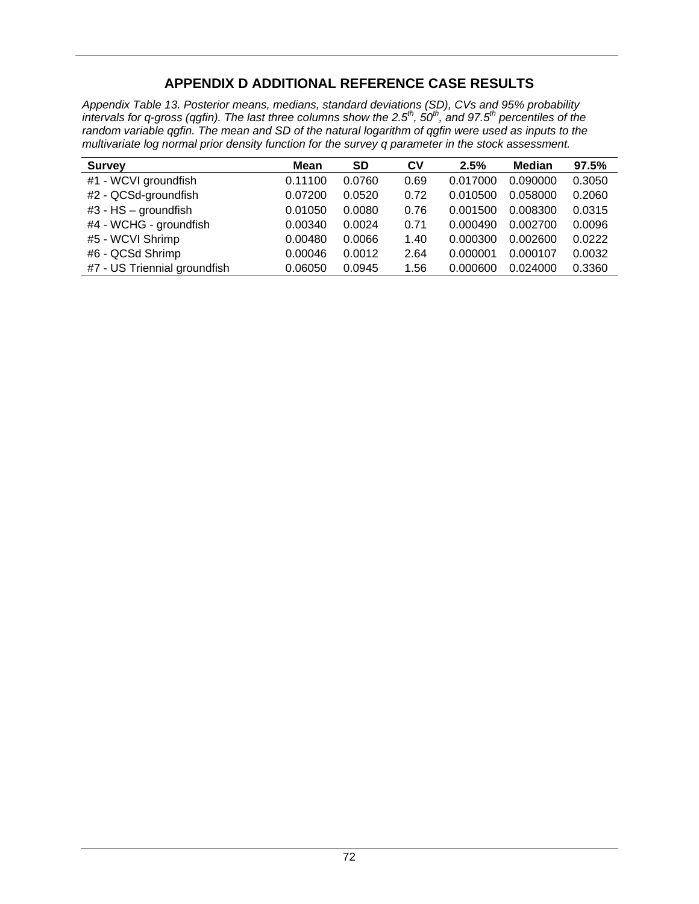# APPENDIX D ADDITIONAL REFERENCE CASE RESULTS

*Appendix Table 13. Posterior means, medians, standard deviations (SD), CVs and 95% probability intervals for q-gross (qgfin). The last three columns show the 2.5[th], 50[th], and 97.5[th] percentiles of the random variable qgfin. The mean and SD of the natural logarithm of qgfin were used as inputs to the multivariate log normal prior density function for the survey q parameter in the stock assessment.*

| Survey | Mean | SD | CV | 2.5% | Median | 97.5% |
|---|---|---|---|---|---|---|
| #1 - WCVI groundfish | 0.11100 | 0.0760 | 0.69 | 0.017000 | 0.090000 | 0.3050 |
| #2 - QCSd-groundfish | 0.07200 | 0.0520 | 0.72 | 0.010500 | 0.058000 | 0.2060 |
| #3 - HS – groundfish | 0.01050 | 0.0080 | 0.76 | 0.001500 | 0.008300 | 0.0315 |
| #4 - WCHG - groundfish | 0.00340 | 0.0024 | 0.71 | 0.000490 | 0.002700 | 0.0096 |
| #5 - WCVI Shrimp | 0.00480 | 0.0066 | 1.40 | 0.000300 | 0.002600 | 0.0222 |
| #6 - QCSd Shrimp | 0.00046 | 0.0012 | 2.64 | 0.000001 | 0.000107 | 0.0032 |
| #7 - US Triennial groundfish | 0.06050 | 0.0945 | 1.56 | 0.000600 | 0.024000 | 0.3360 |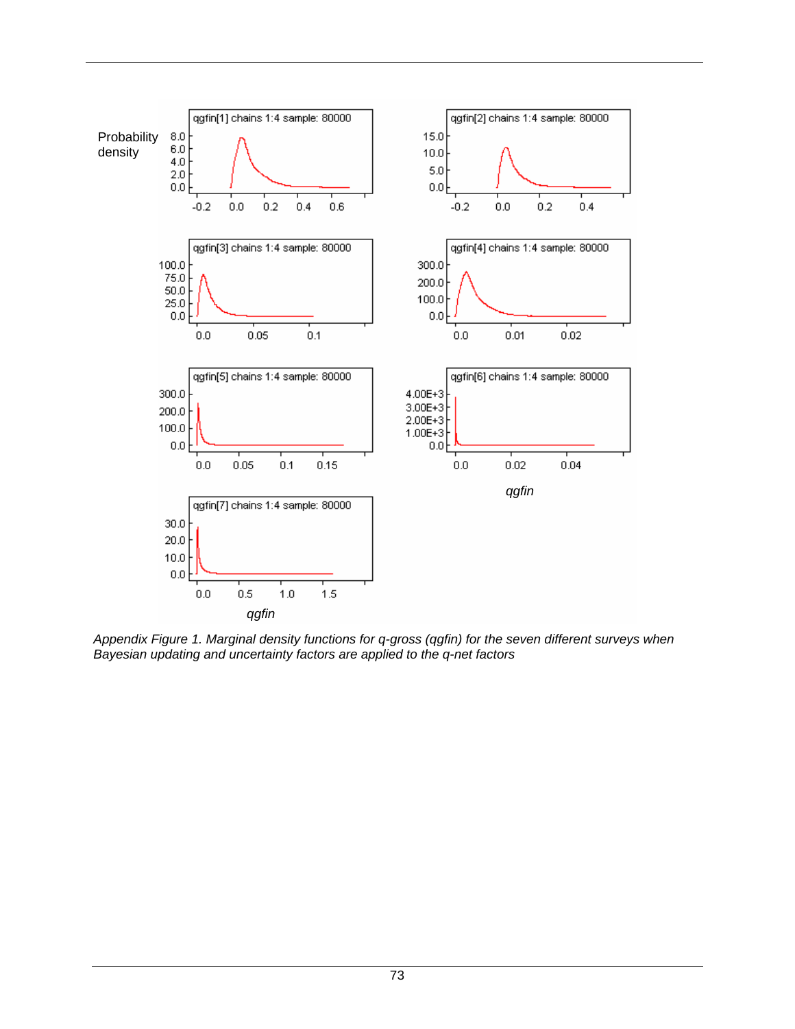Probability density

qgfin[1] chains 1:4 sample: 80000

8.0
6.0
4.0
2.0
0.0

-0.2 0.0 0.2 0.4 0.6

qgfin[2] chains 1:4 sample: 80000

15.0
10.0
5.0
0.0

-0.2 0.0 0.2 0.4

qgfin[3] chains 1:4 sample: 80000

100.0
75.0
50.0
25.0
0.0

0.0 0.05 0.1

qgfin[4] chains 1:4 sample: 80000

300.0
200.0
100.0
0.0

0.0 0.01 0.02

qgfin[5] chains 1:4 sample: 80000

300.0
200.0
100.0
0.0

0.0 0.05 0.1 0.15

qgfin[6] chains 1:4 sample: 80000

4.00E+3
3.00E+3
2.00E+3
1.00E+3
0.0

0.0 0.02 0.04

qgfin

qgfin[7] chains 1:4 sample: 80000

30.0
20.0
10.0
0.0

0.0 0.5 1.0 1.5

qgfin

*Appendix Figure 1. Marginal density functions for q-gross (qgfin) for the seven different surveys when Bayesian updating and uncertainty factors are applied to the q-net factors*